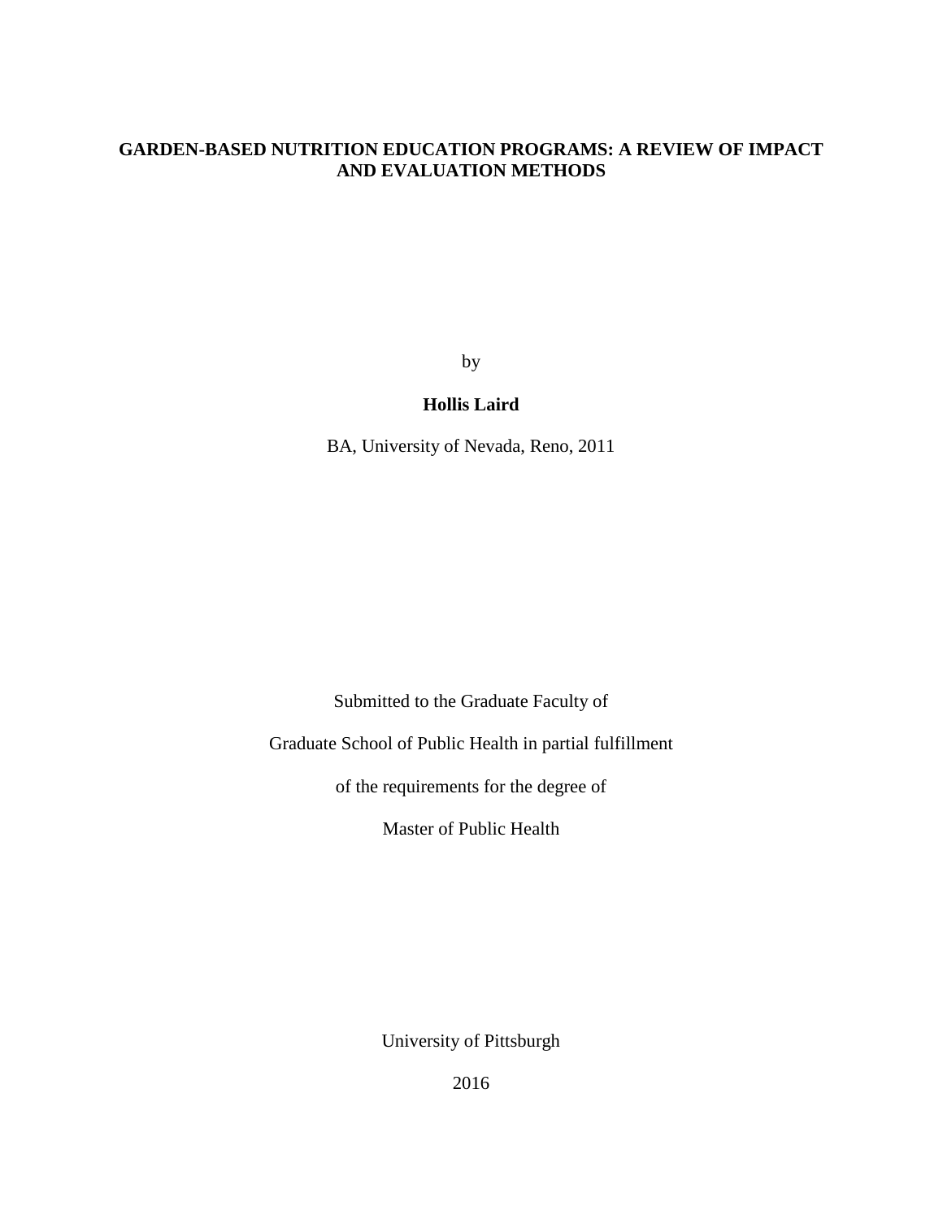# GARDEN-BASED NUTRITION EDUCATION PROGRAMS: A REVIEW OF IMPACT AND EVALUATION METHODS

by

**Hollis Laird**

BA, University of Nevada, Reno, 2011

Submitted to the Graduate Faculty of

Graduate School of Public Health in partial fulfillment

of the requirements for the degree of

Master of Public Health

University of Pittsburgh

2016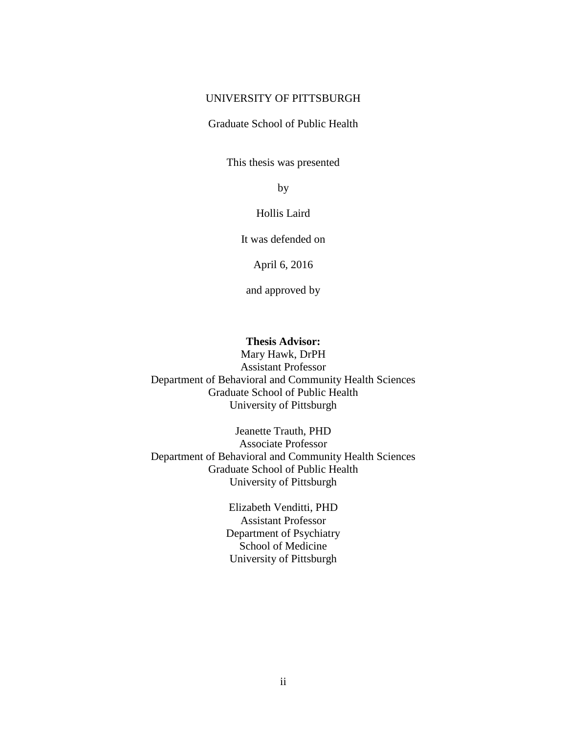UNIVERSITY OF PITTSBURGH

Graduate School of Public Health

This thesis was presented

by

Hollis Laird

It was defended on

April 6, 2016

and approved by

**Thesis Advisor:**
Mary Hawk, DrPH
Assistant Professor
Department of Behavioral and Community Health Sciences
Graduate School of Public Health
University of Pittsburgh

Jeanette Trauth, PHD
Associate Professor
Department of Behavioral and Community Health Sciences
Graduate School of Public Health
University of Pittsburgh

Elizabeth Venditti, PHD
Assistant Professor
Department of Psychiatry
School of Medicine
University of Pittsburgh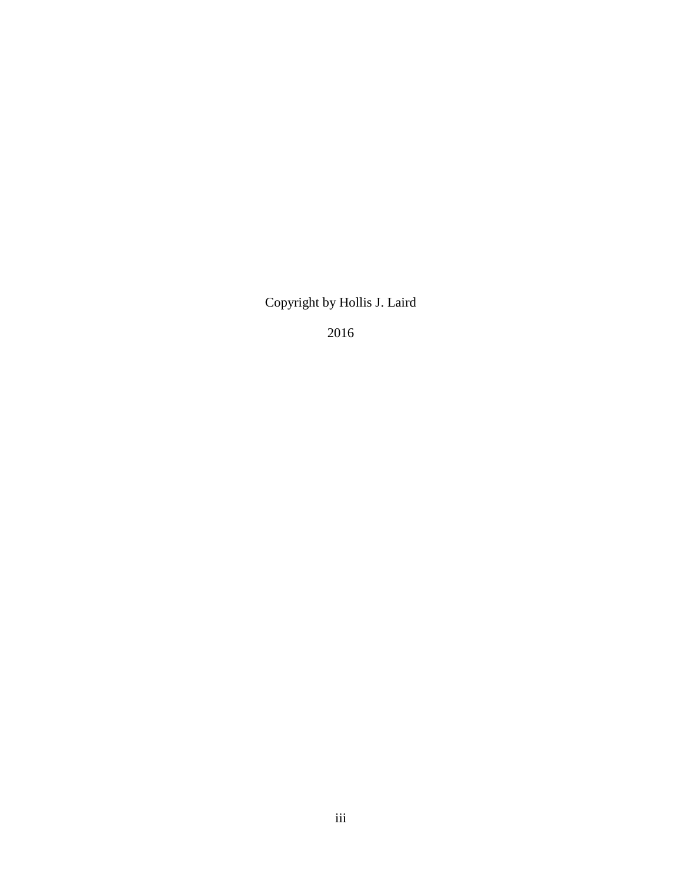Copyright by Hollis J. Laird

2016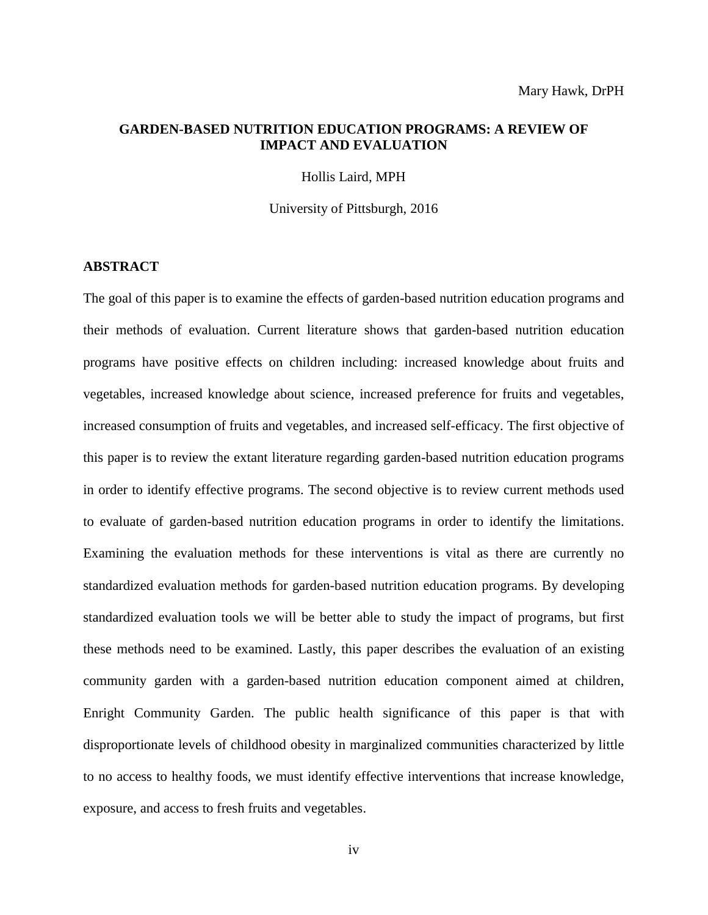Mary Hawk, DrPH

**GARDEN-BASED NUTRITION EDUCATION PROGRAMS: A REVIEW OF IMPACT AND EVALUATION**

Hollis Laird, MPH

University of Pittsburgh, 2016

## ABSTRACT

The goal of this paper is to examine the effects of garden-based nutrition education programs and their methods of evaluation. Current literature shows that garden-based nutrition education programs have positive effects on children including: increased knowledge about fruits and vegetables, increased knowledge about science, increased preference for fruits and vegetables, increased consumption of fruits and vegetables, and increased self-efficacy. The first objective of this paper is to review the extant literature regarding garden-based nutrition education programs in order to identify effective programs. The second objective is to review current methods used to evaluate of garden-based nutrition education programs in order to identify the limitations. Examining the evaluation methods for these interventions is vital as there are currently no standardized evaluation methods for garden-based nutrition education programs. By developing standardized evaluation tools we will be better able to study the impact of programs, but first these methods need to be examined. Lastly, this paper describes the evaluation of an existing community garden with a garden-based nutrition education component aimed at children, Enright Community Garden. The public health significance of this paper is that with disproportionate levels of childhood obesity in marginalized communities characterized by little to no access to healthy foods, we must identify effective interventions that increase knowledge, exposure, and access to fresh fruits and vegetables.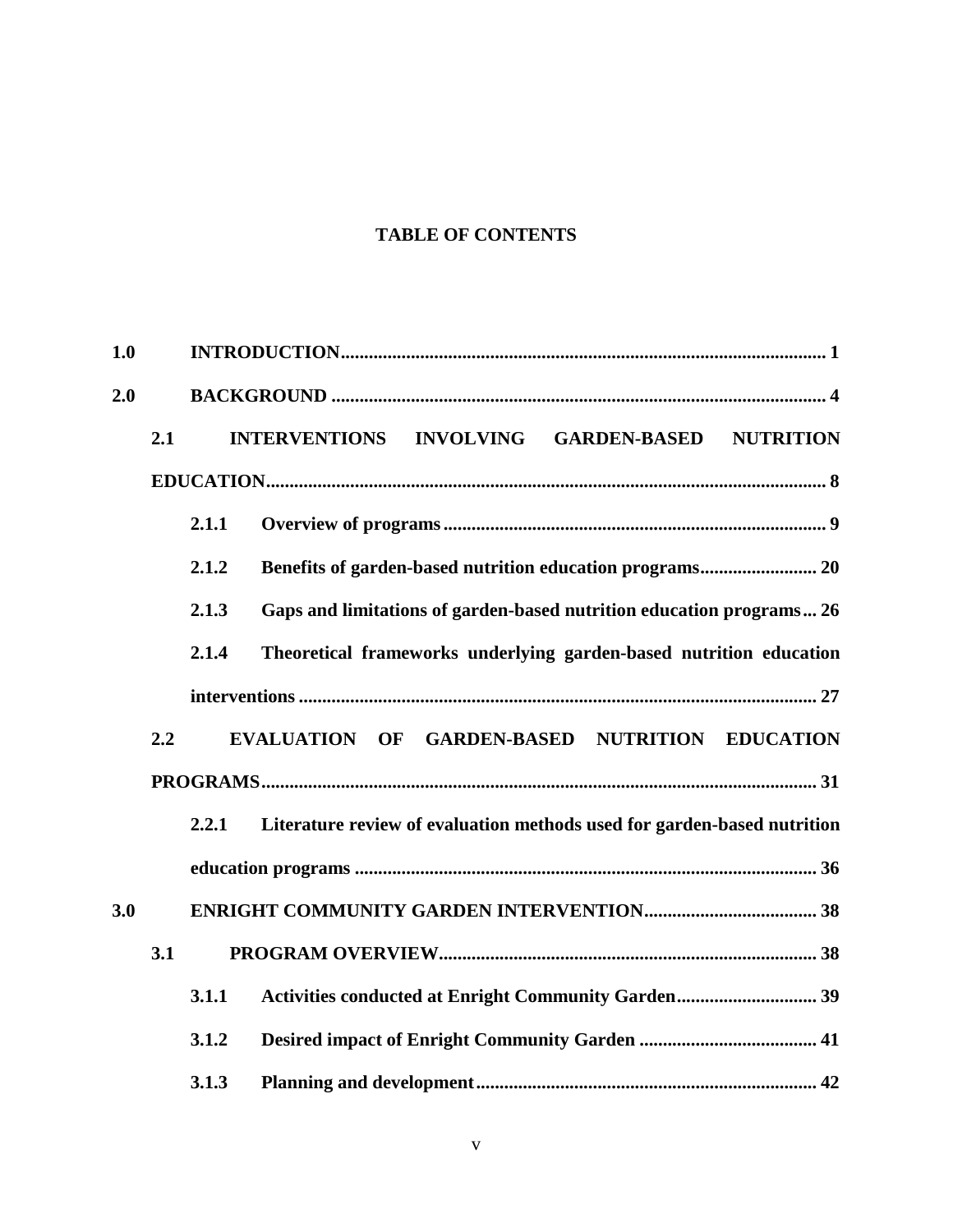# TABLE OF CONTENTS

**1.0 INTRODUCTION ........................................................................................................ 1**

**2.0 BACKGROUND ......................................................................................................... 4**

**2.1 INTERVENTIONS INVOLVING GARDEN-BASED NUTRITION EDUCATION ........................................................................................................... 8**

**2.1.1 Overview of programs ................................................................................. 9**

**2.1.2 Benefits of garden-based nutrition education programs ........................ 20**

**2.1.3 Gaps and limitations of garden-based nutrition education programs ... 26**

**2.1.4 Theoretical frameworks underlying garden-based nutrition education interventions ........................................................................................................ 27**

**2.2 EVALUATION OF GARDEN-BASED NUTRITION EDUCATION PROGRAMS ........................................................................................................... 31**

**2.2.1 Literature review of evaluation methods used for garden-based nutrition education programs ..................................................................................... 36**

**3.0 ENRIGHT COMMUNITY GARDEN INTERVENTION ..................................... 38**

**3.1 PROGRAM OVERVIEW ................................................................................ 38**

**3.1.1 Activities conducted at Enright Community Garden .............................. 39**

**3.1.2 Desired impact of Enright Community Garden ...................................... 41**

**3.1.3 Planning and development ........................................................................ 42**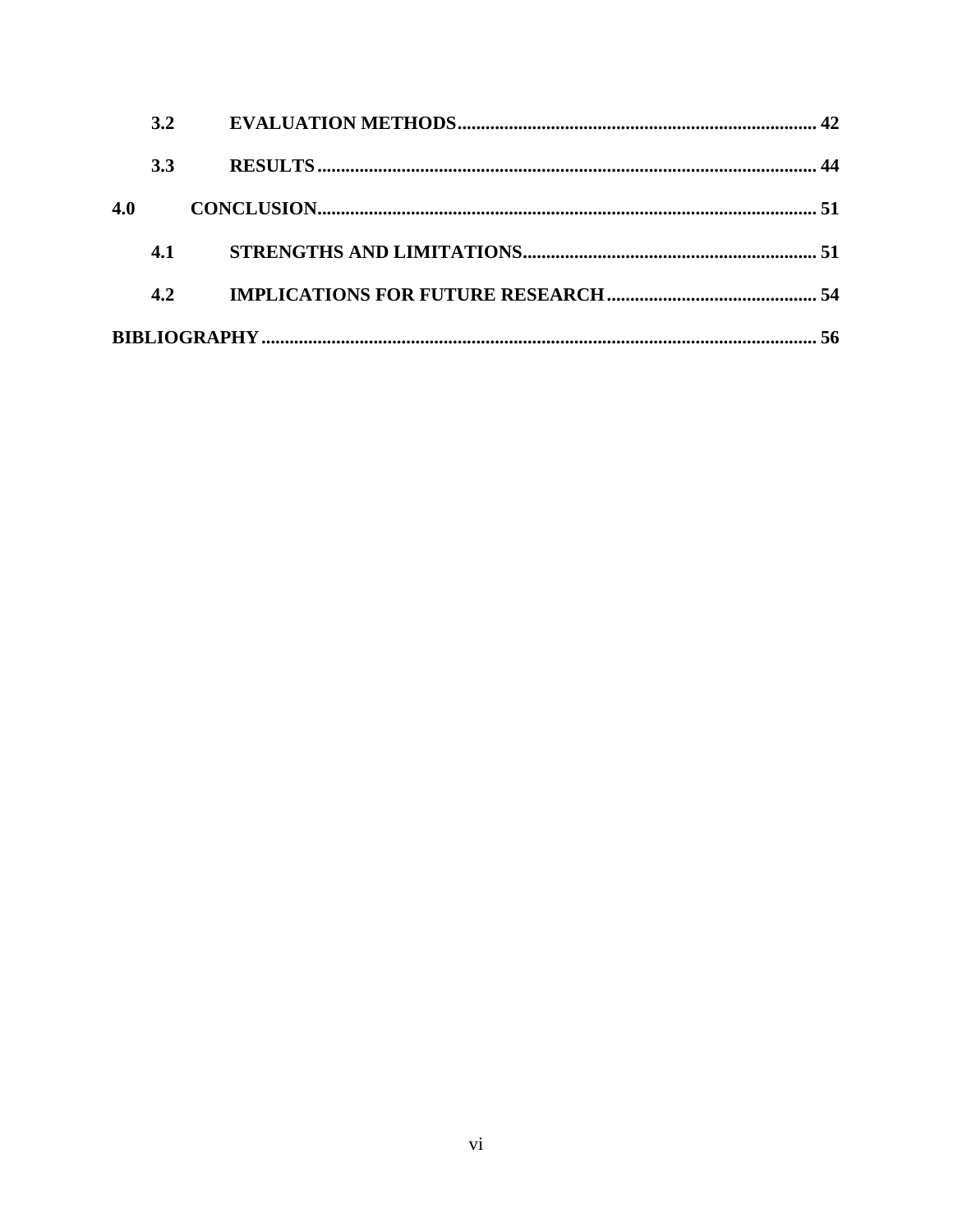**3.2 EVALUATION METHODS** ........................................................................... 42

**3.3 RESULTS** ........................................................................................................ 44

**4.0 CONCLUSION** ................................................................................................ 51

**4.1 STRENGTHS AND LIMITATIONS** ............................................................. 51

**4.2 IMPLICATIONS FOR FUTURE RESEARCH** ........................................... 54

**BIBLIOGRAPHY** .................................................................................................. 56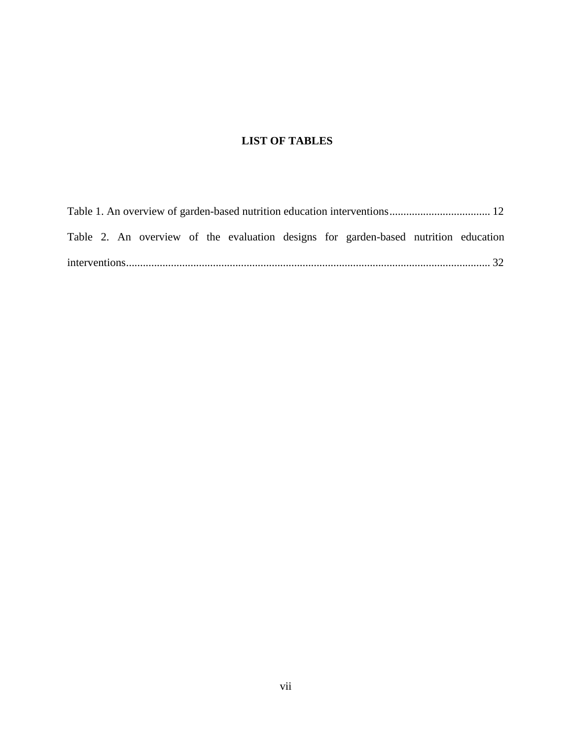# LIST OF TABLES

Table 1. An overview of garden-based nutrition education interventions.................................... 12

Table 2. An overview of the evaluation designs for garden-based nutrition education interventions................................................................................................................................ 32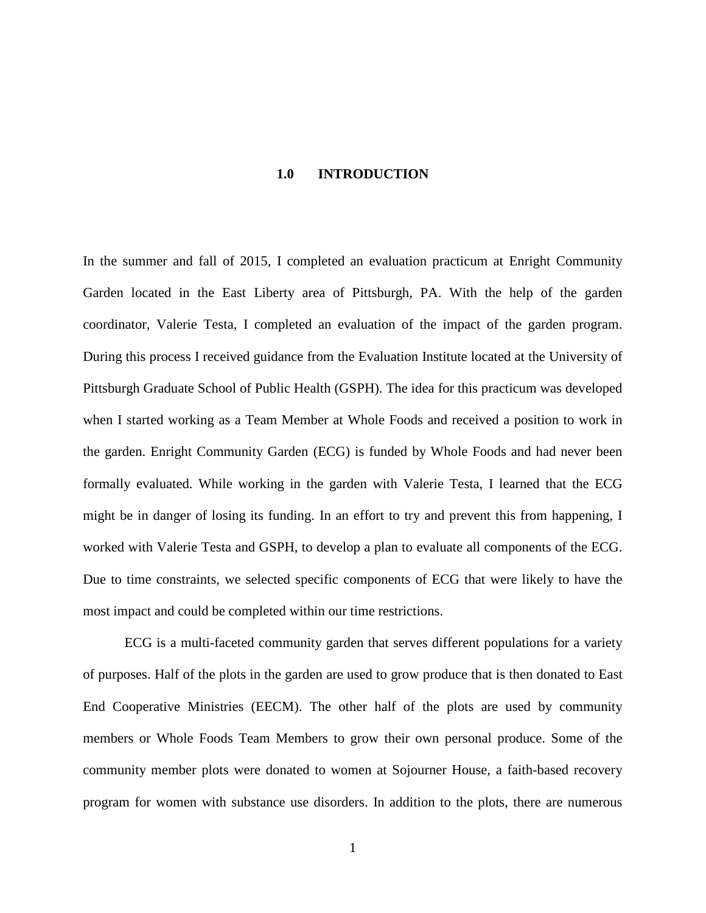# 1.0 INTRODUCTION

In the summer and fall of 2015, I completed an evaluation practicum at Enright Community Garden located in the East Liberty area of Pittsburgh, PA. With the help of the garden coordinator, Valerie Testa, I completed an evaluation of the impact of the garden program. During this process I received guidance from the Evaluation Institute located at the University of Pittsburgh Graduate School of Public Health (GSPH). The idea for this practicum was developed when I started working as a Team Member at Whole Foods and received a position to work in the garden. Enright Community Garden (ECG) is funded by Whole Foods and had never been formally evaluated. While working in the garden with Valerie Testa, I learned that the ECG might be in danger of losing its funding. In an effort to try and prevent this from happening, I worked with Valerie Testa and GSPH, to develop a plan to evaluate all components of the ECG. Due to time constraints, we selected specific components of ECG that were likely to have the most impact and could be completed within our time restrictions.

ECG is a multi-faceted community garden that serves different populations for a variety of purposes. Half of the plots in the garden are used to grow produce that is then donated to East End Cooperative Ministries (EECM). The other half of the plots are used by community members or Whole Foods Team Members to grow their own personal produce. Some of the community member plots were donated to women at Sojourner House, a faith-based recovery program for women with substance use disorders. In addition to the plots, there are numerous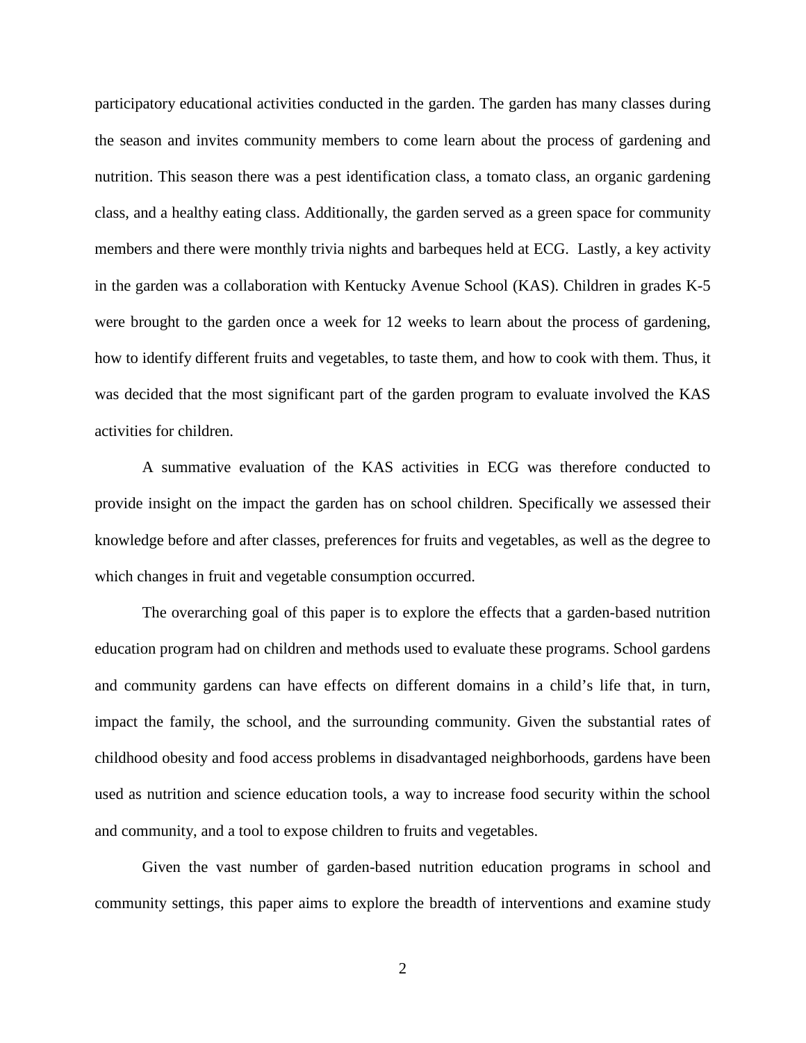participatory educational activities conducted in the garden. The garden has many classes during the season and invites community members to come learn about the process of gardening and nutrition. This season there was a pest identification class, a tomato class, an organic gardening class, and a healthy eating class. Additionally, the garden served as a green space for community members and there were monthly trivia nights and barbeques held at ECG. Lastly, a key activity in the garden was a collaboration with Kentucky Avenue School (KAS). Children in grades K-5 were brought to the garden once a week for 12 weeks to learn about the process of gardening, how to identify different fruits and vegetables, to taste them, and how to cook with them. Thus, it was decided that the most significant part of the garden program to evaluate involved the KAS activities for children.

A summative evaluation of the KAS activities in ECG was therefore conducted to provide insight on the impact the garden has on school children. Specifically we assessed their knowledge before and after classes, preferences for fruits and vegetables, as well as the degree to which changes in fruit and vegetable consumption occurred.

The overarching goal of this paper is to explore the effects that a garden-based nutrition education program had on children and methods used to evaluate these programs. School gardens and community gardens can have effects on different domains in a child's life that, in turn, impact the family, the school, and the surrounding community. Given the substantial rates of childhood obesity and food access problems in disadvantaged neighborhoods, gardens have been used as nutrition and science education tools, a way to increase food security within the school and community, and a tool to expose children to fruits and vegetables.

Given the vast number of garden-based nutrition education programs in school and community settings, this paper aims to explore the breadth of interventions and examine study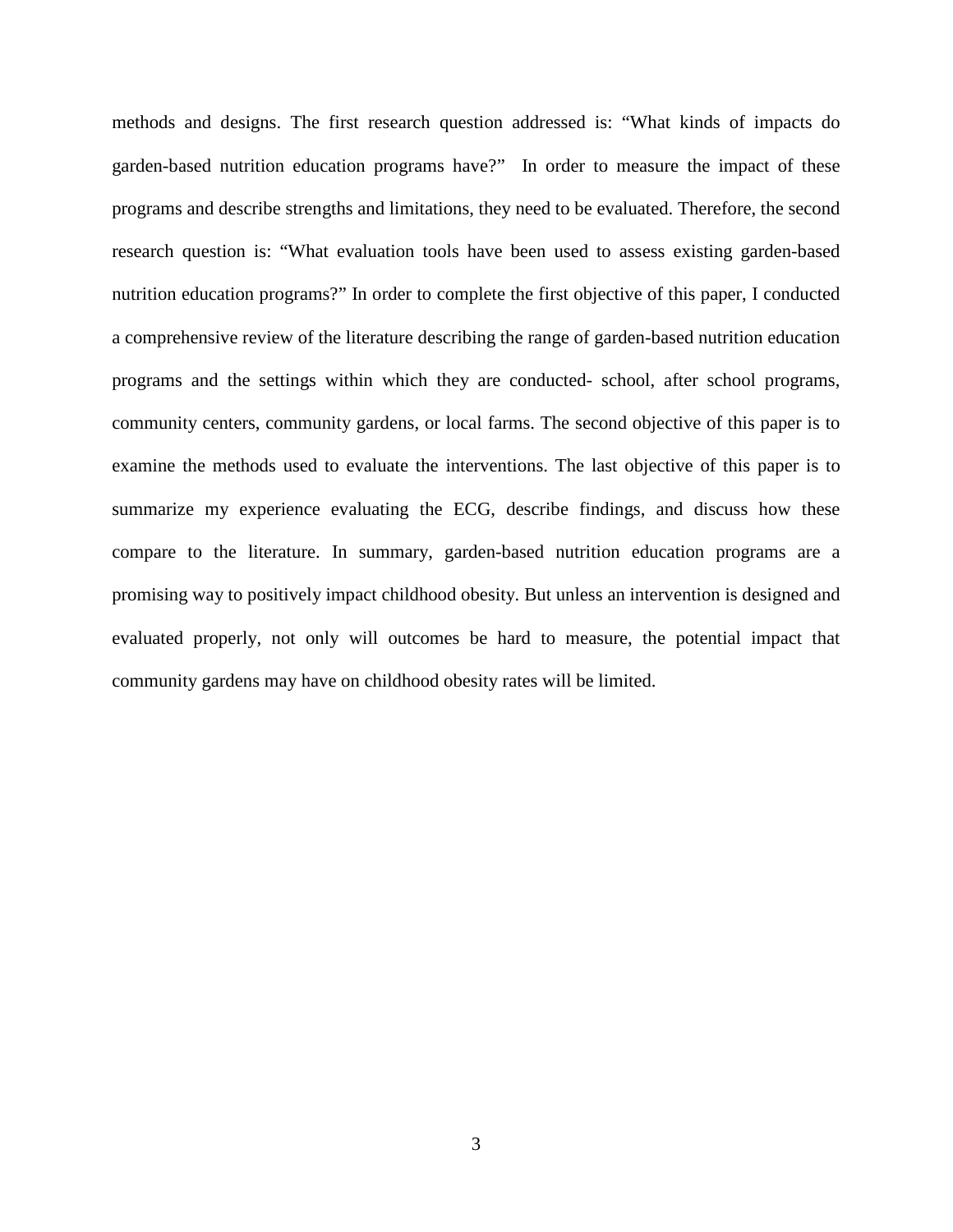methods and designs. The first research question addressed is: "What kinds of impacts do garden-based nutrition education programs have?" In order to measure the impact of these programs and describe strengths and limitations, they need to be evaluated. Therefore, the second research question is: "What evaluation tools have been used to assess existing garden-based nutrition education programs?" In order to complete the first objective of this paper, I conducted a comprehensive review of the literature describing the range of garden-based nutrition education programs and the settings within which they are conducted- school, after school programs, community centers, community gardens, or local farms. The second objective of this paper is to examine the methods used to evaluate the interventions. The last objective of this paper is to summarize my experience evaluating the ECG, describe findings, and discuss how these compare to the literature. In summary, garden-based nutrition education programs are a promising way to positively impact childhood obesity. But unless an intervention is designed and evaluated properly, not only will outcomes be hard to measure, the potential impact that community gardens may have on childhood obesity rates will be limited.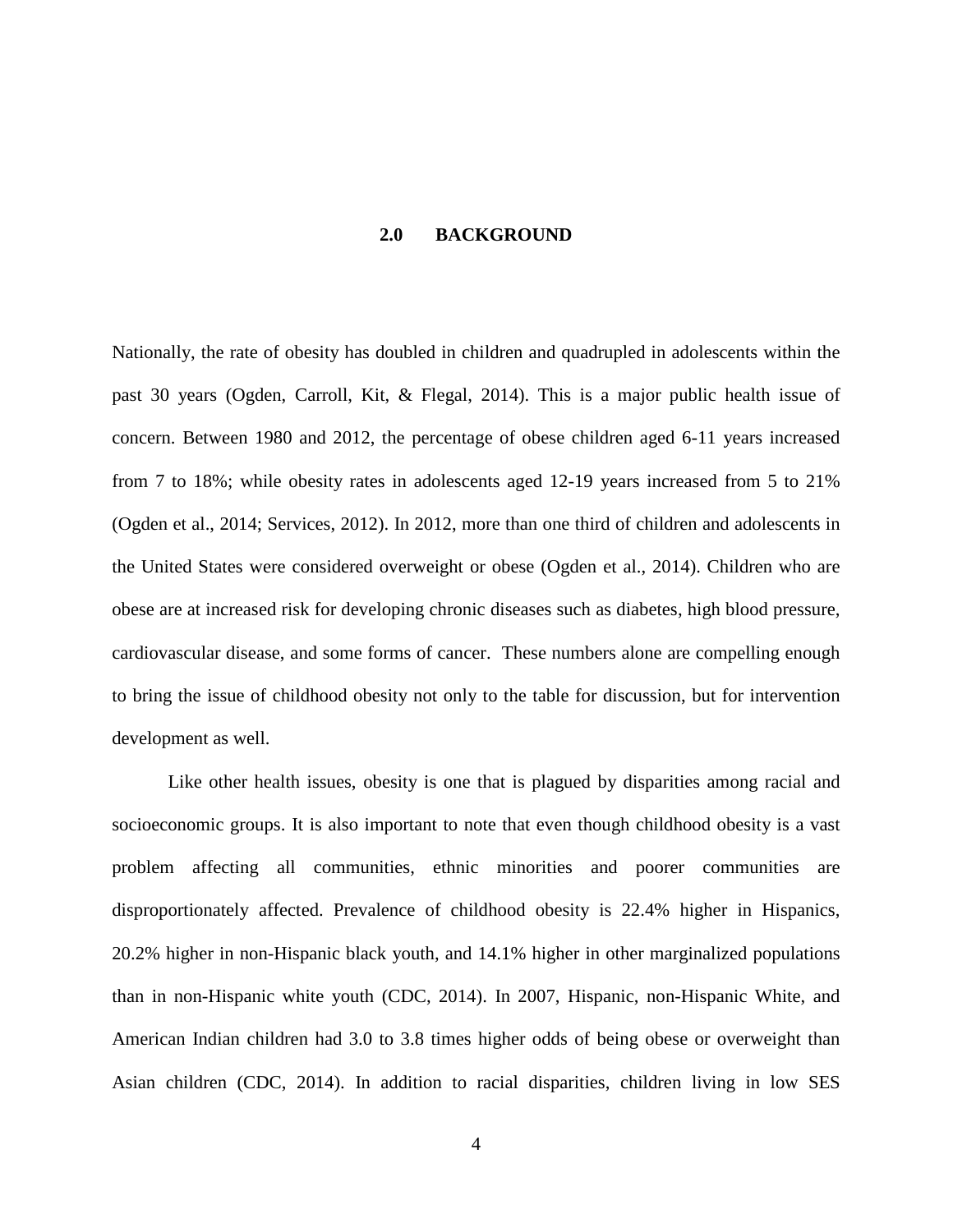# 2.0 BACKGROUND

Nationally, the rate of obesity has doubled in children and quadrupled in adolescents within the past 30 years (Ogden, Carroll, Kit, & Flegal, 2014). This is a major public health issue of concern. Between 1980 and 2012, the percentage of obese children aged 6-11 years increased from 7 to 18%; while obesity rates in adolescents aged 12-19 years increased from 5 to 21% (Ogden et al., 2014; Services, 2012). In 2012, more than one third of children and adolescents in the United States were considered overweight or obese (Ogden et al., 2014). Children who are obese are at increased risk for developing chronic diseases such as diabetes, high blood pressure, cardiovascular disease, and some forms of cancer. These numbers alone are compelling enough to bring the issue of childhood obesity not only to the table for discussion, but for intervention development as well.

Like other health issues, obesity is one that is plagued by disparities among racial and socioeconomic groups. It is also important to note that even though childhood obesity is a vast problem affecting all communities, ethnic minorities and poorer communities are disproportionately affected. Prevalence of childhood obesity is 22.4% higher in Hispanics, 20.2% higher in non-Hispanic black youth, and 14.1% higher in other marginalized populations than in non-Hispanic white youth (CDC, 2014). In 2007, Hispanic, non-Hispanic White, and American Indian children had 3.0 to 3.8 times higher odds of being obese or overweight than Asian children (CDC, 2014). In addition to racial disparities, children living in low SES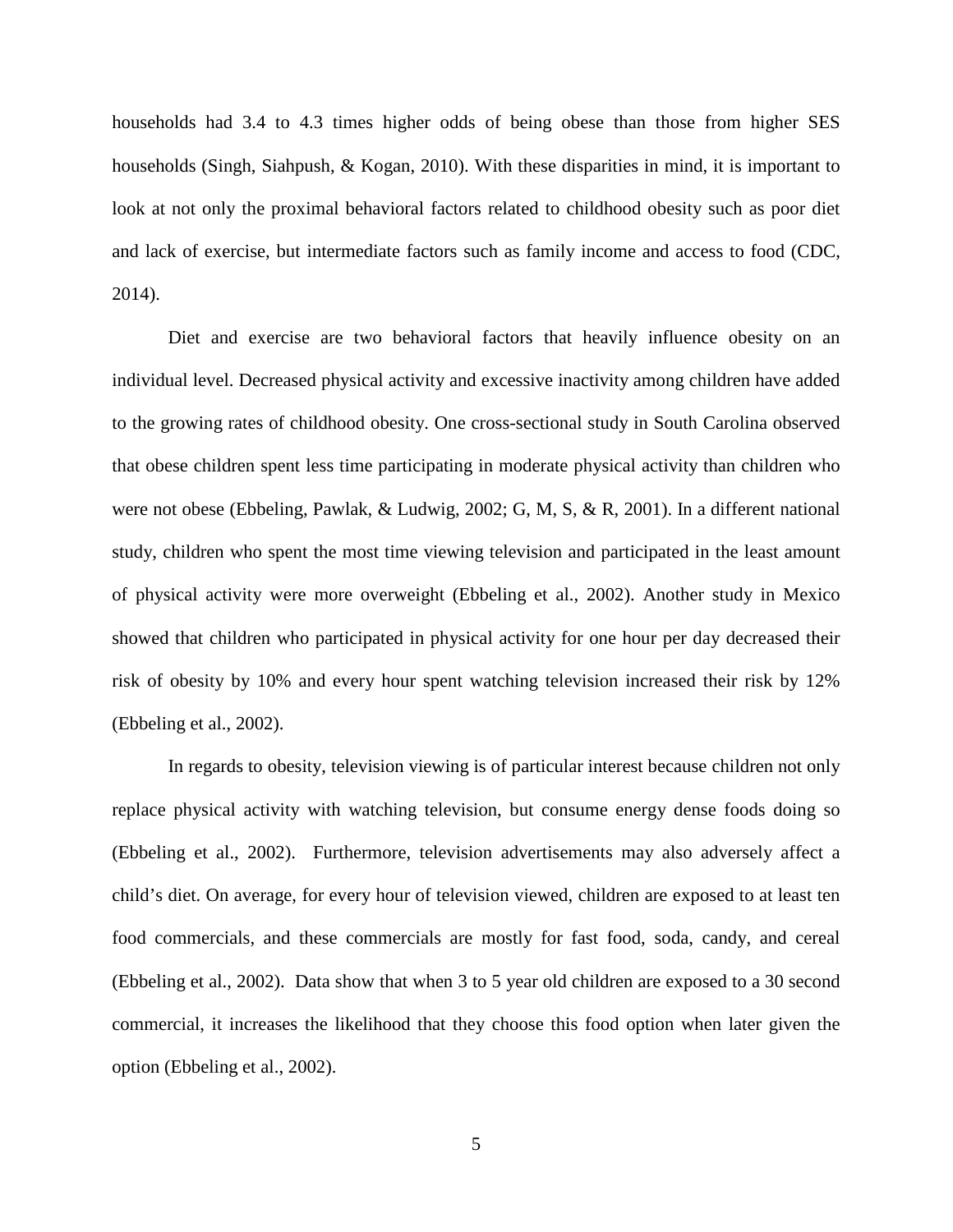households had 3.4 to 4.3 times higher odds of being obese than those from higher SES households (Singh, Siahpush, & Kogan, 2010). With these disparities in mind, it is important to look at not only the proximal behavioral factors related to childhood obesity such as poor diet and lack of exercise, but intermediate factors such as family income and access to food (CDC, 2014).

Diet and exercise are two behavioral factors that heavily influence obesity on an individual level. Decreased physical activity and excessive inactivity among children have added to the growing rates of childhood obesity. One cross-sectional study in South Carolina observed that obese children spent less time participating in moderate physical activity than children who were not obese (Ebbeling, Pawlak, & Ludwig, 2002; G, M, S, & R, 2001). In a different national study, children who spent the most time viewing television and participated in the least amount of physical activity were more overweight (Ebbeling et al., 2002). Another study in Mexico showed that children who participated in physical activity for one hour per day decreased their risk of obesity by 10% and every hour spent watching television increased their risk by 12% (Ebbeling et al., 2002).

In regards to obesity, television viewing is of particular interest because children not only replace physical activity with watching television, but consume energy dense foods doing so (Ebbeling et al., 2002). Furthermore, television advertisements may also adversely affect a child's diet. On average, for every hour of television viewed, children are exposed to at least ten food commercials, and these commercials are mostly for fast food, soda, candy, and cereal (Ebbeling et al., 2002). Data show that when 3 to 5 year old children are exposed to a 30 second commercial, it increases the likelihood that they choose this food option when later given the option (Ebbeling et al., 2002).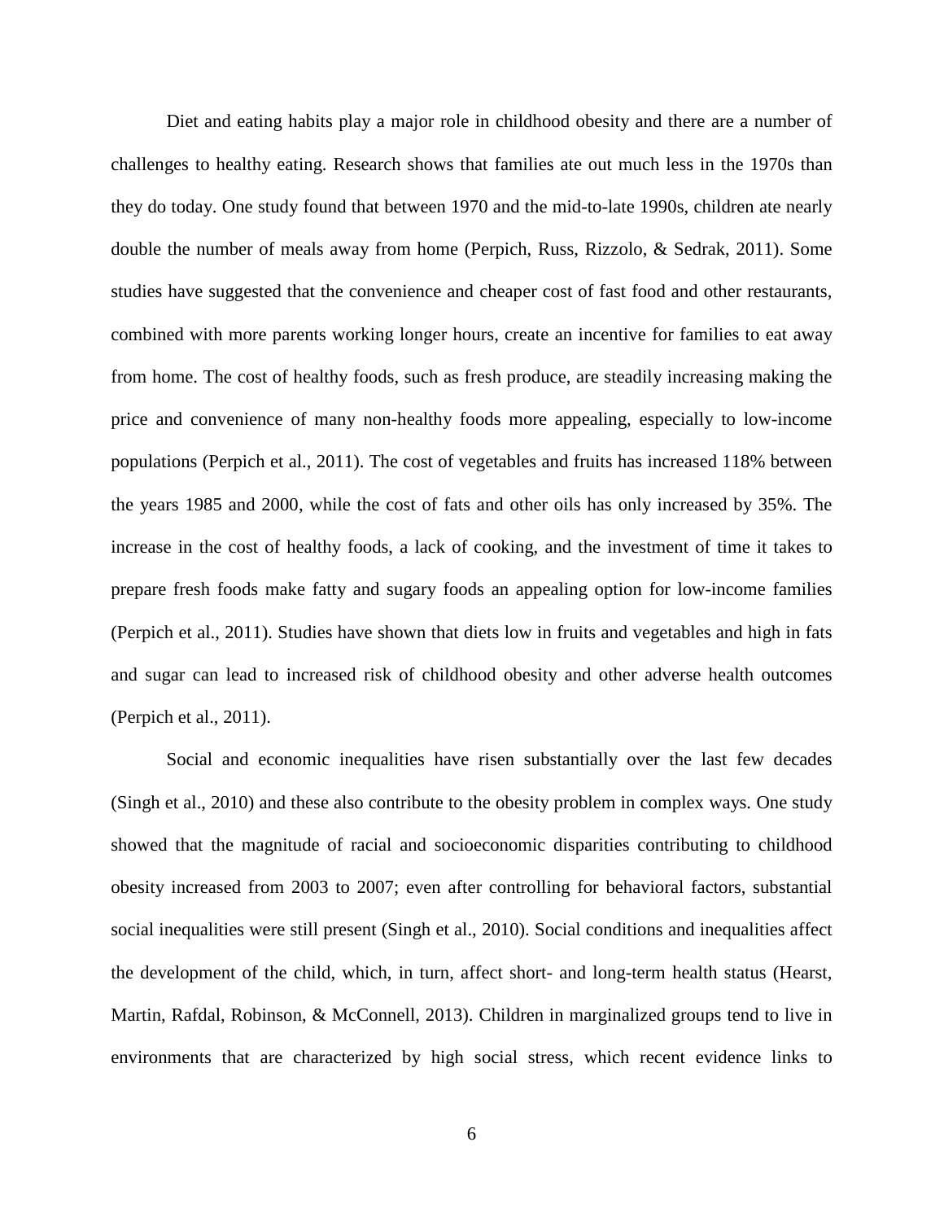Diet and eating habits play a major role in childhood obesity and there are a number of challenges to healthy eating. Research shows that families ate out much less in the 1970s than they do today. One study found that between 1970 and the mid-to-late 1990s, children ate nearly double the number of meals away from home (Perpich, Russ, Rizzolo, & Sedrak, 2011). Some studies have suggested that the convenience and cheaper cost of fast food and other restaurants, combined with more parents working longer hours, create an incentive for families to eat away from home. The cost of healthy foods, such as fresh produce, are steadily increasing making the price and convenience of many non-healthy foods more appealing, especially to low-income populations (Perpich et al., 2011). The cost of vegetables and fruits has increased 118% between the years 1985 and 2000, while the cost of fats and other oils has only increased by 35%. The increase in the cost of healthy foods, a lack of cooking, and the investment of time it takes to prepare fresh foods make fatty and sugary foods an appealing option for low-income families (Perpich et al., 2011). Studies have shown that diets low in fruits and vegetables and high in fats and sugar can lead to increased risk of childhood obesity and other adverse health outcomes (Perpich et al., 2011).

Social and economic inequalities have risen substantially over the last few decades (Singh et al., 2010) and these also contribute to the obesity problem in complex ways. One study showed that the magnitude of racial and socioeconomic disparities contributing to childhood obesity increased from 2003 to 2007; even after controlling for behavioral factors, substantial social inequalities were still present (Singh et al., 2010). Social conditions and inequalities affect the development of the child, which, in turn, affect short- and long-term health status (Hearst, Martin, Rafdal, Robinson, & McConnell, 2013). Children in marginalized groups tend to live in environments that are characterized by high social stress, which recent evidence links to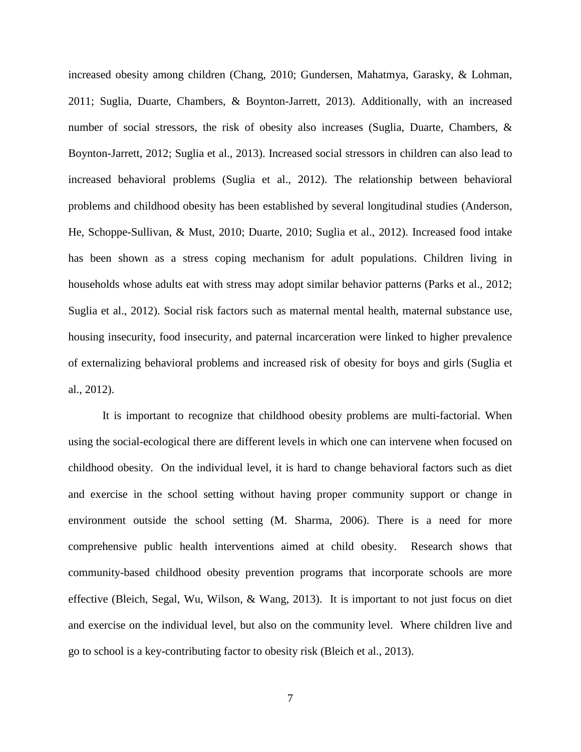increased obesity among children (Chang, 2010; Gundersen, Mahatmya, Garasky, & Lohman, 2011; Suglia, Duarte, Chambers, & Boynton-Jarrett, 2013). Additionally, with an increased number of social stressors, the risk of obesity also increases (Suglia, Duarte, Chambers, & Boynton-Jarrett, 2012; Suglia et al., 2013). Increased social stressors in children can also lead to increased behavioral problems (Suglia et al., 2012). The relationship between behavioral problems and childhood obesity has been established by several longitudinal studies (Anderson, He, Schoppe-Sullivan, & Must, 2010; Duarte, 2010; Suglia et al., 2012). Increased food intake has been shown as a stress coping mechanism for adult populations. Children living in households whose adults eat with stress may adopt similar behavior patterns (Parks et al., 2012; Suglia et al., 2012). Social risk factors such as maternal mental health, maternal substance use, housing insecurity, food insecurity, and paternal incarceration were linked to higher prevalence of externalizing behavioral problems and increased risk of obesity for boys and girls (Suglia et al., 2012).

It is important to recognize that childhood obesity problems are multi-factorial. When using the social-ecological there are different levels in which one can intervene when focused on childhood obesity. On the individual level, it is hard to change behavioral factors such as diet and exercise in the school setting without having proper community support or change in environment outside the school setting (M. Sharma, 2006). There is a need for more comprehensive public health interventions aimed at child obesity. Research shows that community-based childhood obesity prevention programs that incorporate schools are more effective (Bleich, Segal, Wu, Wilson, & Wang, 2013). It is important to not just focus on diet and exercise on the individual level, but also on the community level. Where children live and go to school is a key-contributing factor to obesity risk (Bleich et al., 2013).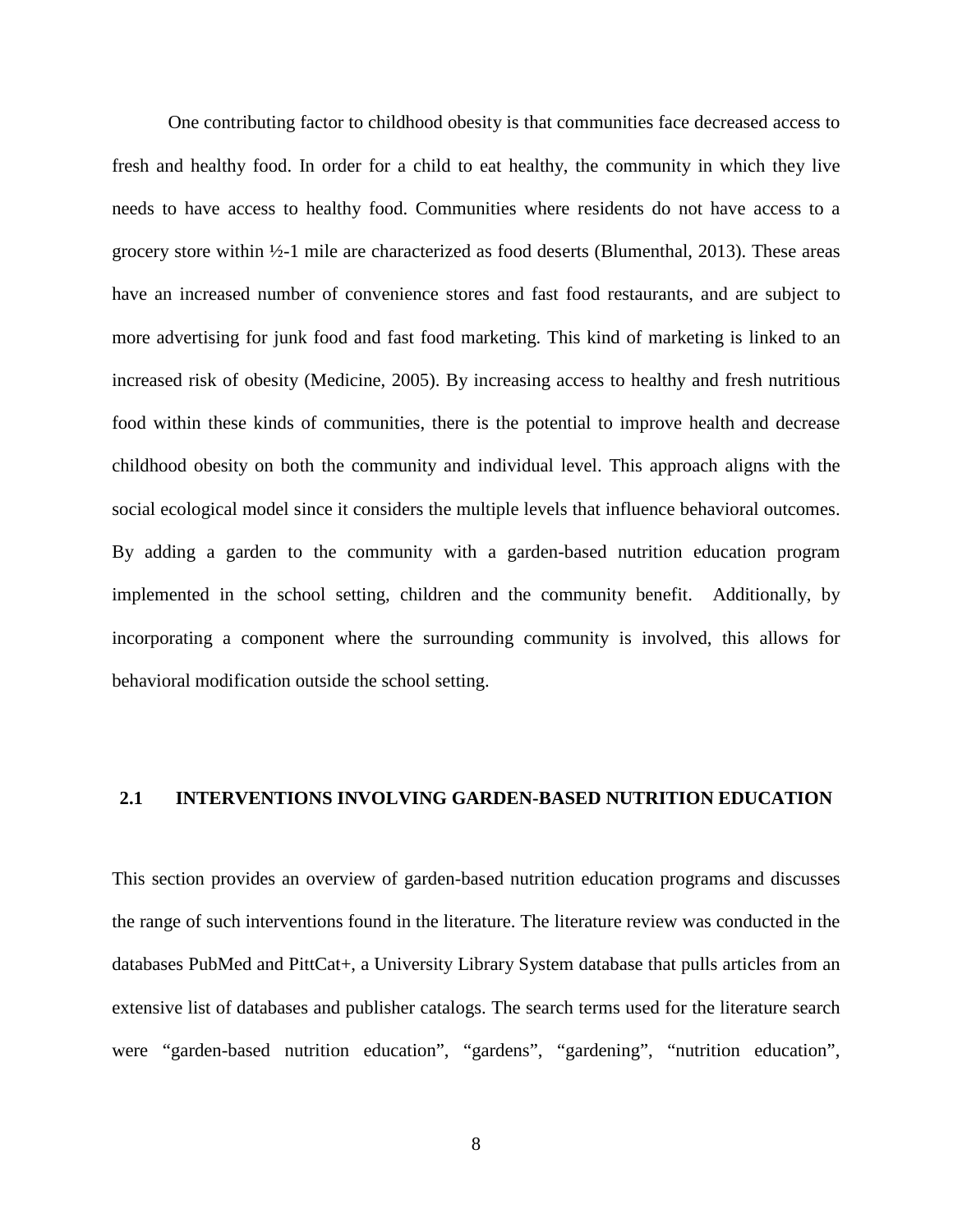One contributing factor to childhood obesity is that communities face decreased access to fresh and healthy food. In order for a child to eat healthy, the community in which they live needs to have access to healthy food. Communities where residents do not have access to a grocery store within ½-1 mile are characterized as food deserts (Blumenthal, 2013). These areas have an increased number of convenience stores and fast food restaurants, and are subject to more advertising for junk food and fast food marketing. This kind of marketing is linked to an increased risk of obesity (Medicine, 2005). By increasing access to healthy and fresh nutritious food within these kinds of communities, there is the potential to improve health and decrease childhood obesity on both the community and individual level. This approach aligns with the social ecological model since it considers the multiple levels that influence behavioral outcomes. By adding a garden to the community with a garden-based nutrition education program implemented in the school setting, children and the community benefit. Additionally, by incorporating a component where the surrounding community is involved, this allows for behavioral modification outside the school setting.

## 2.1 INTERVENTIONS INVOLVING GARDEN-BASED NUTRITION EDUCATION

This section provides an overview of garden-based nutrition education programs and discusses the range of such interventions found in the literature. The literature review was conducted in the databases PubMed and PittCat+, a University Library System database that pulls articles from an extensive list of databases and publisher catalogs. The search terms used for the literature search were "garden-based nutrition education", "gardens", "gardening", "nutrition education",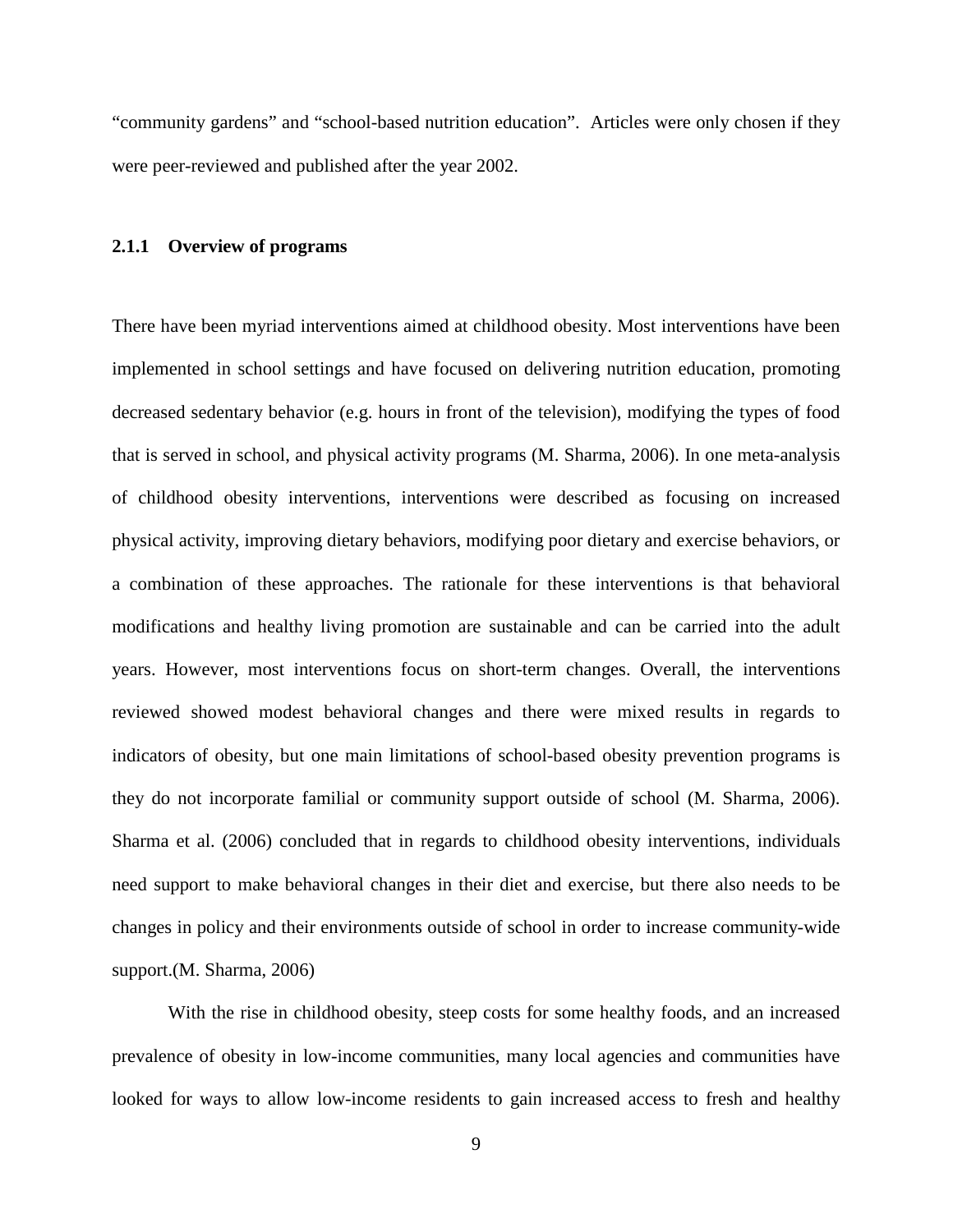"community gardens" and "school-based nutrition education". Articles were only chosen if they were peer-reviewed and published after the year 2002.

### 2.1.1 Overview of programs

There have been myriad interventions aimed at childhood obesity. Most interventions have been implemented in school settings and have focused on delivering nutrition education, promoting decreased sedentary behavior (e.g. hours in front of the television), modifying the types of food that is served in school, and physical activity programs (M. Sharma, 2006). In one meta-analysis of childhood obesity interventions, interventions were described as focusing on increased physical activity, improving dietary behaviors, modifying poor dietary and exercise behaviors, or a combination of these approaches. The rationale for these interventions is that behavioral modifications and healthy living promotion are sustainable and can be carried into the adult years. However, most interventions focus on short-term changes. Overall, the interventions reviewed showed modest behavioral changes and there were mixed results in regards to indicators of obesity, but one main limitations of school-based obesity prevention programs is they do not incorporate familial or community support outside of school (M. Sharma, 2006). Sharma et al. (2006) concluded that in regards to childhood obesity interventions, individuals need support to make behavioral changes in their diet and exercise, but there also needs to be changes in policy and their environments outside of school in order to increase community-wide support.(M. Sharma, 2006)

With the rise in childhood obesity, steep costs for some healthy foods, and an increased prevalence of obesity in low-income communities, many local agencies and communities have looked for ways to allow low-income residents to gain increased access to fresh and healthy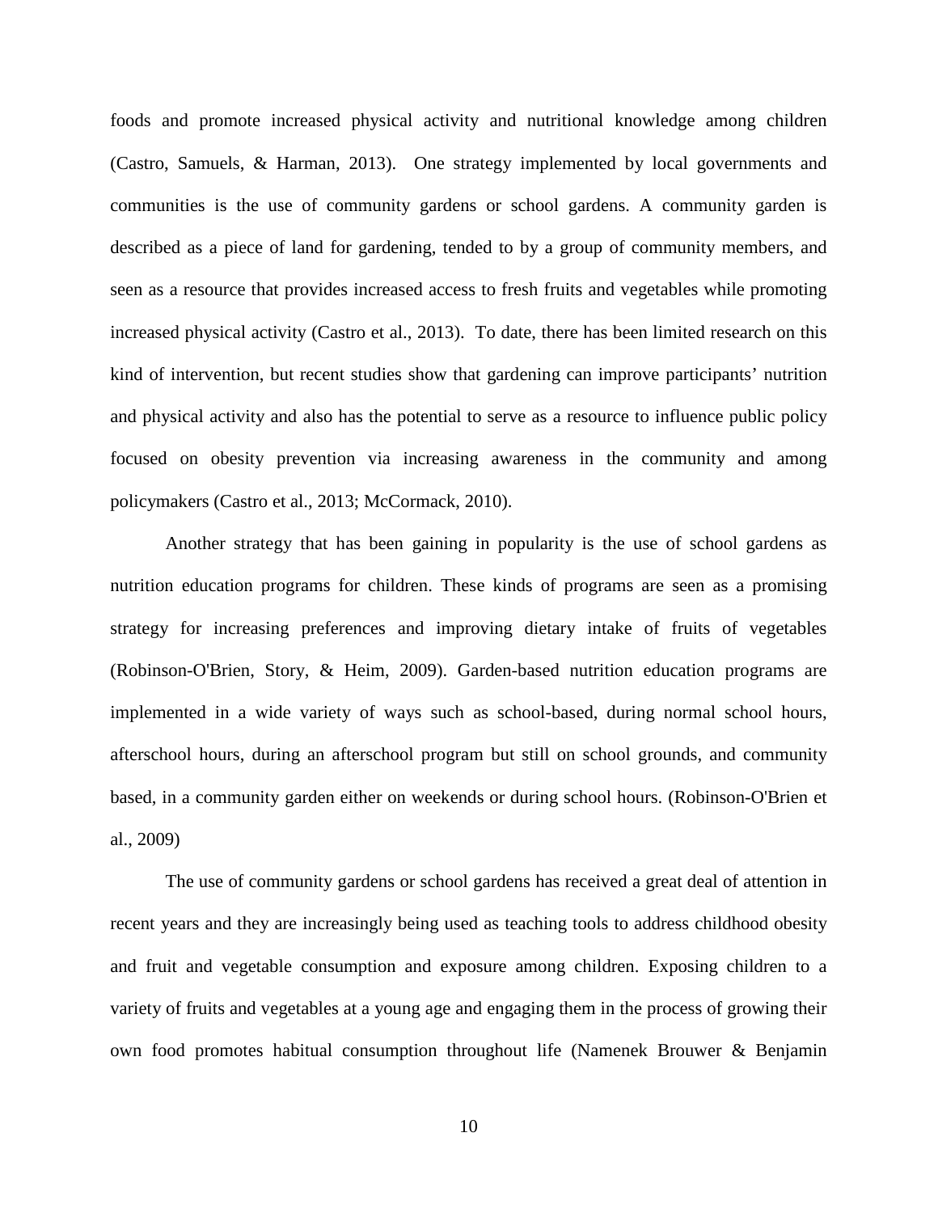foods and promote increased physical activity and nutritional knowledge among children (Castro, Samuels, & Harman, 2013). One strategy implemented by local governments and communities is the use of community gardens or school gardens. A community garden is described as a piece of land for gardening, tended to by a group of community members, and seen as a resource that provides increased access to fresh fruits and vegetables while promoting increased physical activity (Castro et al., 2013). To date, there has been limited research on this kind of intervention, but recent studies show that gardening can improve participants' nutrition and physical activity and also has the potential to serve as a resource to influence public policy focused on obesity prevention via increasing awareness in the community and among policymakers (Castro et al., 2013; McCormack, 2010).

Another strategy that has been gaining in popularity is the use of school gardens as nutrition education programs for children. These kinds of programs are seen as a promising strategy for increasing preferences and improving dietary intake of fruits of vegetables (Robinson-O'Brien, Story, & Heim, 2009). Garden-based nutrition education programs are implemented in a wide variety of ways such as school-based, during normal school hours, afterschool hours, during an afterschool program but still on school grounds, and community based, in a community garden either on weekends or during school hours. (Robinson-O'Brien et al., 2009)

The use of community gardens or school gardens has received a great deal of attention in recent years and they are increasingly being used as teaching tools to address childhood obesity and fruit and vegetable consumption and exposure among children. Exposing children to a variety of fruits and vegetables at a young age and engaging them in the process of growing their own food promotes habitual consumption throughout life (Namenek Brouwer & Benjamin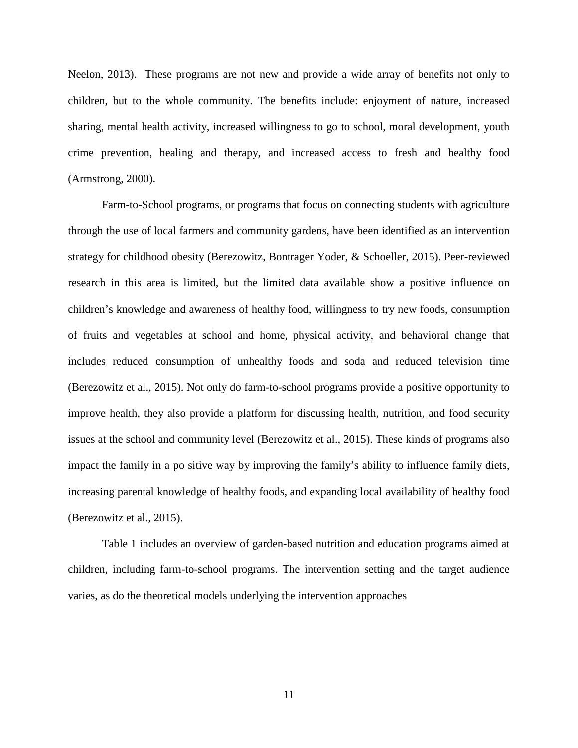Neelon, 2013). These programs are not new and provide a wide array of benefits not only to children, but to the whole community. The benefits include: enjoyment of nature, increased sharing, mental health activity, increased willingness to go to school, moral development, youth crime prevention, healing and therapy, and increased access to fresh and healthy food (Armstrong, 2000).

Farm-to-School programs, or programs that focus on connecting students with agriculture through the use of local farmers and community gardens, have been identified as an intervention strategy for childhood obesity (Berezowitz, Bontrager Yoder, & Schoeller, 2015). Peer-reviewed research in this area is limited, but the limited data available show a positive influence on children's knowledge and awareness of healthy food, willingness to try new foods, consumption of fruits and vegetables at school and home, physical activity, and behavioral change that includes reduced consumption of unhealthy foods and soda and reduced television time (Berezowitz et al., 2015). Not only do farm-to-school programs provide a positive opportunity to improve health, they also provide a platform for discussing health, nutrition, and food security issues at the school and community level (Berezowitz et al., 2015). These kinds of programs also impact the family in a po sitive way by improving the family's ability to influence family diets, increasing parental knowledge of healthy foods, and expanding local availability of healthy food (Berezowitz et al., 2015).

Table 1 includes an overview of garden-based nutrition and education programs aimed at children, including farm-to-school programs. The intervention setting and the target audience varies, as do the theoretical models underlying the intervention approaches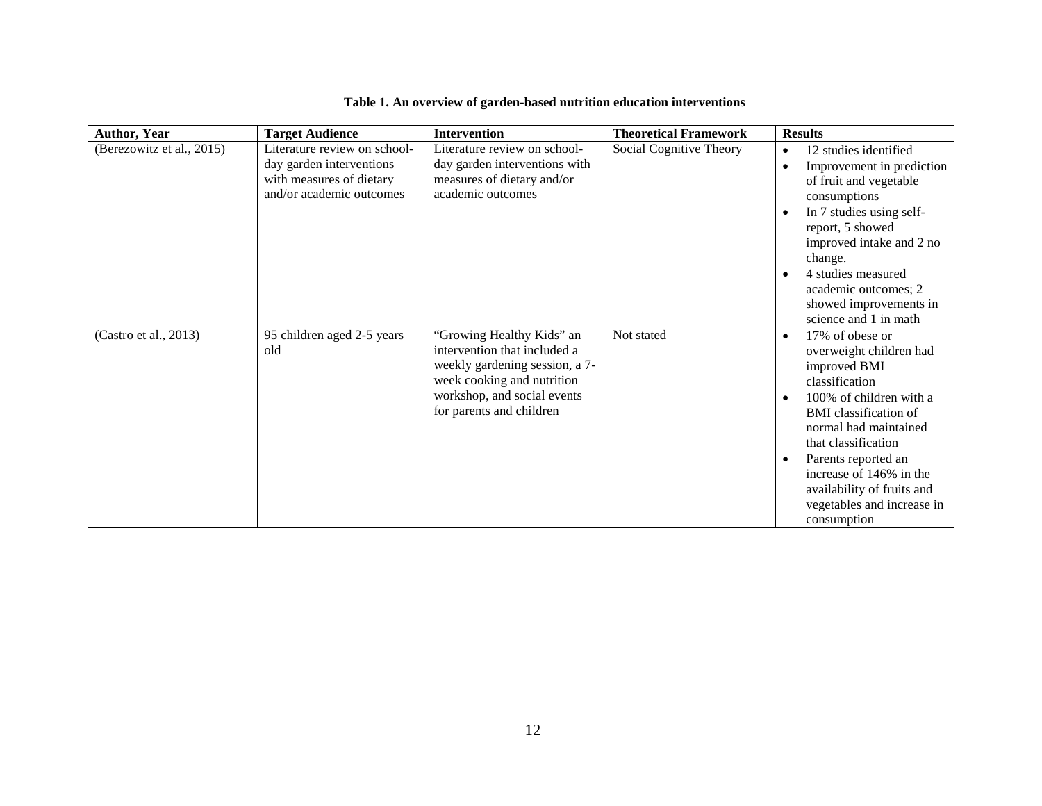**Table 1. An overview of garden-based nutrition education interventions**

| Author, Year | Target Audience | Intervention | Theoretical Framework | Results |
|---|---|---|---|---|
| (Berezowitz et al., 2015) | Literature review on school-day garden interventions with measures of dietary and/or academic outcomes | Literature review on school-day garden interventions with measures of dietary and/or academic outcomes | Social Cognitive Theory | • 12 studies identified<br>• Improvement in prediction of fruit and vegetable consumptions<br>• In 7 studies using self-report, 5 showed improved intake and 2 no change.<br>• 4 studies measured academic outcomes; 2 showed improvements in science and 1 in math |
| (Castro et al., 2013) | 95 children aged 2-5 years old | "Growing Healthy Kids" an intervention that included a weekly gardening session, a 7-week cooking and nutrition workshop, and social events for parents and children | Not stated | • 17% of obese or overweight children had improved BMI classification<br>• 100% of children with a BMI classification of normal had maintained that classification<br>• Parents reported an increase of 146% in the availability of fruits and vegetables and increase in consumption |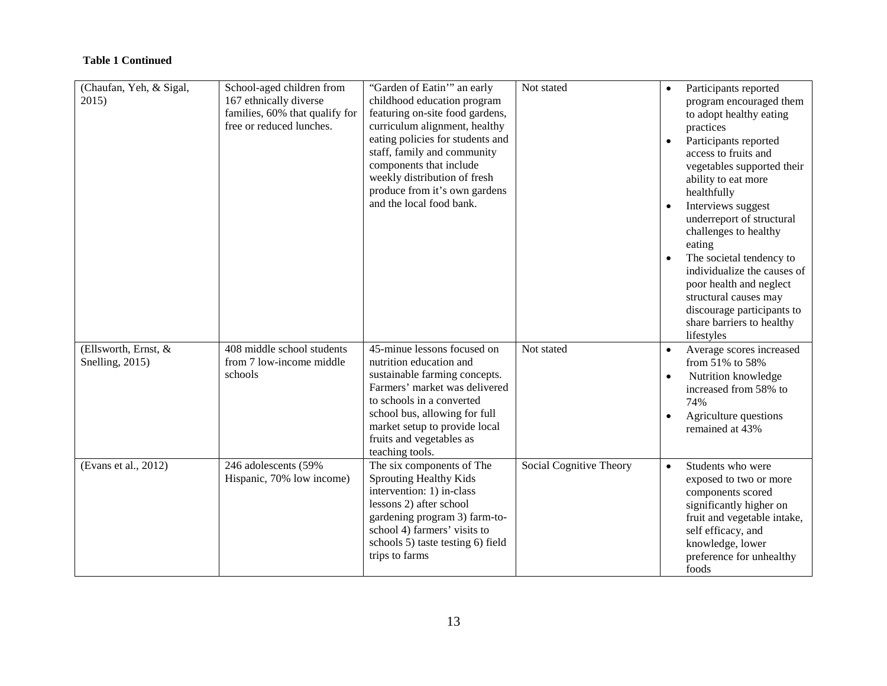**Table 1 Continued**

| | | | | |
|---|---|---|---|---|
| (Chaufan, Yeh, & Sigal, 2015) | School-aged children from 167 ethnically diverse families, 60% that qualify for free or reduced lunches. | "Garden of Eatin'" an early childhood education program featuring on-site food gardens, curriculum alignment, healthy eating policies for students and staff, family and community components that include weekly distribution of fresh produce from it's own gardens and the local food bank. | Not stated | • Participants reported program encouraged them to adopt healthy eating practices<br>• Participants reported access to fruits and vegetables supported their ability to eat more healthfully<br>• Interviews suggest underreport of structural challenges to healthy eating<br>• The societal tendency to individualize the causes of poor health and neglect structural causes may discourage participants to share barriers to healthy lifestyles |
| (Ellsworth, Ernst, & Snelling, 2015) | 408 middle school students from 7 low-income middle schools | 45-minute lessons focused on nutrition education and sustainable farming concepts. Farmers' market was delivered to schools in a converted school bus, allowing for full market setup to provide local fruits and vegetables as teaching tools. | Not stated | • Average scores increased from 51% to 58%<br>• Nutrition knowledge increased from 58% to 74%<br>• Agriculture questions remained at 43% |
| (Evans et al., 2012) | 246 adolescents (59% Hispanic, 70% low income) | The six components of The Sprouting Healthy Kids intervention: 1) in-class lessons 2) after school gardening program 3) farm-to-school 4) farmers' visits to schools 5) taste testing 6) field trips to farms | Social Cognitive Theory | • Students who were exposed to two or more components scored significantly higher on fruit and vegetable intake, self efficacy, and knowledge, lower preference for unhealthy foods |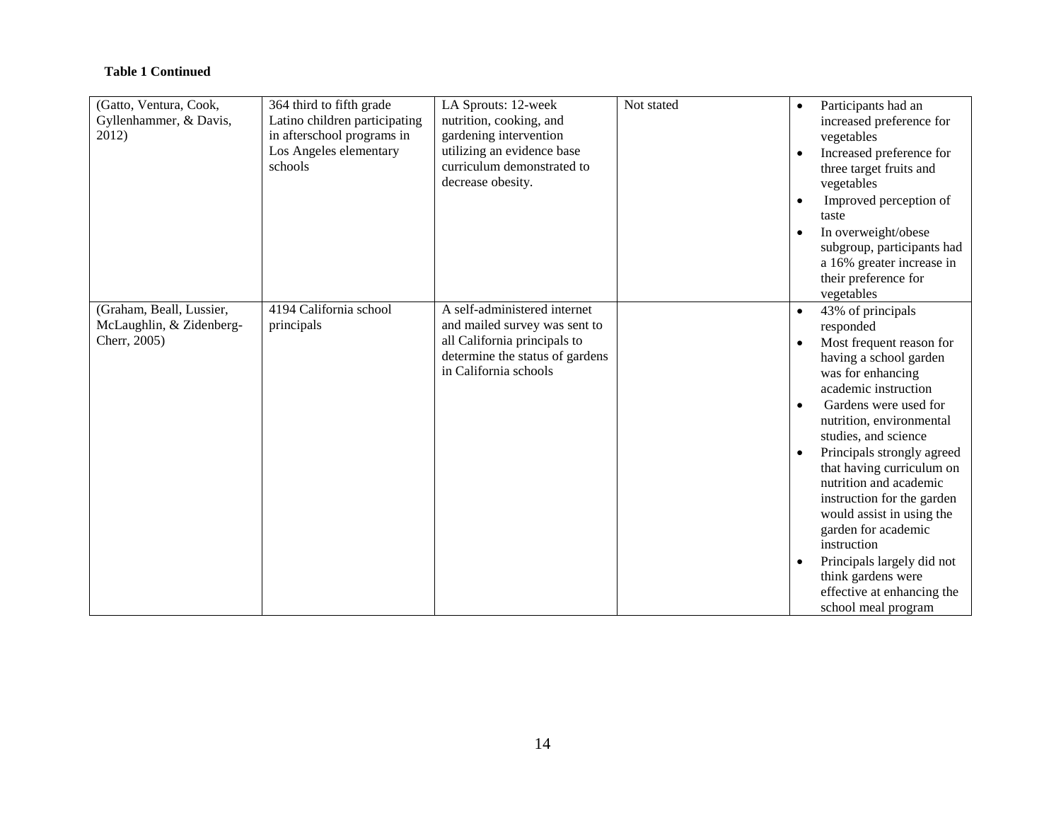**Table 1 Continued**

| | | | | |
|---|---|---|---|---|
| (Gatto, Ventura, Cook, Gyllenhammer, & Davis, 2012) | 364 third to fifth grade Latino children participating in afterschool programs in Los Angeles elementary schools | LA Sprouts: 12-week nutrition, cooking, and gardening intervention utilizing an evidence base curriculum demonstrated to decrease obesity. | Not stated | • Participants had an increased preference for vegetables<br>• Increased preference for three target fruits and vegetables<br>• Improved perception of taste<br>• In overweight/obese subgroup, participants had a 16% greater increase in their preference for vegetables |
| (Graham, Beall, Lussier, McLaughlin, & Zidenberg-Cherr, 2005) | 4194 California school principals | A self-administered internet and mailed survey was sent to all California principals to determine the status of gardens in California schools | | • 43% of principals responded<br>• Most frequent reason for having a school garden was for enhancing academic instruction<br>• Gardens were used for nutrition, environmental studies, and science<br>• Principals strongly agreed that having curriculum on nutrition and academic instruction for the garden would assist in using the garden for academic instruction<br>• Principals largely did not think gardens were effective at enhancing the school meal program |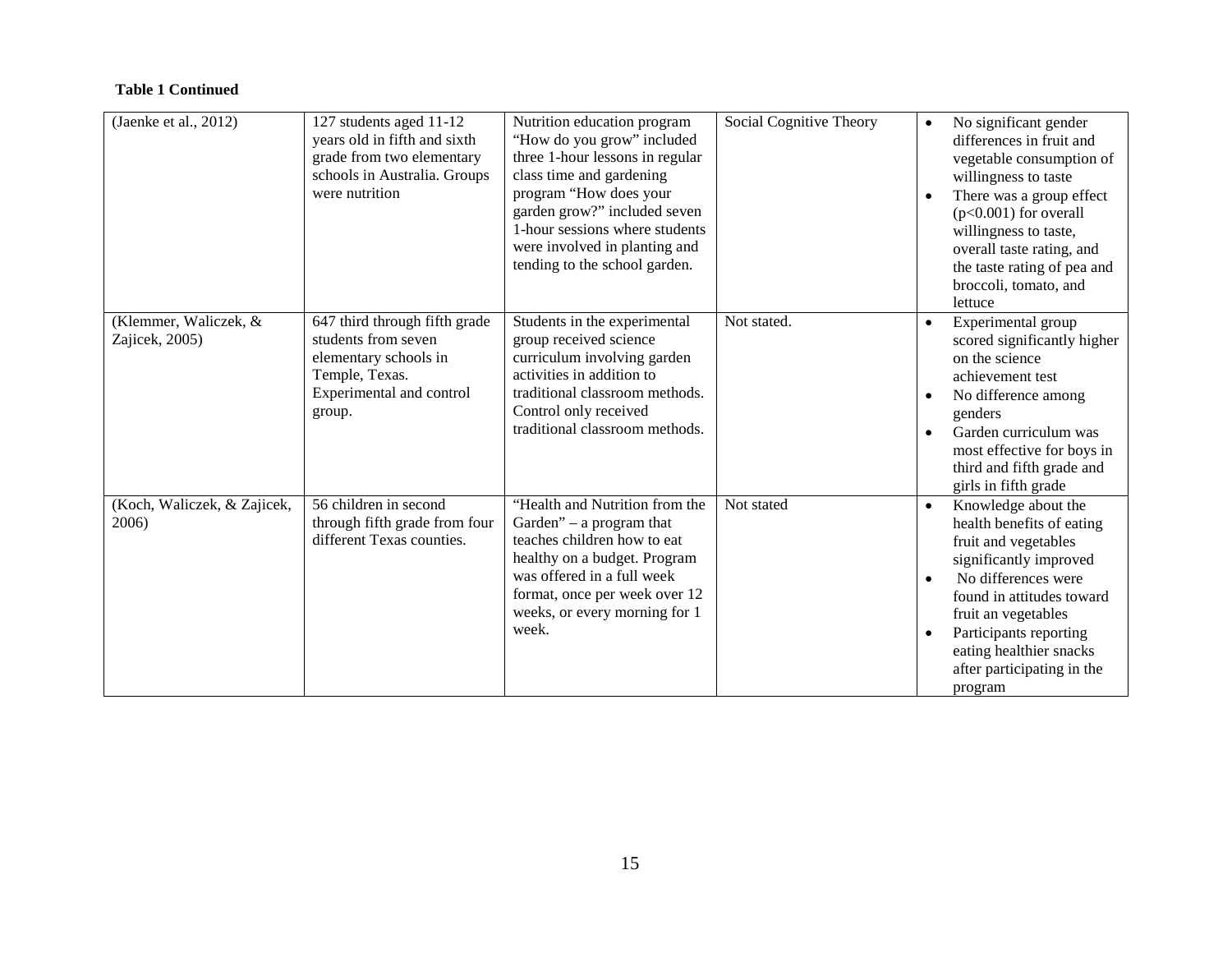**Table 1 Continued**

| | | | | |
|---|---|---|---|---|
| (Jaenke et al., 2012) | 127 students aged 11-12 years old in fifth and sixth grade from two elementary schools in Australia. Groups were nutrition | Nutrition education program "How do you grow" included three 1-hour lessons in regular class time and gardening program "How does your garden grow?" included seven 1-hour sessions where students were involved in planting and tending to the school garden. | Social Cognitive Theory | • No significant gender differences in fruit and vegetable consumption of willingness to taste<br>• There was a group effect ($p<0.001$) for overall willingness to taste, overall taste rating, and the taste rating of pea and broccoli, tomato, and lettuce |
| (Klemmer, Waliczek, & Zajicek, 2005) | 647 third through fifth grade students from seven elementary schools in Temple, Texas. Experimental and control group. | Students in the experimental group received science curriculum involving garden activities in addition to traditional classroom methods. Control only received traditional classroom methods. | Not stated. | • Experimental group scored significantly higher on the science achievement test<br>• No difference among genders<br>• Garden curriculum was most effective for boys in third and fifth grade and girls in fifth grade |
| (Koch, Waliczek, & Zajicek, 2006) | 56 children in second through fifth grade from four different Texas counties. | "Health and Nutrition from the Garden" – a program that teaches children how to eat healthy on a budget. Program was offered in a full week format, once per week over 12 weeks, or every morning for 1 week. | Not stated | • Knowledge about the health benefits of eating fruit and vegetables significantly improved<br>• No differences were found in attitudes toward fruit an vegetables<br>• Participants reporting eating healthier snacks after participating in the program |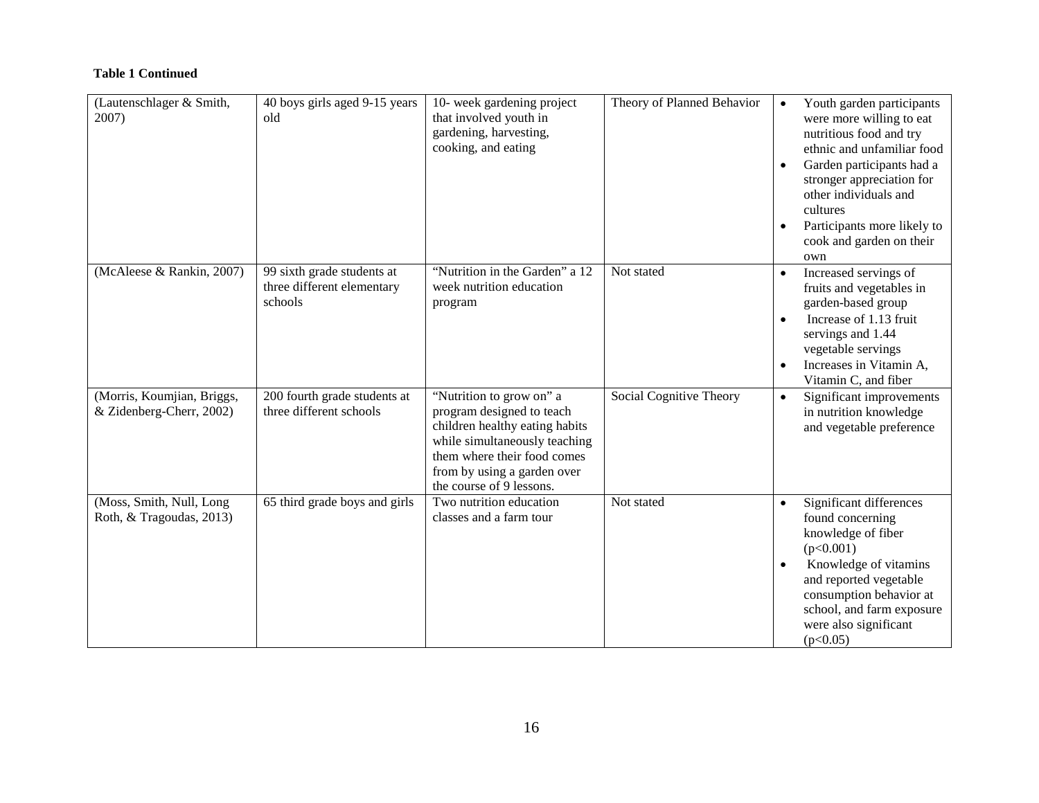**Table 1 Continued**

| | | | | |
|---|---|---|---|---|
| (Lautenschlager & Smith, 2007) | 40 boys girls aged 9-15 years old | 10- week gardening project that involved youth in gardening, harvesting, cooking, and eating | Theory of Planned Behavior | • Youth garden participants were more willing to eat nutritious food and try ethnic and unfamiliar food<br>• Garden participants had a stronger appreciation for other individuals and cultures<br>• Participants more likely to cook and garden on their own |
| (McAleese & Rankin, 2007) | 99 sixth grade students at three different elementary schools | "Nutrition in the Garden" a 12 week nutrition education program | Not stated | • Increased servings of fruits and vegetables in garden-based group<br>• Increase of 1.13 fruit servings and 1.44 vegetable servings<br>• Increases in Vitamin A, Vitamin C, and fiber |
| (Morris, Koumjian, Briggs, & Zidenberg-Cherr, 2002) | 200 fourth grade students at three different schools | "Nutrition to grow on" a program designed to teach children healthy eating habits while simultaneously teaching them where their food comes from by using a garden over the course of 9 lessons. | Social Cognitive Theory | • Significant improvements in nutrition knowledge and vegetable preference |
| (Moss, Smith, Null, Long Roth, & Tragoudas, 2013) | 65 third grade boys and girls | Two nutrition education classes and a farm tour | Not stated | • Significant differences found concerning knowledge of fiber ($p<0.001$)<br>• Knowledge of vitamins and reported vegetable consumption behavior at school, and farm exposure were also significant ($p<0.05$) |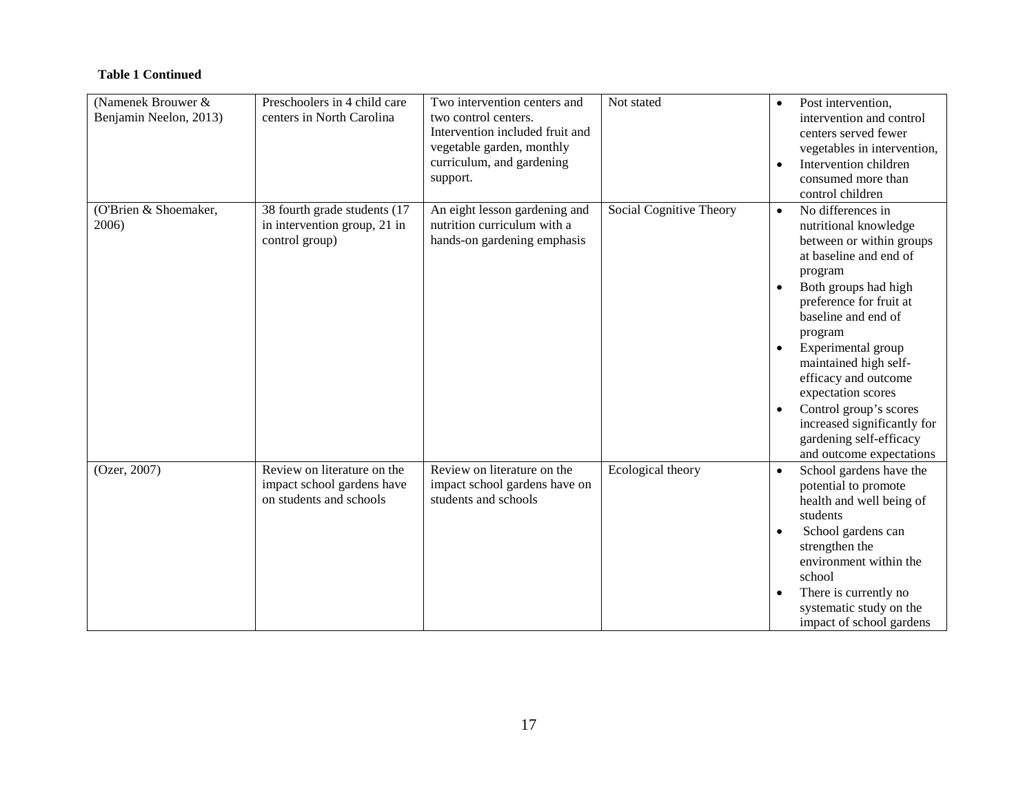**Table 1 Continued**

| | | | | |
|---|---|---|---|---|
| (Namenek Brouwer & Benjamin Neelon, 2013) | Preschoolers in 4 child care centers in North Carolina | Two intervention centers and two control centers. Intervention included fruit and vegetable garden, monthly curriculum, and gardening support. | Not stated | • Post intervention, intervention and control centers served fewer vegetables in intervention,<br>• Intervention children consumed more than control children |
| (O'Brien & Shoemaker, 2006) | 38 fourth grade students (17 in intervention group, 21 in control group) | An eight lesson gardening and nutrition curriculum with a hands-on gardening emphasis | Social Cognitive Theory | • No differences in nutritional knowledge between or within groups at baseline and end of program<br>• Both groups had high preference for fruit at baseline and end of program<br>• Experimental group maintained high self-efficacy and outcome expectation scores<br>• Control group's scores increased significantly for gardening self-efficacy and outcome expectations |
| (Ozer, 2007) | Review on literature on the impact school gardens have on students and schools | Review on literature on the impact school gardens have on students and schools | Ecological theory | • School gardens have the potential to promote health and well being of students<br>• School gardens can strengthen the environment within the school<br>• There is currently no systematic study on the impact of school gardens |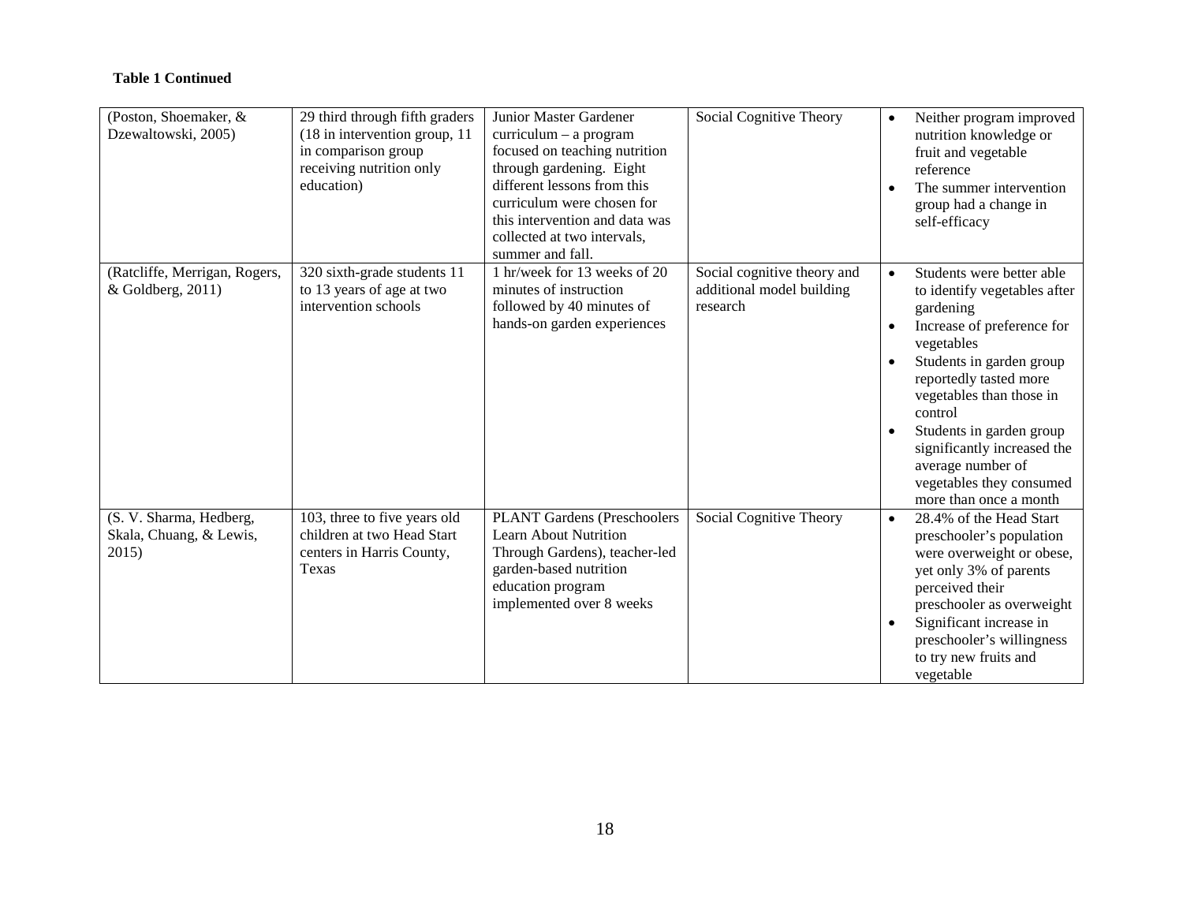**Table 1 Continued**

| | | | | |
|---|---|---|---|---|
| (Poston, Shoemaker, & Dzewaltowski, 2005) | 29 third through fifth graders (18 in intervention group, 11 in comparison group receiving nutrition only education) | Junior Master Gardener curriculum – a program focused on teaching nutrition through gardening. Eight different lessons from this curriculum were chosen for this intervention and data was collected at two intervals, summer and fall. | Social Cognitive Theory | • Neither program improved nutrition knowledge or fruit and vegetable reference<br>• The summer intervention group had a change in self-efficacy |
| (Ratcliffe, Merrigan, Rogers, & Goldberg, 2011) | 320 sixth-grade students 11 to 13 years of age at two intervention schools | 1 hr/week for 13 weeks of 20 minutes of instruction followed by 40 minutes of hands-on garden experiences | Social cognitive theory and additional model building research | • Students were better able to identify vegetables after gardening<br>• Increase of preference for vegetables<br>• Students in garden group reportedly tasted more vegetables than those in control<br>• Students in garden group significantly increased the average number of vegetables they consumed more than once a month |
| (S. V. Sharma, Hedberg, Skala, Chuang, & Lewis, 2015) | 103, three to five years old children at two Head Start centers in Harris County, Texas | PLANT Gardens (Preschoolers Learn About Nutrition Through Gardens), teacher-led garden-based nutrition education program implemented over 8 weeks | Social Cognitive Theory | • 28.4% of the Head Start preschooler's population were overweight or obese, yet only 3% of parents perceived their preschooler as overweight<br>• Significant increase in preschooler's willingness to try new fruits and vegetable |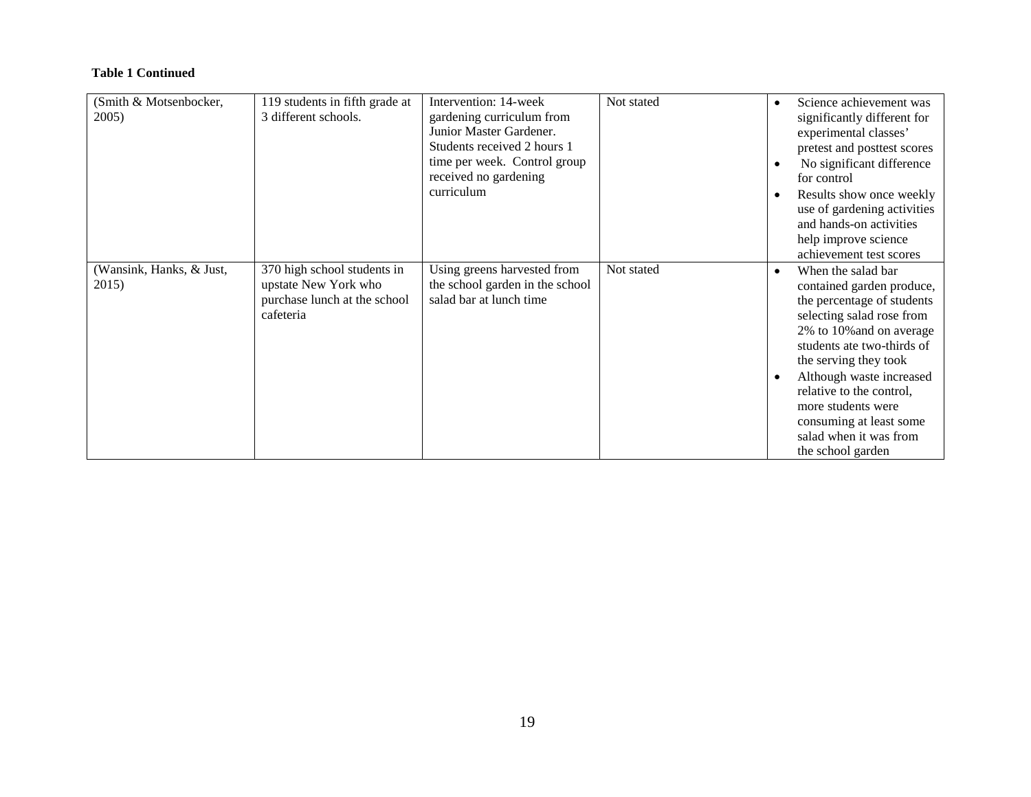**Table 1 Continued**

| | | | | |
|---|---|---|---|---|
| (Smith & Motsenbocker, 2005) | 119 students in fifth grade at 3 different schools. | Intervention: 14-week gardening curriculum from Junior Master Gardener. Students received 2 hours 1 time per week. Control group received no gardening curriculum | Not stated | • Science achievement was significantly different for experimental classes' pretest and posttest scores<br>• No significant difference for control<br>• Results show once weekly use of gardening activities and hands-on activities help improve science achievement test scores |
| (Wansink, Hanks, & Just, 2015) | 370 high school students in upstate New York who purchase lunch at the school cafeteria | Using greens harvested from the school garden in the school salad bar at lunch time | Not stated | • When the salad bar contained garden produce, the percentage of students selecting salad rose from 2% to 10%and on average students ate two-thirds of the serving they took<br>• Although waste increased relative to the control, more students were consuming at least some salad when it was from the school garden |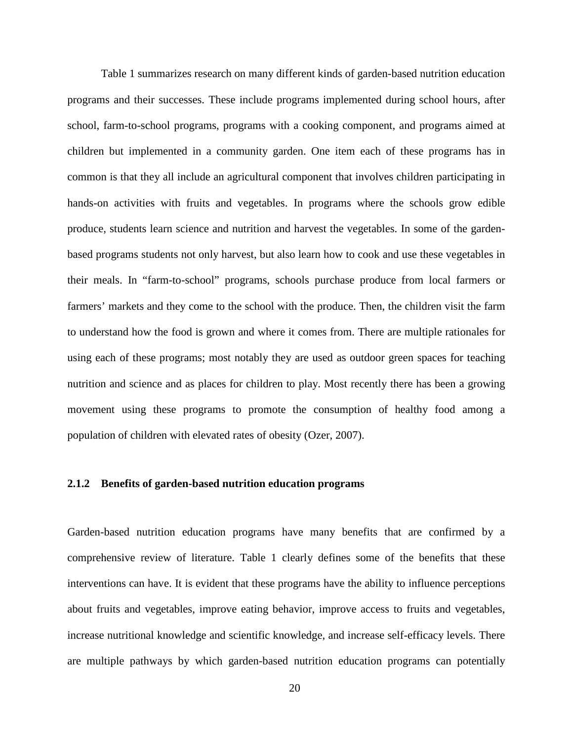Table 1 summarizes research on many different kinds of garden-based nutrition education programs and their successes. These include programs implemented during school hours, after school, farm-to-school programs, programs with a cooking component, and programs aimed at children but implemented in a community garden. One item each of these programs has in common is that they all include an agricultural component that involves children participating in hands-on activities with fruits and vegetables. In programs where the schools grow edible produce, students learn science and nutrition and harvest the vegetables. In some of the garden-based programs students not only harvest, but also learn how to cook and use these vegetables in their meals. In "farm-to-school" programs, schools purchase produce from local farmers or farmers' markets and they come to the school with the produce. Then, the children visit the farm to understand how the food is grown and where it comes from. There are multiple rationales for using each of these programs; most notably they are used as outdoor green spaces for teaching nutrition and science and as places for children to play. Most recently there has been a growing movement using these programs to promote the consumption of healthy food among a population of children with elevated rates of obesity (Ozer, 2007).

### 2.1.2 Benefits of garden-based nutrition education programs

Garden-based nutrition education programs have many benefits that are confirmed by a comprehensive review of literature. Table 1 clearly defines some of the benefits that these interventions can have. It is evident that these programs have the ability to influence perceptions about fruits and vegetables, improve eating behavior, improve access to fruits and vegetables, increase nutritional knowledge and scientific knowledge, and increase self-efficacy levels. There are multiple pathways by which garden-based nutrition education programs can potentially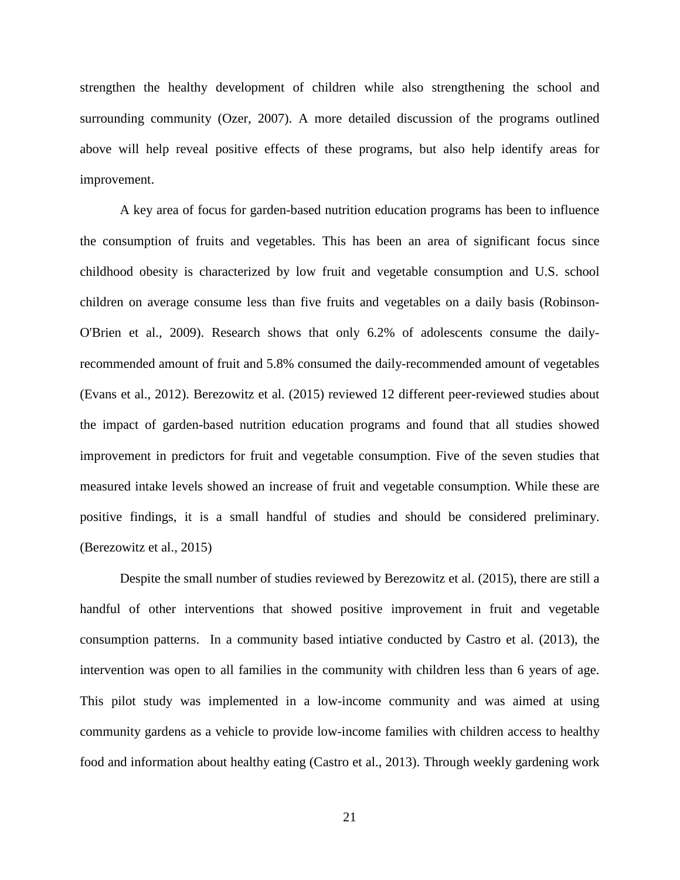strengthen the healthy development of children while also strengthening the school and surrounding community (Ozer, 2007). A more detailed discussion of the programs outlined above will help reveal positive effects of these programs, but also help identify areas for improvement.

A key area of focus for garden-based nutrition education programs has been to influence the consumption of fruits and vegetables. This has been an area of significant focus since childhood obesity is characterized by low fruit and vegetable consumption and U.S. school children on average consume less than five fruits and vegetables on a daily basis (Robinson-O'Brien et al., 2009). Research shows that only 6.2% of adolescents consume the daily-recommended amount of fruit and 5.8% consumed the daily-recommended amount of vegetables (Evans et al., 2012). Berezowitz et al. (2015) reviewed 12 different peer-reviewed studies about the impact of garden-based nutrition education programs and found that all studies showed improvement in predictors for fruit and vegetable consumption. Five of the seven studies that measured intake levels showed an increase of fruit and vegetable consumption. While these are positive findings, it is a small handful of studies and should be considered preliminary. (Berezowitz et al., 2015)

Despite the small number of studies reviewed by Berezowitz et al. (2015), there are still a handful of other interventions that showed positive improvement in fruit and vegetable consumption patterns. In a community based intiative conducted by Castro et al. (2013), the intervention was open to all families in the community with children less than 6 years of age. This pilot study was implemented in a low-income community and was aimed at using community gardens as a vehicle to provide low-income families with children access to healthy food and information about healthy eating (Castro et al., 2013). Through weekly gardening work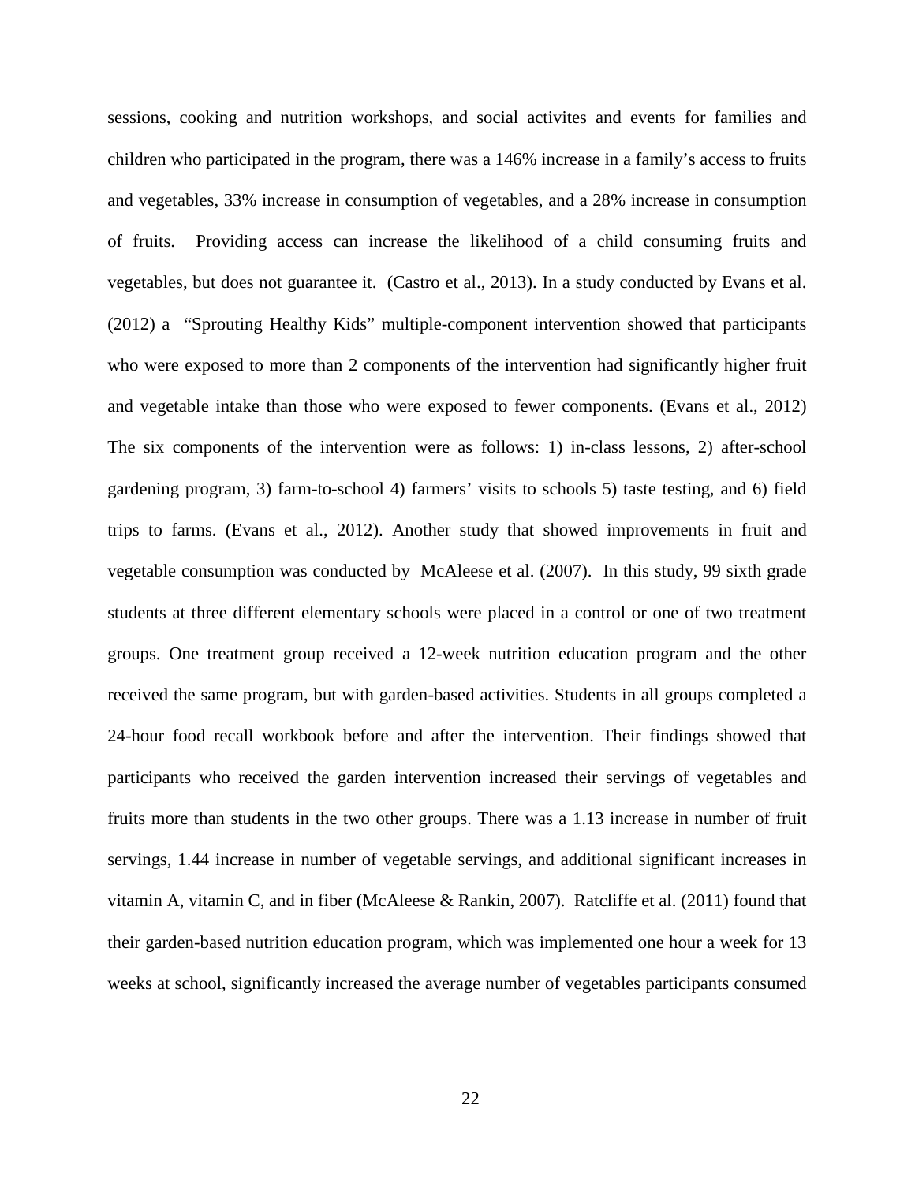sessions, cooking and nutrition workshops, and social activites and events for families and children who participated in the program, there was a 146% increase in a family's access to fruits and vegetables, 33% increase in consumption of vegetables, and a 28% increase in consumption of fruits. Providing access can increase the likelihood of a child consuming fruits and vegetables, but does not guarantee it. (Castro et al., 2013). In a study conducted by Evans et al. (2012) a "Sprouting Healthy Kids" multiple-component intervention showed that participants who were exposed to more than 2 components of the intervention had significantly higher fruit and vegetable intake than those who were exposed to fewer components. (Evans et al., 2012) The six components of the intervention were as follows: 1) in-class lessons, 2) after-school gardening program, 3) farm-to-school 4) farmers' visits to schools 5) taste testing, and 6) field trips to farms. (Evans et al., 2012). Another study that showed improvements in fruit and vegetable consumption was conducted by McAleese et al. (2007). In this study, 99 sixth grade students at three different elementary schools were placed in a control or one of two treatment groups. One treatment group received a 12-week nutrition education program and the other received the same program, but with garden-based activities. Students in all groups completed a 24-hour food recall workbook before and after the intervention. Their findings showed that participants who received the garden intervention increased their servings of vegetables and fruits more than students in the two other groups. There was a 1.13 increase in number of fruit servings, 1.44 increase in number of vegetable servings, and additional significant increases in vitamin A, vitamin C, and in fiber (McAleese & Rankin, 2007). Ratcliffe et al. (2011) found that their garden-based nutrition education program, which was implemented one hour a week for 13 weeks at school, significantly increased the average number of vegetables participants consumed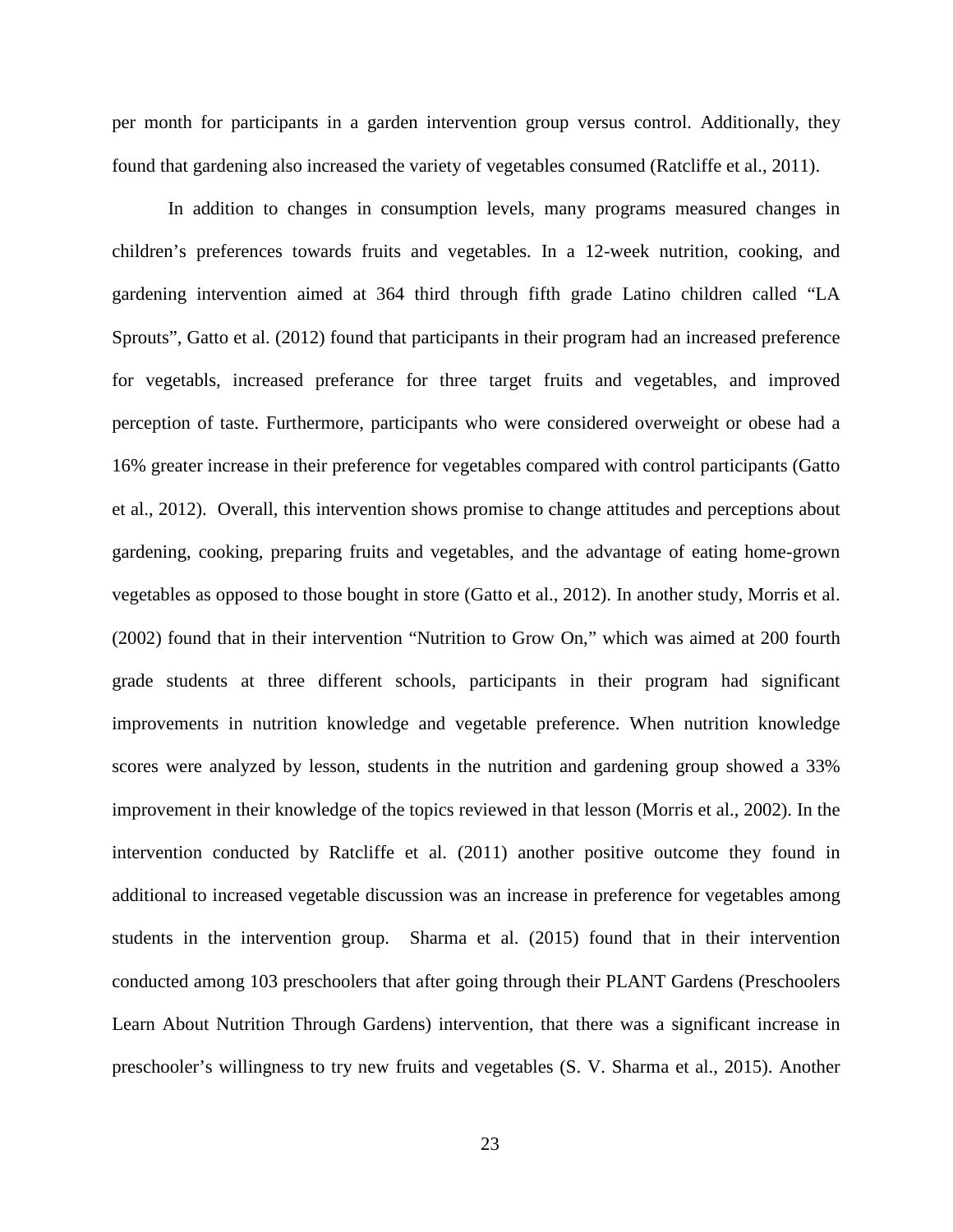per month for participants in a garden intervention group versus control. Additionally, they found that gardening also increased the variety of vegetables consumed (Ratcliffe et al., 2011).

In addition to changes in consumption levels, many programs measured changes in children's preferences towards fruits and vegetables. In a 12-week nutrition, cooking, and gardening intervention aimed at 364 third through fifth grade Latino children called "LA Sprouts", Gatto et al. (2012) found that participants in their program had an increased preference for vegetabls, increased preferance for three target fruits and vegetables, and improved perception of taste. Furthermore, participants who were considered overweight or obese had a 16% greater increase in their preference for vegetables compared with control participants (Gatto et al., 2012). Overall, this intervention shows promise to change attitudes and perceptions about gardening, cooking, preparing fruits and vegetables, and the advantage of eating home-grown vegetables as opposed to those bought in store (Gatto et al., 2012). In another study, Morris et al. (2002) found that in their intervention "Nutrition to Grow On," which was aimed at 200 fourth grade students at three different schools, participants in their program had significant improvements in nutrition knowledge and vegetable preference. When nutrition knowledge scores were analyzed by lesson, students in the nutrition and gardening group showed a 33% improvement in their knowledge of the topics reviewed in that lesson (Morris et al., 2002). In the intervention conducted by Ratcliffe et al. (2011) another positive outcome they found in additional to increased vegetable discussion was an increase in preference for vegetables among students in the intervention group. Sharma et al. (2015) found that in their intervention conducted among 103 preschoolers that after going through their PLANT Gardens (Preschoolers Learn About Nutrition Through Gardens) intervention, that there was a significant increase in preschooler's willingness to try new fruits and vegetables (S. V. Sharma et al., 2015). Another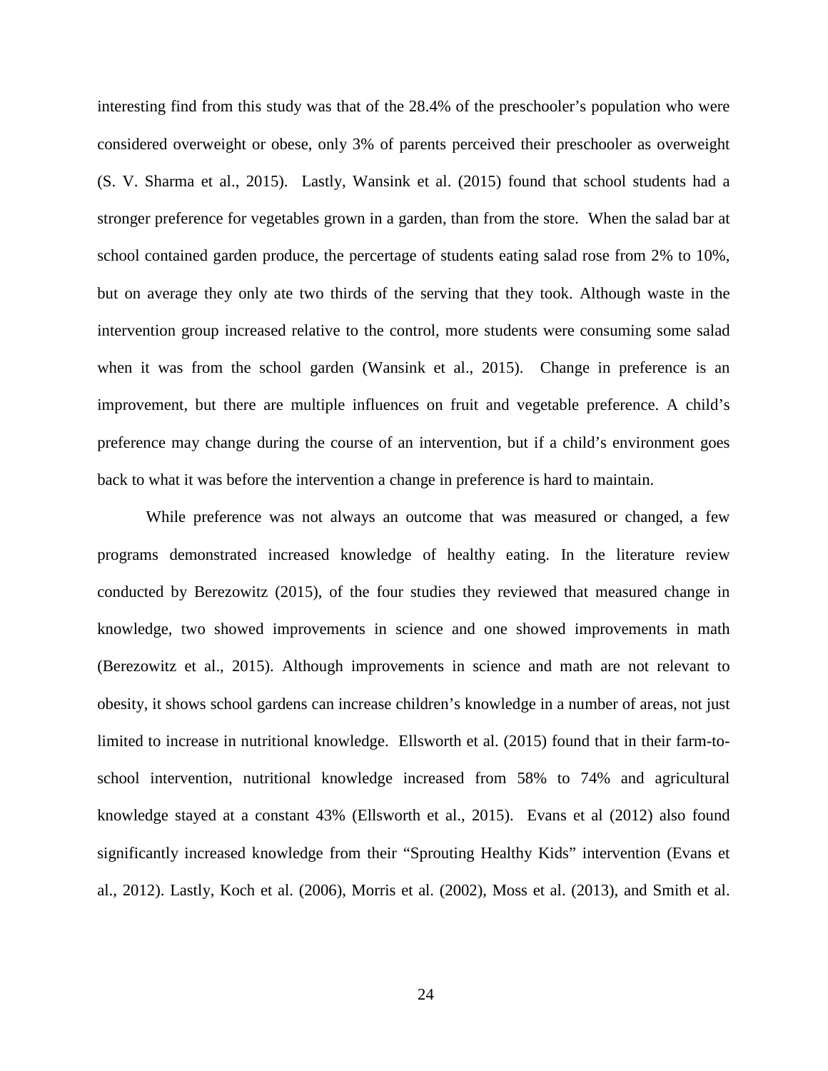interesting find from this study was that of the 28.4% of the preschooler's population who were considered overweight or obese, only 3% of parents perceived their preschooler as overweight (S. V. Sharma et al., 2015). Lastly, Wansink et al. (2015) found that school students had a stronger preference for vegetables grown in a garden, than from the store. When the salad bar at school contained garden produce, the percertage of students eating salad rose from 2% to 10%, but on average they only ate two thirds of the serving that they took. Although waste in the intervention group increased relative to the control, more students were consuming some salad when it was from the school garden (Wansink et al., 2015). Change in preference is an improvement, but there are multiple influences on fruit and vegetable preference. A child's preference may change during the course of an intervention, but if a child's environment goes back to what it was before the intervention a change in preference is hard to maintain.

While preference was not always an outcome that was measured or changed, a few programs demonstrated increased knowledge of healthy eating. In the literature review conducted by Berezowitz (2015), of the four studies they reviewed that measured change in knowledge, two showed improvements in science and one showed improvements in math (Berezowitz et al., 2015). Although improvements in science and math are not relevant to obesity, it shows school gardens can increase children's knowledge in a number of areas, not just limited to increase in nutritional knowledge. Ellsworth et al. (2015) found that in their farm-to-school intervention, nutritional knowledge increased from 58% to 74% and agricultural knowledge stayed at a constant 43% (Ellsworth et al., 2015). Evans et al (2012) also found significantly increased knowledge from their "Sprouting Healthy Kids" intervention (Evans et al., 2012). Lastly, Koch et al. (2006), Morris et al. (2002), Moss et al. (2013), and Smith et al.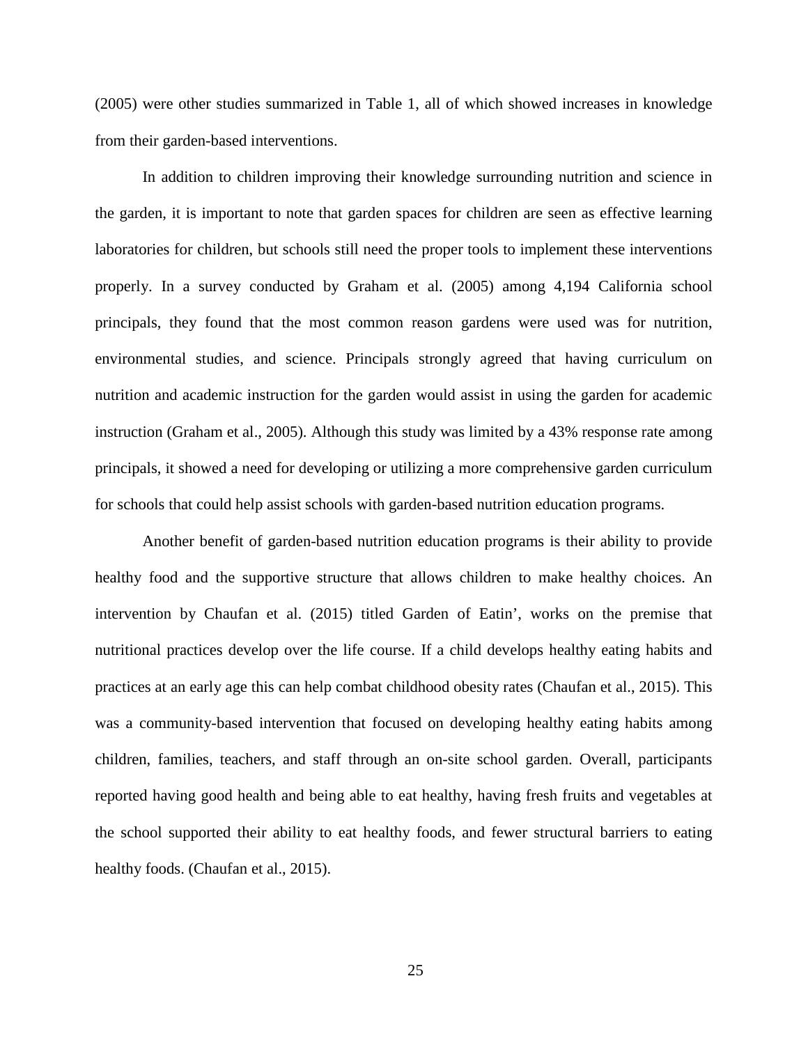(2005) were other studies summarized in Table 1, all of which showed increases in knowledge from their garden-based interventions.

In addition to children improving their knowledge surrounding nutrition and science in the garden, it is important to note that garden spaces for children are seen as effective learning laboratories for children, but schools still need the proper tools to implement these interventions properly. In a survey conducted by Graham et al. (2005) among 4,194 California school principals, they found that the most common reason gardens were used was for nutrition, environmental studies, and science. Principals strongly agreed that having curriculum on nutrition and academic instruction for the garden would assist in using the garden for academic instruction (Graham et al., 2005). Although this study was limited by a 43% response rate among principals, it showed a need for developing or utilizing a more comprehensive garden curriculum for schools that could help assist schools with garden-based nutrition education programs.

Another benefit of garden-based nutrition education programs is their ability to provide healthy food and the supportive structure that allows children to make healthy choices. An intervention by Chaufan et al. (2015) titled Garden of Eatin', works on the premise that nutritional practices develop over the life course. If a child develops healthy eating habits and practices at an early age this can help combat childhood obesity rates (Chaufan et al., 2015). This was a community-based intervention that focused on developing healthy eating habits among children, families, teachers, and staff through an on-site school garden. Overall, participants reported having good health and being able to eat healthy, having fresh fruits and vegetables at the school supported their ability to eat healthy foods, and fewer structural barriers to eating healthy foods. (Chaufan et al., 2015).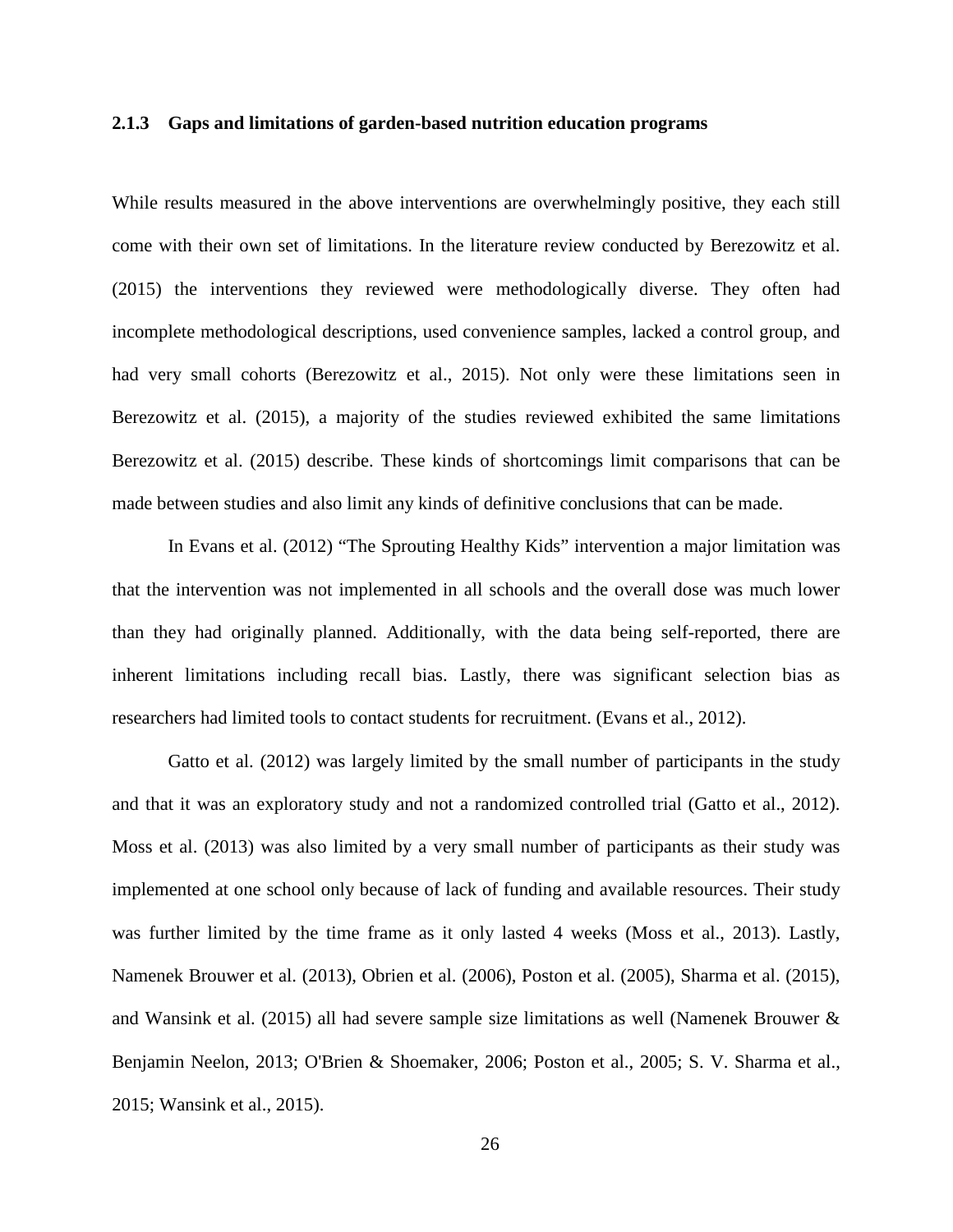### 2.1.3 Gaps and limitations of garden-based nutrition education programs

While results measured in the above interventions are overwhelmingly positive, they each still come with their own set of limitations. In the literature review conducted by Berezowitz et al. (2015) the interventions they reviewed were methodologically diverse. They often had incomplete methodological descriptions, used convenience samples, lacked a control group, and had very small cohorts (Berezowitz et al., 2015). Not only were these limitations seen in Berezowitz et al. (2015), a majority of the studies reviewed exhibited the same limitations Berezowitz et al. (2015) describe. These kinds of shortcomings limit comparisons that can be made between studies and also limit any kinds of definitive conclusions that can be made.

In Evans et al. (2012) "The Sprouting Healthy Kids" intervention a major limitation was that the intervention was not implemented in all schools and the overall dose was much lower than they had originally planned. Additionally, with the data being self-reported, there are inherent limitations including recall bias. Lastly, there was significant selection bias as researchers had limited tools to contact students for recruitment. (Evans et al., 2012).

Gatto et al. (2012) was largely limited by the small number of participants in the study and that it was an exploratory study and not a randomized controlled trial (Gatto et al., 2012). Moss et al. (2013) was also limited by a very small number of participants as their study was implemented at one school only because of lack of funding and available resources. Their study was further limited by the time frame as it only lasted 4 weeks (Moss et al., 2013). Lastly, Namenek Brouwer et al. (2013), Obrien et al. (2006), Poston et al. (2005), Sharma et al. (2015), and Wansink et al. (2015) all had severe sample size limitations as well (Namenek Brouwer & Benjamin Neelon, 2013; O'Brien & Shoemaker, 2006; Poston et al., 2005; S. V. Sharma et al., 2015; Wansink et al., 2015).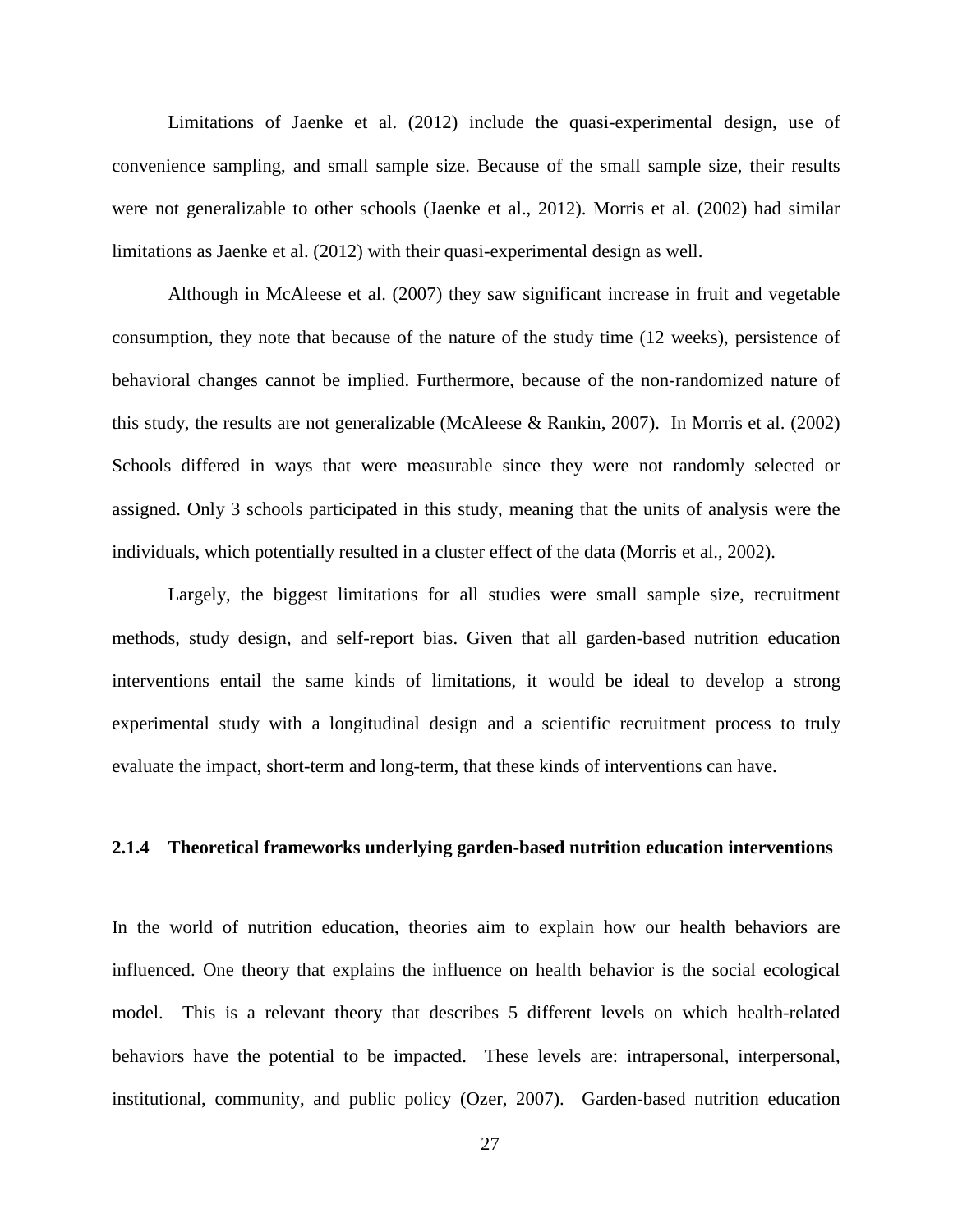Limitations of Jaenke et al. (2012) include the quasi-experimental design, use of convenience sampling, and small sample size. Because of the small sample size, their results were not generalizable to other schools (Jaenke et al., 2012). Morris et al. (2002) had similar limitations as Jaenke et al. (2012) with their quasi-experimental design as well.

Although in McAleese et al. (2007) they saw significant increase in fruit and vegetable consumption, they note that because of the nature of the study time (12 weeks), persistence of behavioral changes cannot be implied. Furthermore, because of the non-randomized nature of this study, the results are not generalizable (McAleese & Rankin, 2007). In Morris et al. (2002) Schools differed in ways that were measurable since they were not randomly selected or assigned. Only 3 schools participated in this study, meaning that the units of analysis were the individuals, which potentially resulted in a cluster effect of the data (Morris et al., 2002).

Largely, the biggest limitations for all studies were small sample size, recruitment methods, study design, and self-report bias. Given that all garden-based nutrition education interventions entail the same kinds of limitations, it would be ideal to develop a strong experimental study with a longitudinal design and a scientific recruitment process to truly evaluate the impact, short-term and long-term, that these kinds of interventions can have.

### 2.1.4 Theoretical frameworks underlying garden-based nutrition education interventions

In the world of nutrition education, theories aim to explain how our health behaviors are influenced. One theory that explains the influence on health behavior is the social ecological model. This is a relevant theory that describes 5 different levels on which health-related behaviors have the potential to be impacted. These levels are: intrapersonal, interpersonal, institutional, community, and public policy (Ozer, 2007). Garden-based nutrition education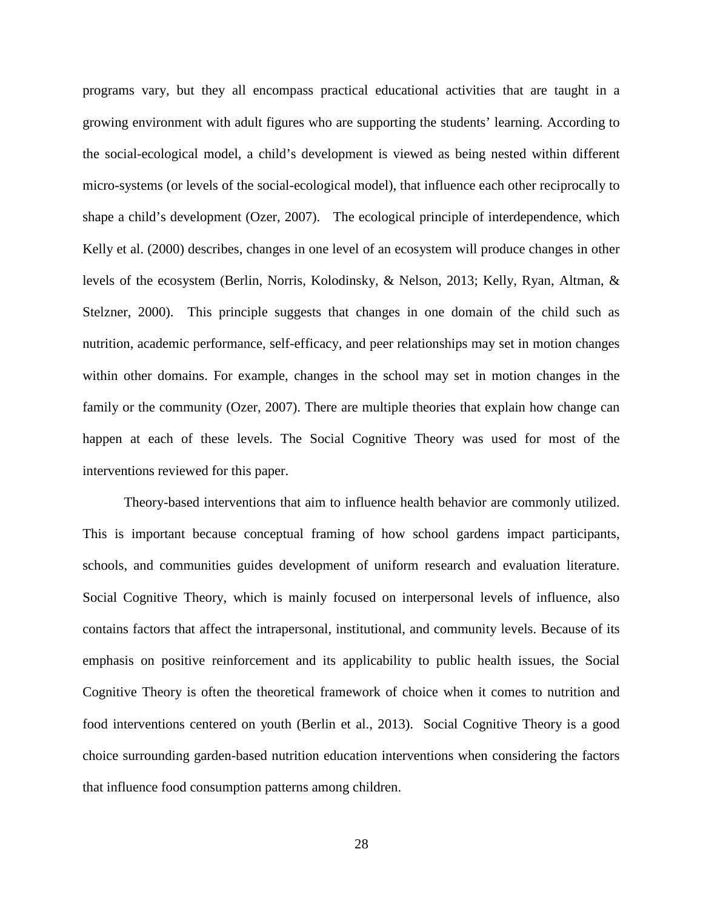programs vary, but they all encompass practical educational activities that are taught in a growing environment with adult figures who are supporting the students' learning. According to the social-ecological model, a child's development is viewed as being nested within different micro-systems (or levels of the social-ecological model), that influence each other reciprocally to shape a child's development (Ozer, 2007). The ecological principle of interdependence, which Kelly et al. (2000) describes, changes in one level of an ecosystem will produce changes in other levels of the ecosystem (Berlin, Norris, Kolodinsky, & Nelson, 2013; Kelly, Ryan, Altman, & Stelzner, 2000). This principle suggests that changes in one domain of the child such as nutrition, academic performance, self-efficacy, and peer relationships may set in motion changes within other domains. For example, changes in the school may set in motion changes in the family or the community (Ozer, 2007). There are multiple theories that explain how change can happen at each of these levels. The Social Cognitive Theory was used for most of the interventions reviewed for this paper.

Theory-based interventions that aim to influence health behavior are commonly utilized. This is important because conceptual framing of how school gardens impact participants, schools, and communities guides development of uniform research and evaluation literature. Social Cognitive Theory, which is mainly focused on interpersonal levels of influence, also contains factors that affect the intrapersonal, institutional, and community levels. Because of its emphasis on positive reinforcement and its applicability to public health issues, the Social Cognitive Theory is often the theoretical framework of choice when it comes to nutrition and food interventions centered on youth (Berlin et al., 2013). Social Cognitive Theory is a good choice surrounding garden-based nutrition education interventions when considering the factors that influence food consumption patterns among children.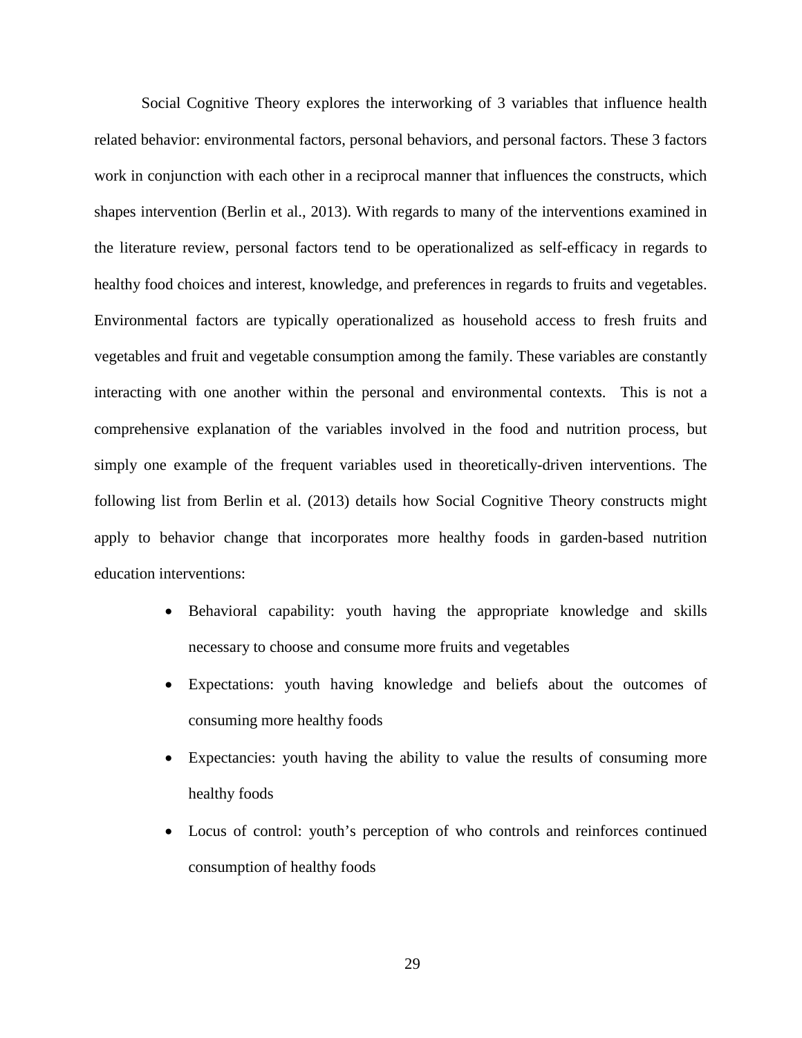Social Cognitive Theory explores the interworking of 3 variables that influence health related behavior: environmental factors, personal behaviors, and personal factors. These 3 factors work in conjunction with each other in a reciprocal manner that influences the constructs, which shapes intervention (Berlin et al., 2013). With regards to many of the interventions examined in the literature review, personal factors tend to be operationalized as self-efficacy in regards to healthy food choices and interest, knowledge, and preferences in regards to fruits and vegetables. Environmental factors are typically operationalized as household access to fresh fruits and vegetables and fruit and vegetable consumption among the family. These variables are constantly interacting with one another within the personal and environmental contexts. This is not a comprehensive explanation of the variables involved in the food and nutrition process, but simply one example of the frequent variables used in theoretically-driven interventions. The following list from Berlin et al. (2013) details how Social Cognitive Theory constructs might apply to behavior change that incorporates more healthy foods in garden-based nutrition education interventions:

- Behavioral capability: youth having the appropriate knowledge and skills necessary to choose and consume more fruits and vegetables
- Expectations: youth having knowledge and beliefs about the outcomes of consuming more healthy foods
- Expectancies: youth having the ability to value the results of consuming more healthy foods
- Locus of control: youth's perception of who controls and reinforces continued consumption of healthy foods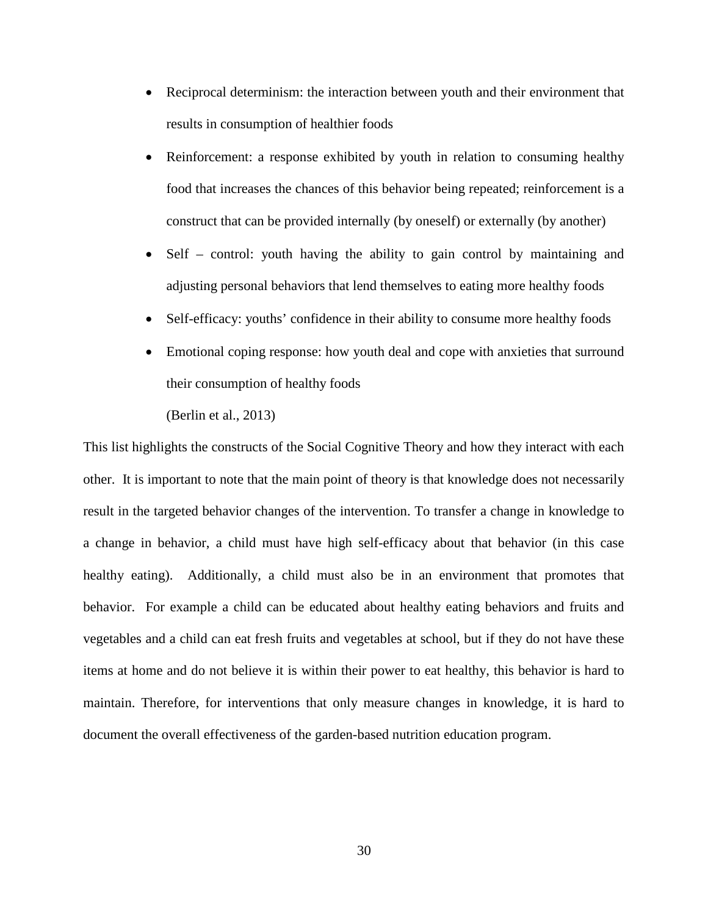- Reciprocal determinism: the interaction between youth and their environment that results in consumption of healthier foods
- Reinforcement: a response exhibited by youth in relation to consuming healthy food that increases the chances of this behavior being repeated; reinforcement is a construct that can be provided internally (by oneself) or externally (by another)
- Self – control: youth having the ability to gain control by maintaining and adjusting personal behaviors that lend themselves to eating more healthy foods
- Self-efficacy: youths' confidence in their ability to consume more healthy foods
- Emotional coping response: how youth deal and cope with anxieties that surround their consumption of healthy foods

(Berlin et al., 2013)

This list highlights the constructs of the Social Cognitive Theory and how they interact with each other. It is important to note that the main point of theory is that knowledge does not necessarily result in the targeted behavior changes of the intervention. To transfer a change in knowledge to a change in behavior, a child must have high self-efficacy about that behavior (in this case healthy eating). Additionally, a child must also be in an environment that promotes that behavior. For example a child can be educated about healthy eating behaviors and fruits and vegetables and a child can eat fresh fruits and vegetables at school, but if they do not have these items at home and do not believe it is within their power to eat healthy, this behavior is hard to maintain. Therefore, for interventions that only measure changes in knowledge, it is hard to document the overall effectiveness of the garden-based nutrition education program.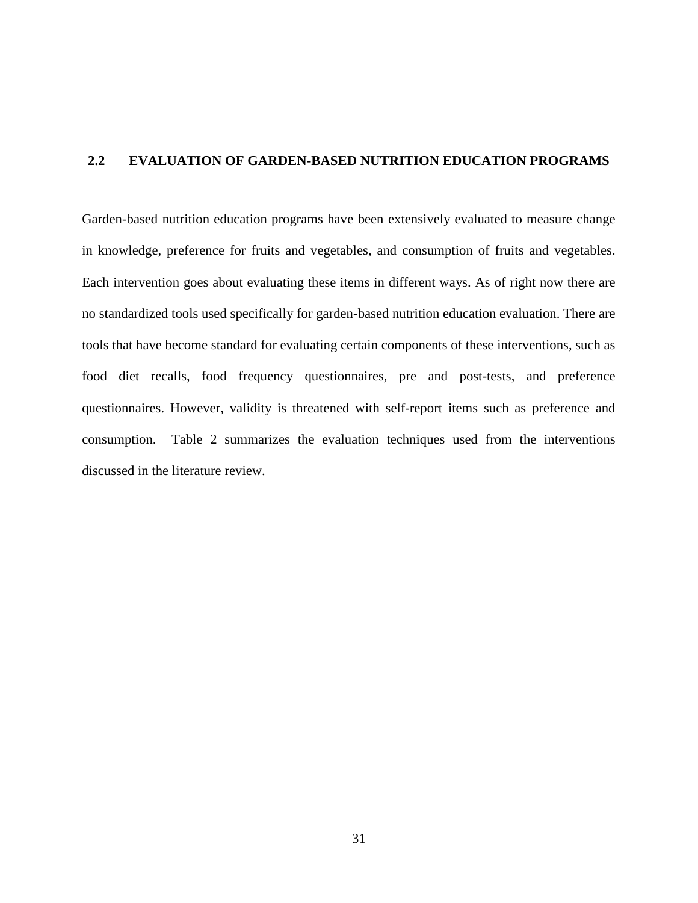## 2.2 EVALUATION OF GARDEN-BASED NUTRITION EDUCATION PROGRAMS

Garden-based nutrition education programs have been extensively evaluated to measure change in knowledge, preference for fruits and vegetables, and consumption of fruits and vegetables. Each intervention goes about evaluating these items in different ways. As of right now there are no standardized tools used specifically for garden-based nutrition education evaluation. There are tools that have become standard for evaluating certain components of these interventions, such as food diet recalls, food frequency questionnaires, pre and post-tests, and preference questionnaires. However, validity is threatened with self-report items such as preference and consumption. Table 2 summarizes the evaluation techniques used from the interventions discussed in the literature review.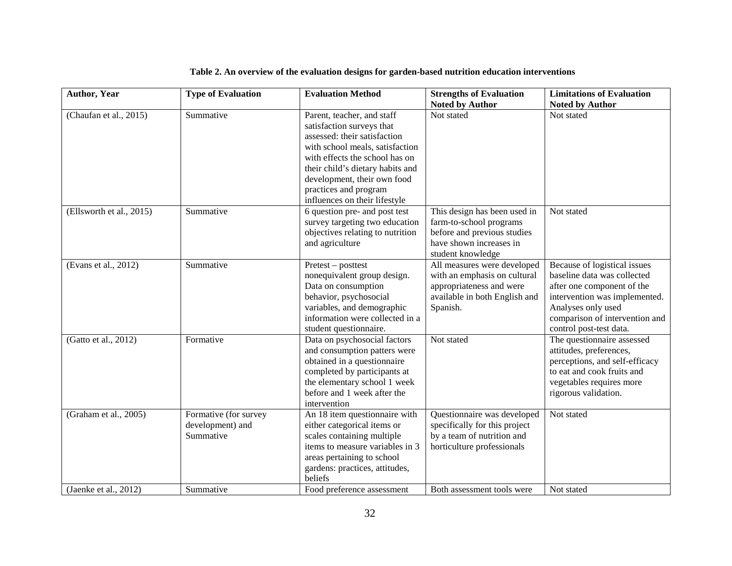**Table 2. An overview of the evaluation designs for garden-based nutrition education interventions**

| Author, Year | Type of Evaluation | Evaluation Method | Strengths of Evaluation Noted by Author | Limitations of Evaluation Noted by Author |
|---|---|---|---|---|
| (Chaufan et al., 2015) | Summative | Parent, teacher, and staff satisfaction surveys that assessed: their satisfaction with school meals, satisfaction with effects the school has on their child's dietary habits and development, their own food practices and program influences on their lifestyle | Not stated | Not stated |
| (Ellsworth et al., 2015) | Summative | 6 question pre- and post test survey targeting two education objectives relating to nutrition and agriculture | This design has been used in farm-to-school programs before and previous studies have shown increases in student knowledge | Not stated |
| (Evans et al., 2012) | Summative | Pretest – posttest nonequivalent group design. Data on consumption behavior, psychosocial variables, and demographic information were collected in a student questionnaire. | All measures were developed with an emphasis on cultural appropriateness and were available in both English and Spanish. | Because of logistical issues baseline data was collected after one component of the intervention was implemented. Analyses only used comparison of intervention and control post-test data. |
| (Gatto et al., 2012) | Formative | Data on psychosocial factors and consumption patters were obtained in a questionnaire completed by participants at the elementary school 1 week before and 1 week after the intervention | Not stated | The questionnaire assessed attitudes, preferences, perceptions, and self-efficacy to eat and cook fruits and vegetables requires more rigorous validation. |
| (Graham et al., 2005) | Formative (for survey development) and Summative | An 18 item questionnaire with either categorical items or scales containing multiple items to measure variables in 3 areas pertaining to school gardens: practices, attitudes, beliefs | Questionnaire was developed specifically for this project by a team of nutrition and horticulture professionals | Not stated |
| (Jaenke et al., 2012) | Summative | Food preference assessment | Both assessment tools were | Not stated |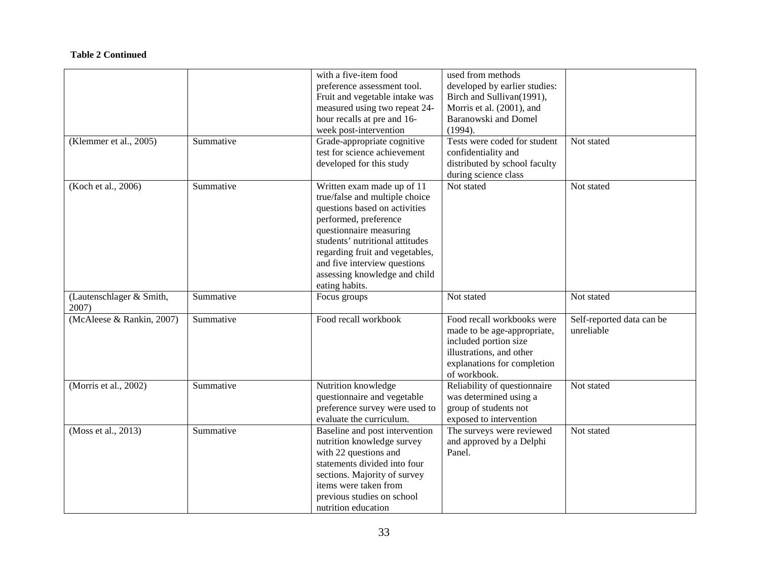**Table 2 Continued**

| | | | | |
|---|---|---|---|---|
| | | with a five-item food preference assessment tool. Fruit and vegetable intake was measured using two repeat 24-hour recalls at pre and 16-week post-intervention | used from methods developed by earlier studies: Birch and Sullivan(1991), Morris et al. (2001), and Baranowski and Domel (1994). | |
| (Klemmer et al., 2005) | Summative | Grade-appropriate cognitive test for science achievement developed for this study | Tests were coded for student confidentiality and distributed by school faculty during science class | Not stated |
| (Koch et al., 2006) | Summative | Written exam made up of 11 true/false and multiple choice questions based on activities performed, preference questionnaire measuring students' nutritional attitudes regarding fruit and vegetables, and five interview questions assessing knowledge and child eating habits. | Not stated | Not stated |
| (Lautenschlager & Smith, 2007) | Summative | Focus groups | Not stated | Not stated |
| (McAleese & Rankin, 2007) | Summative | Food recall workbook | Food recall workbooks were made to be age-appropriate, included portion size illustrations, and other explanations for completion of workbook. | Self-reported data can be unreliable |
| (Morris et al., 2002) | Summative | Nutrition knowledge questionnaire and vegetable preference survey were used to evaluate the curriculum. | Reliability of questionnaire was determined using a group of students not exposed to intervention | Not stated |
| (Moss et al., 2013) | Summative | Baseline and post intervention nutrition knowledge survey with 22 questions and statements divided into four sections. Majority of survey items were taken from previous studies on school nutrition education | The surveys were reviewed and approved by a Delphi Panel. | Not stated |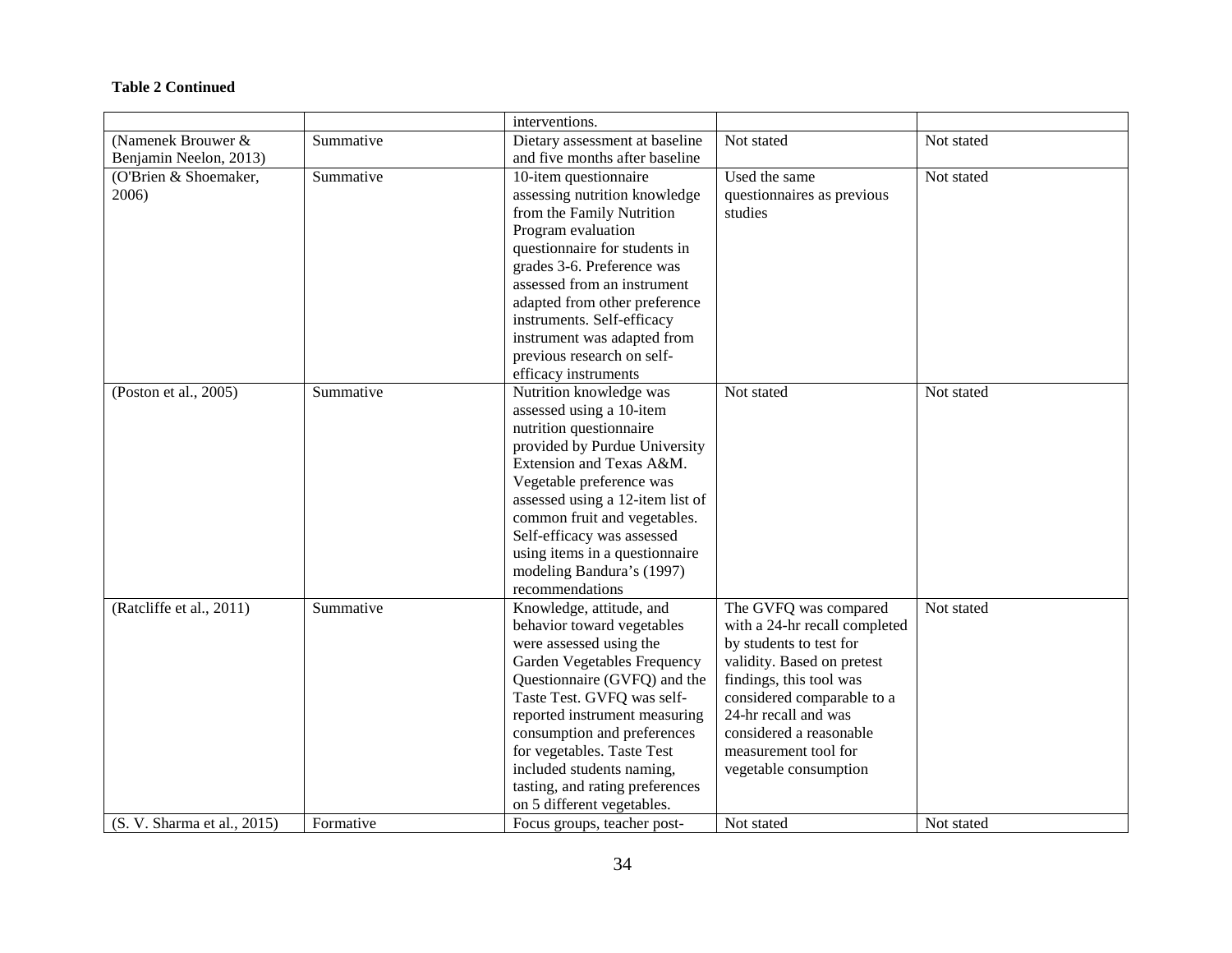**Table 2 Continued**

| | | | | |
|---|---|---|---|---|
| | | interventions. | | |
| (Namenek Brouwer & Benjamin Neelon, 2013) | Summative | Dietary assessment at baseline and five months after baseline | Not stated | Not stated |
| (O'Brien & Shoemaker, 2006) | Summative | 10-item questionnaire assessing nutrition knowledge from the Family Nutrition Program evaluation questionnaire for students in grades 3-6. Preference was assessed from an instrument adapted from other preference instruments. Self-efficacy instrument was adapted from previous research on self-efficacy instruments | Used the same questionnaires as previous studies | Not stated |
| (Poston et al., 2005) | Summative | Nutrition knowledge was assessed using a 10-item nutrition questionnaire provided by Purdue University Extension and Texas A&M. Vegetable preference was assessed using a 12-item list of common fruit and vegetables. Self-efficacy was assessed using items in a questionnaire modeling Bandura's (1997) recommendations | Not stated | Not stated |
| (Ratcliffe et al., 2011) | Summative | Knowledge, attitude, and behavior toward vegetables were assessed using the Garden Vegetables Frequency Questionnaire (GVFQ) and the Taste Test. GVFQ was self-reported instrument measuring consumption and preferences for vegetables. Taste Test included students naming, tasting, and rating preferences on 5 different vegetables. | The GVFQ was compared with a 24-hr recall completed by students to test for validity. Based on pretest findings, this tool was considered comparable to a 24-hr recall and was considered a reasonable measurement tool for vegetable consumption | Not stated |
| (S. V. Sharma et al., 2015) | Formative | Focus groups, teacher post- | Not stated | Not stated |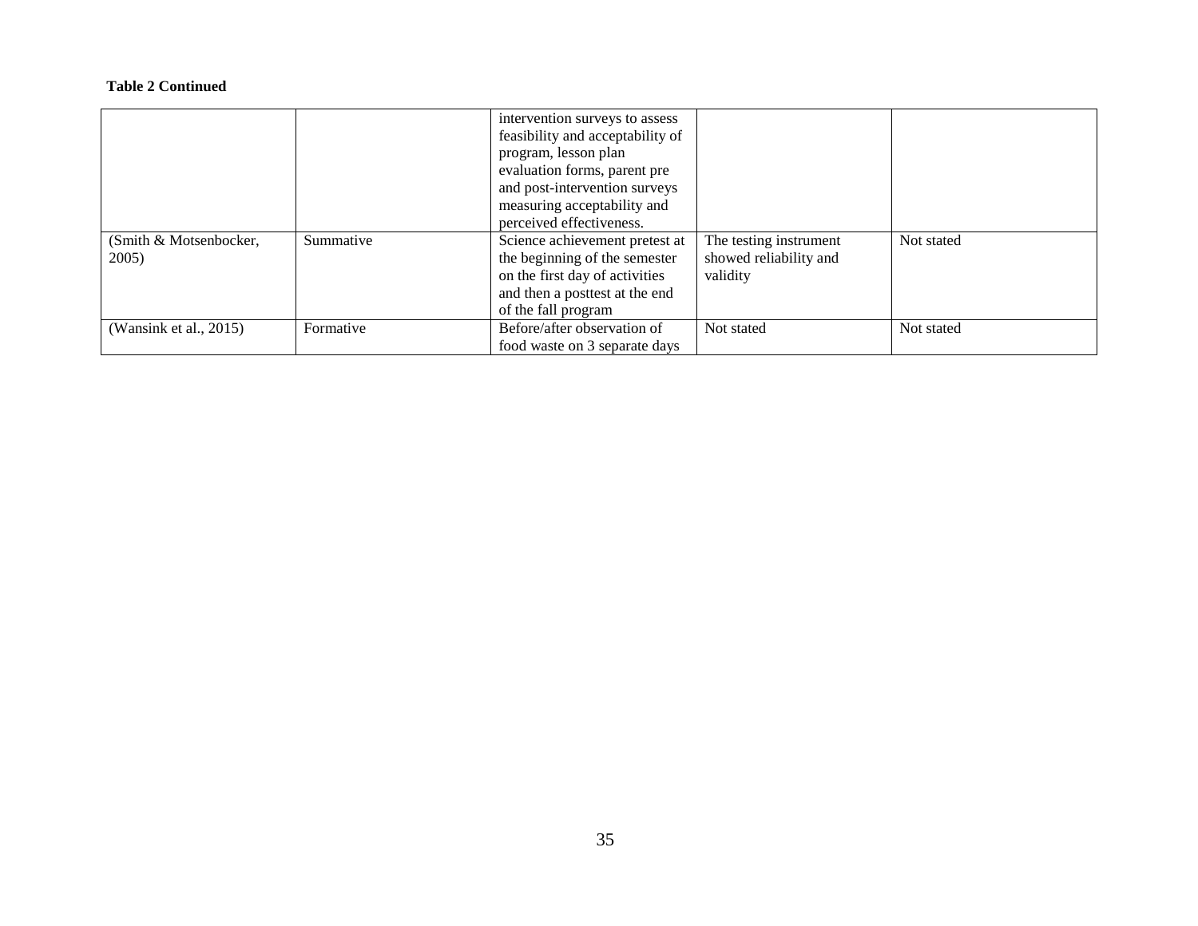**Table 2 Continued**

| | | | | |
|---|---|---|---|---|
| | | intervention surveys to assess feasibility and acceptability of program, lesson plan evaluation forms, parent pre and post-intervention surveys measuring acceptability and perceived effectiveness. | | |
| (Smith & Motsenbocker, 2005) | Summative | Science achievement pretest at the beginning of the semester on the first day of activities and then a posttest at the end of the fall program | The testing instrument showed reliability and validity | Not stated |
| (Wansink et al., 2015) | Formative | Before/after observation of food waste on 3 separate days | Not stated | Not stated |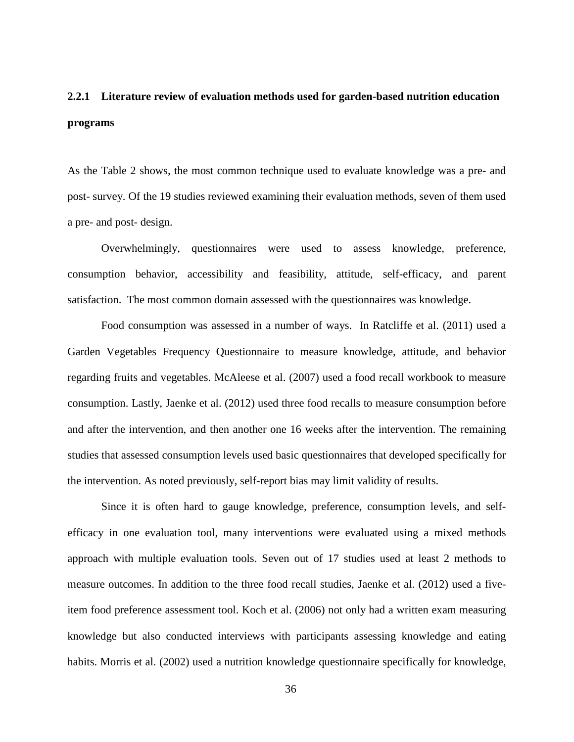### 2.2.1 Literature review of evaluation methods used for garden-based nutrition education programs

As the Table 2 shows, the most common technique used to evaluate knowledge was a pre- and post- survey. Of the 19 studies reviewed examining their evaluation methods, seven of them used a pre- and post- design.

Overwhelmingly, questionnaires were used to assess knowledge, preference, consumption behavior, accessibility and feasibility, attitude, self-efficacy, and parent satisfaction. The most common domain assessed with the questionnaires was knowledge.

Food consumption was assessed in a number of ways. In Ratcliffe et al. (2011) used a Garden Vegetables Frequency Questionnaire to measure knowledge, attitude, and behavior regarding fruits and vegetables. McAleese et al. (2007) used a food recall workbook to measure consumption. Lastly, Jaenke et al. (2012) used three food recalls to measure consumption before and after the intervention, and then another one 16 weeks after the intervention. The remaining studies that assessed consumption levels used basic questionnaires that developed specifically for the intervention. As noted previously, self-report bias may limit validity of results.

Since it is often hard to gauge knowledge, preference, consumption levels, and self-efficacy in one evaluation tool, many interventions were evaluated using a mixed methods approach with multiple evaluation tools. Seven out of 17 studies used at least 2 methods to measure outcomes. In addition to the three food recall studies, Jaenke et al. (2012) used a five-item food preference assessment tool. Koch et al. (2006) not only had a written exam measuring knowledge but also conducted interviews with participants assessing knowledge and eating habits. Morris et al. (2002) used a nutrition knowledge questionnaire specifically for knowledge,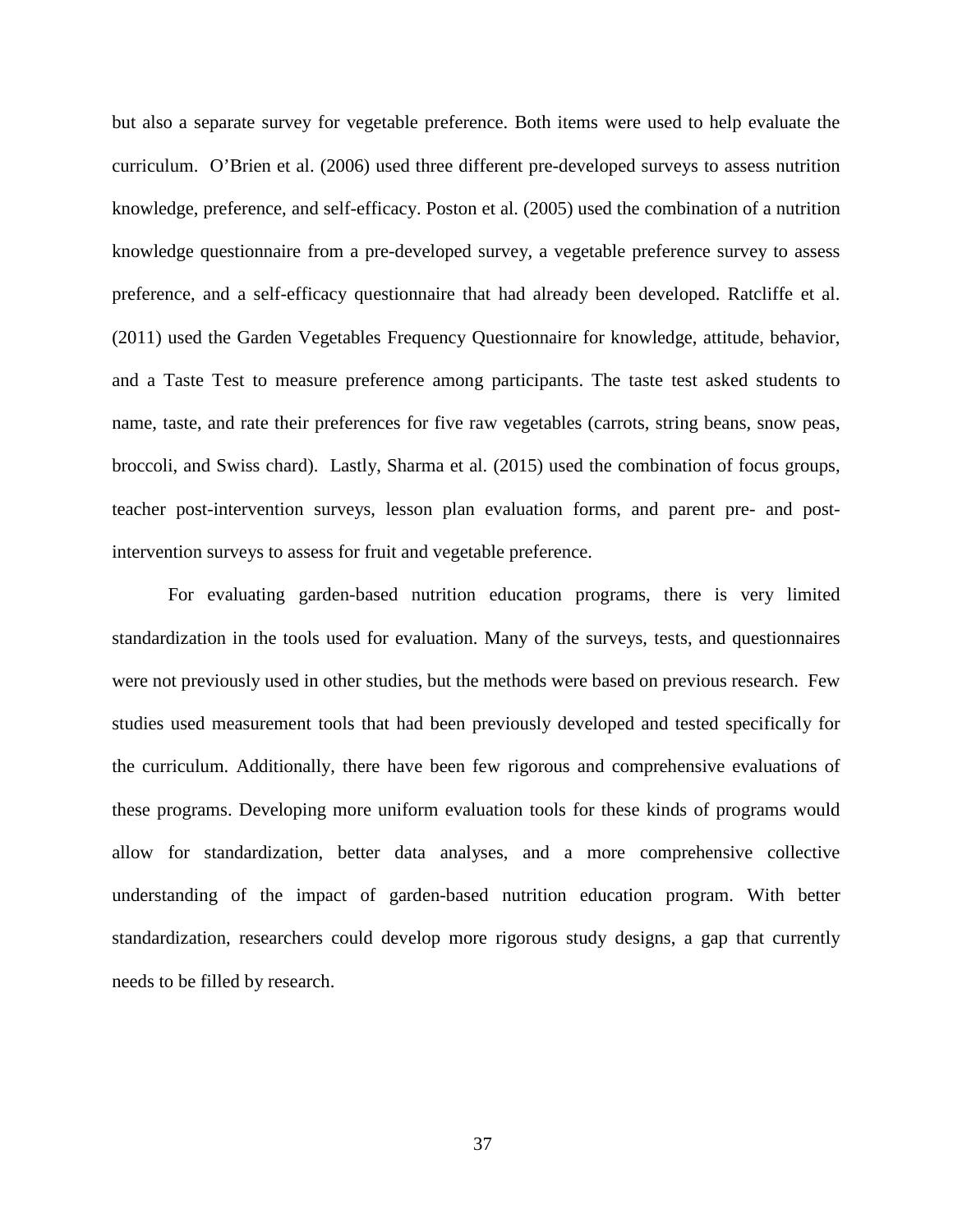but also a separate survey for vegetable preference. Both items were used to help evaluate the curriculum. O'Brien et al. (2006) used three different pre-developed surveys to assess nutrition knowledge, preference, and self-efficacy. Poston et al. (2005) used the combination of a nutrition knowledge questionnaire from a pre-developed survey, a vegetable preference survey to assess preference, and a self-efficacy questionnaire that had already been developed. Ratcliffe et al. (2011) used the Garden Vegetables Frequency Questionnaire for knowledge, attitude, behavior, and a Taste Test to measure preference among participants. The taste test asked students to name, taste, and rate their preferences for five raw vegetables (carrots, string beans, snow peas, broccoli, and Swiss chard). Lastly, Sharma et al. (2015) used the combination of focus groups, teacher post-intervention surveys, lesson plan evaluation forms, and parent pre- and post-intervention surveys to assess for fruit and vegetable preference.

For evaluating garden-based nutrition education programs, there is very limited standardization in the tools used for evaluation. Many of the surveys, tests, and questionnaires were not previously used in other studies, but the methods were based on previous research. Few studies used measurement tools that had been previously developed and tested specifically for the curriculum. Additionally, there have been few rigorous and comprehensive evaluations of these programs. Developing more uniform evaluation tools for these kinds of programs would allow for standardization, better data analyses, and a more comprehensive collective understanding of the impact of garden-based nutrition education program. With better standardization, researchers could develop more rigorous study designs, a gap that currently needs to be filled by research.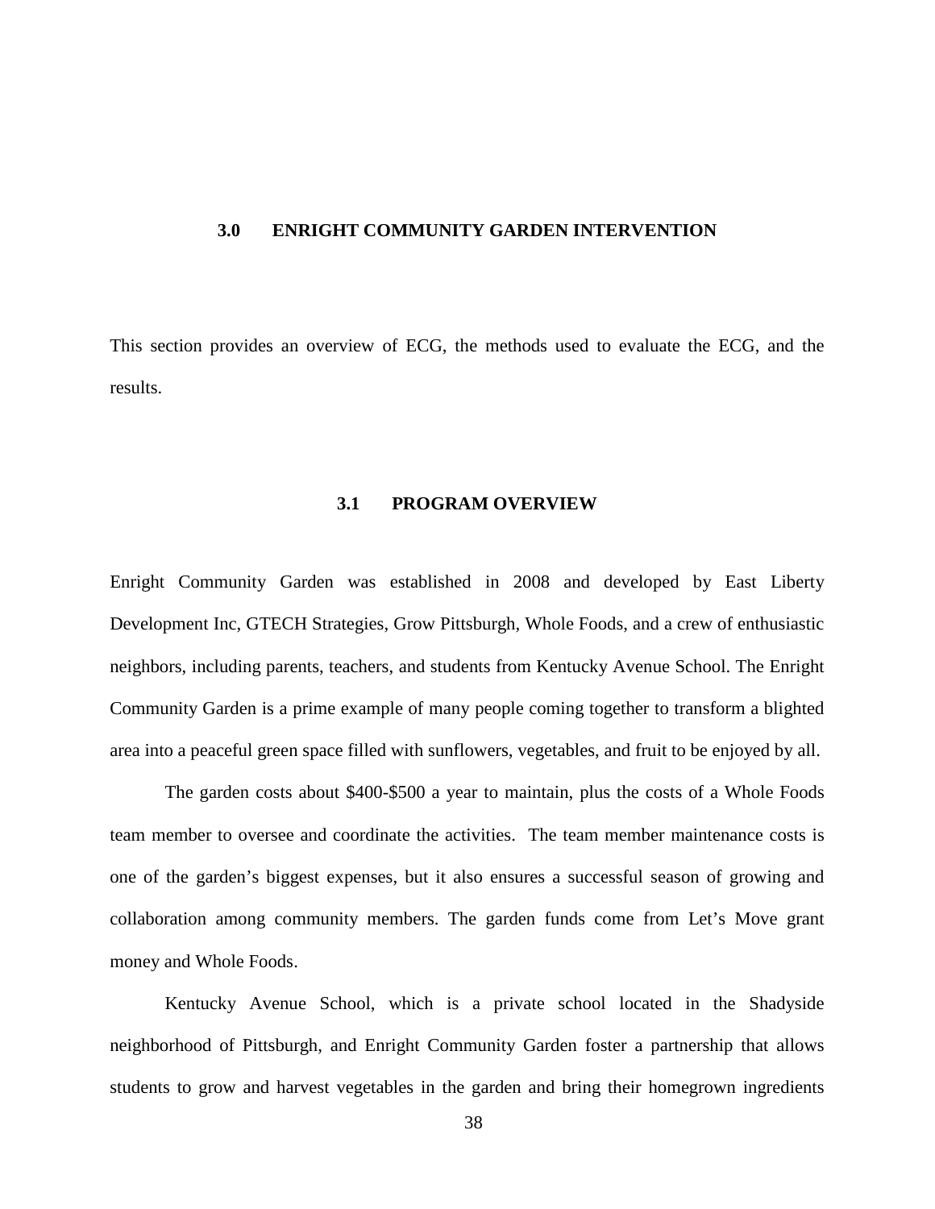# 3.0 ENRIGHT COMMUNITY GARDEN INTERVENTION

This section provides an overview of ECG, the methods used to evaluate the ECG, and the results.

## 3.1 PROGRAM OVERVIEW

Enright Community Garden was established in 2008 and developed by East Liberty Development Inc, GTECH Strategies, Grow Pittsburgh, Whole Foods, and a crew of enthusiastic neighbors, including parents, teachers, and students from Kentucky Avenue School. The Enright Community Garden is a prime example of many people coming together to transform a blighted area into a peaceful green space filled with sunflowers, vegetables, and fruit to be enjoyed by all.

The garden costs about $400-$500 a year to maintain, plus the costs of a Whole Foods team member to oversee and coordinate the activities. The team member maintenance costs is one of the garden's biggest expenses, but it also ensures a successful season of growing and collaboration among community members. The garden funds come from Let's Move grant money and Whole Foods.

Kentucky Avenue School, which is a private school located in the Shadyside neighborhood of Pittsburgh, and Enright Community Garden foster a partnership that allows students to grow and harvest vegetables in the garden and bring their homegrown ingredients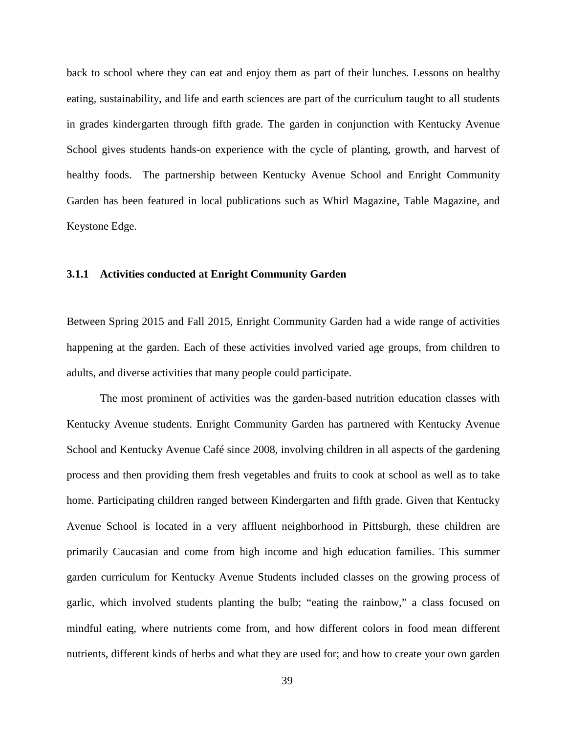back to school where they can eat and enjoy them as part of their lunches. Lessons on healthy eating, sustainability, and life and earth sciences are part of the curriculum taught to all students in grades kindergarten through fifth grade. The garden in conjunction with Kentucky Avenue School gives students hands-on experience with the cycle of planting, growth, and harvest of healthy foods. The partnership between Kentucky Avenue School and Enright Community Garden has been featured in local publications such as Whirl Magazine, Table Magazine, and Keystone Edge.

### 3.1.1 Activities conducted at Enright Community Garden

Between Spring 2015 and Fall 2015, Enright Community Garden had a wide range of activities happening at the garden. Each of these activities involved varied age groups, from children to adults, and diverse activities that many people could participate.

The most prominent of activities was the garden-based nutrition education classes with Kentucky Avenue students. Enright Community Garden has partnered with Kentucky Avenue School and Kentucky Avenue Café since 2008, involving children in all aspects of the gardening process and then providing them fresh vegetables and fruits to cook at school as well as to take home. Participating children ranged between Kindergarten and fifth grade. Given that Kentucky Avenue School is located in a very affluent neighborhood in Pittsburgh, these children are primarily Caucasian and come from high income and high education families. This summer garden curriculum for Kentucky Avenue Students included classes on the growing process of garlic, which involved students planting the bulb; "eating the rainbow," a class focused on mindful eating, where nutrients come from, and how different colors in food mean different nutrients, different kinds of herbs and what they are used for; and how to create your own garden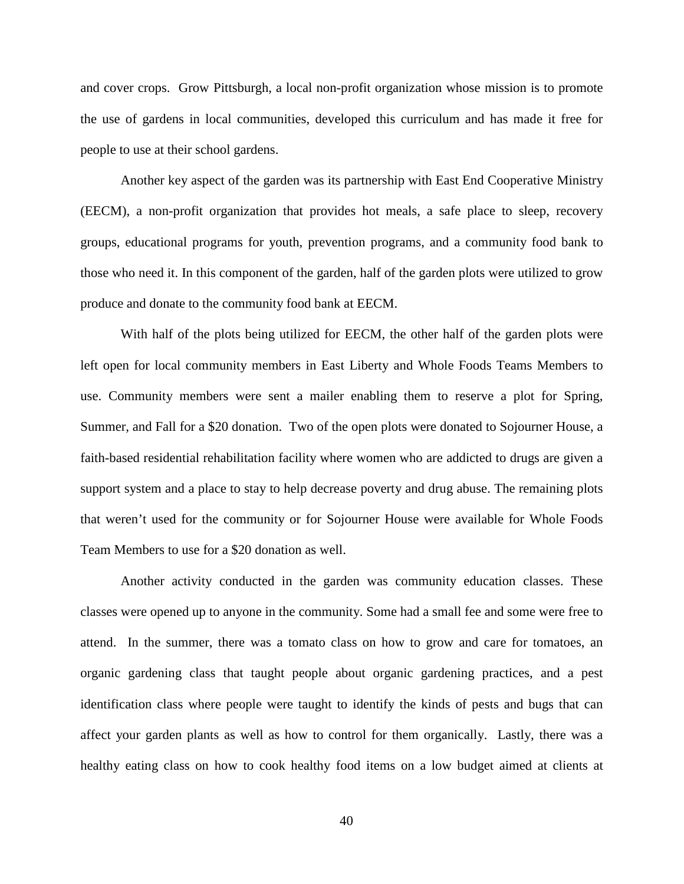and cover crops. Grow Pittsburgh, a local non-profit organization whose mission is to promote the use of gardens in local communities, developed this curriculum and has made it free for people to use at their school gardens.

Another key aspect of the garden was its partnership with East End Cooperative Ministry (EECM), a non-profit organization that provides hot meals, a safe place to sleep, recovery groups, educational programs for youth, prevention programs, and a community food bank to those who need it. In this component of the garden, half of the garden plots were utilized to grow produce and donate to the community food bank at EECM.

With half of the plots being utilized for EECM, the other half of the garden plots were left open for local community members in East Liberty and Whole Foods Teams Members to use. Community members were sent a mailer enabling them to reserve a plot for Spring, Summer, and Fall for a $20 donation. Two of the open plots were donated to Sojourner House, a faith-based residential rehabilitation facility where women who are addicted to drugs are given a support system and a place to stay to help decrease poverty and drug abuse. The remaining plots that weren't used for the community or for Sojourner House were available for Whole Foods Team Members to use for a $20 donation as well.

Another activity conducted in the garden was community education classes. These classes were opened up to anyone in the community. Some had a small fee and some were free to attend. In the summer, there was a tomato class on how to grow and care for tomatoes, an organic gardening class that taught people about organic gardening practices, and a pest identification class where people were taught to identify the kinds of pests and bugs that can affect your garden plants as well as how to control for them organically. Lastly, there was a healthy eating class on how to cook healthy food items on a low budget aimed at clients at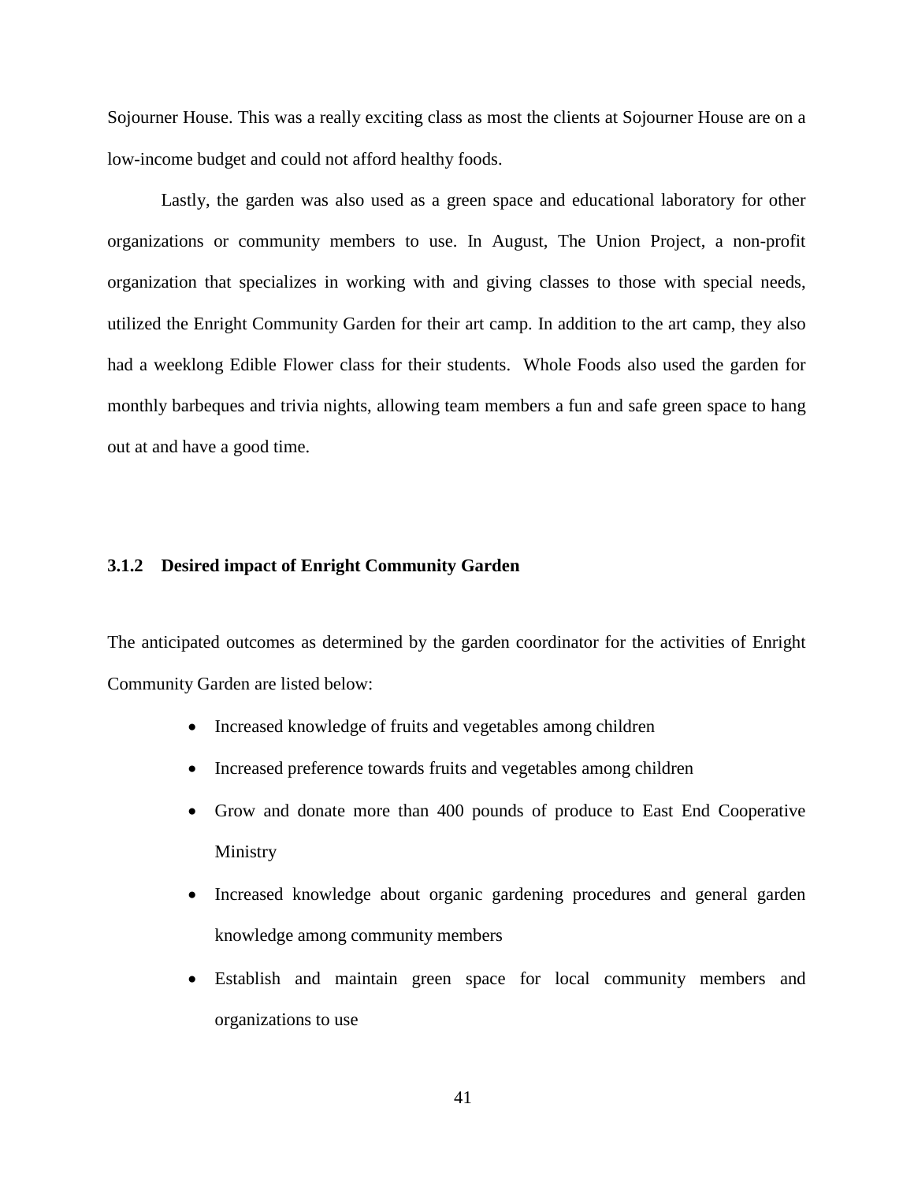Sojourner House. This was a really exciting class as most the clients at Sojourner House are on a low-income budget and could not afford healthy foods.

Lastly, the garden was also used as a green space and educational laboratory for other organizations or community members to use. In August, The Union Project, a non-profit organization that specializes in working with and giving classes to those with special needs, utilized the Enright Community Garden for their art camp. In addition to the art camp, they also had a weeklong Edible Flower class for their students. Whole Foods also used the garden for monthly barbeques and trivia nights, allowing team members a fun and safe green space to hang out at and have a good time.

### 3.1.2 Desired impact of Enright Community Garden

The anticipated outcomes as determined by the garden coordinator for the activities of Enright Community Garden are listed below:

- Increased knowledge of fruits and vegetables among children
- Increased preference towards fruits and vegetables among children
- Grow and donate more than 400 pounds of produce to East End Cooperative Ministry
- Increased knowledge about organic gardening procedures and general garden knowledge among community members
- Establish and maintain green space for local community members and organizations to use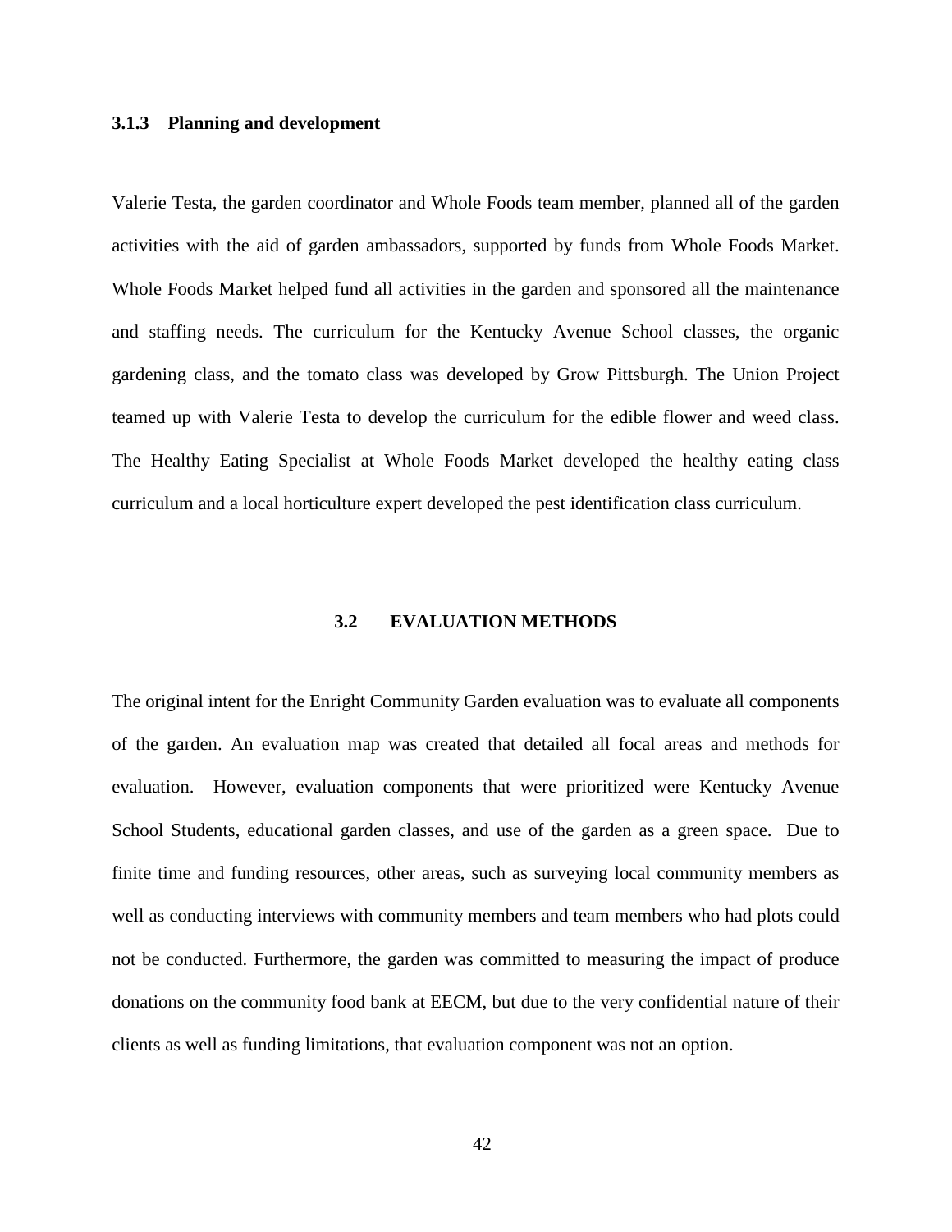### 3.1.3 Planning and development

Valerie Testa, the garden coordinator and Whole Foods team member, planned all of the garden activities with the aid of garden ambassadors, supported by funds from Whole Foods Market. Whole Foods Market helped fund all activities in the garden and sponsored all the maintenance and staffing needs. The curriculum for the Kentucky Avenue School classes, the organic gardening class, and the tomato class was developed by Grow Pittsburgh. The Union Project teamed up with Valerie Testa to develop the curriculum for the edible flower and weed class. The Healthy Eating Specialist at Whole Foods Market developed the healthy eating class curriculum and a local horticulture expert developed the pest identification class curriculum.

## 3.2 EVALUATION METHODS

The original intent for the Enright Community Garden evaluation was to evaluate all components of the garden. An evaluation map was created that detailed all focal areas and methods for evaluation. However, evaluation components that were prioritized were Kentucky Avenue School Students, educational garden classes, and use of the garden as a green space. Due to finite time and funding resources, other areas, such as surveying local community members as well as conducting interviews with community members and team members who had plots could not be conducted. Furthermore, the garden was committed to measuring the impact of produce donations on the community food bank at EECM, but due to the very confidential nature of their clients as well as funding limitations, that evaluation component was not an option.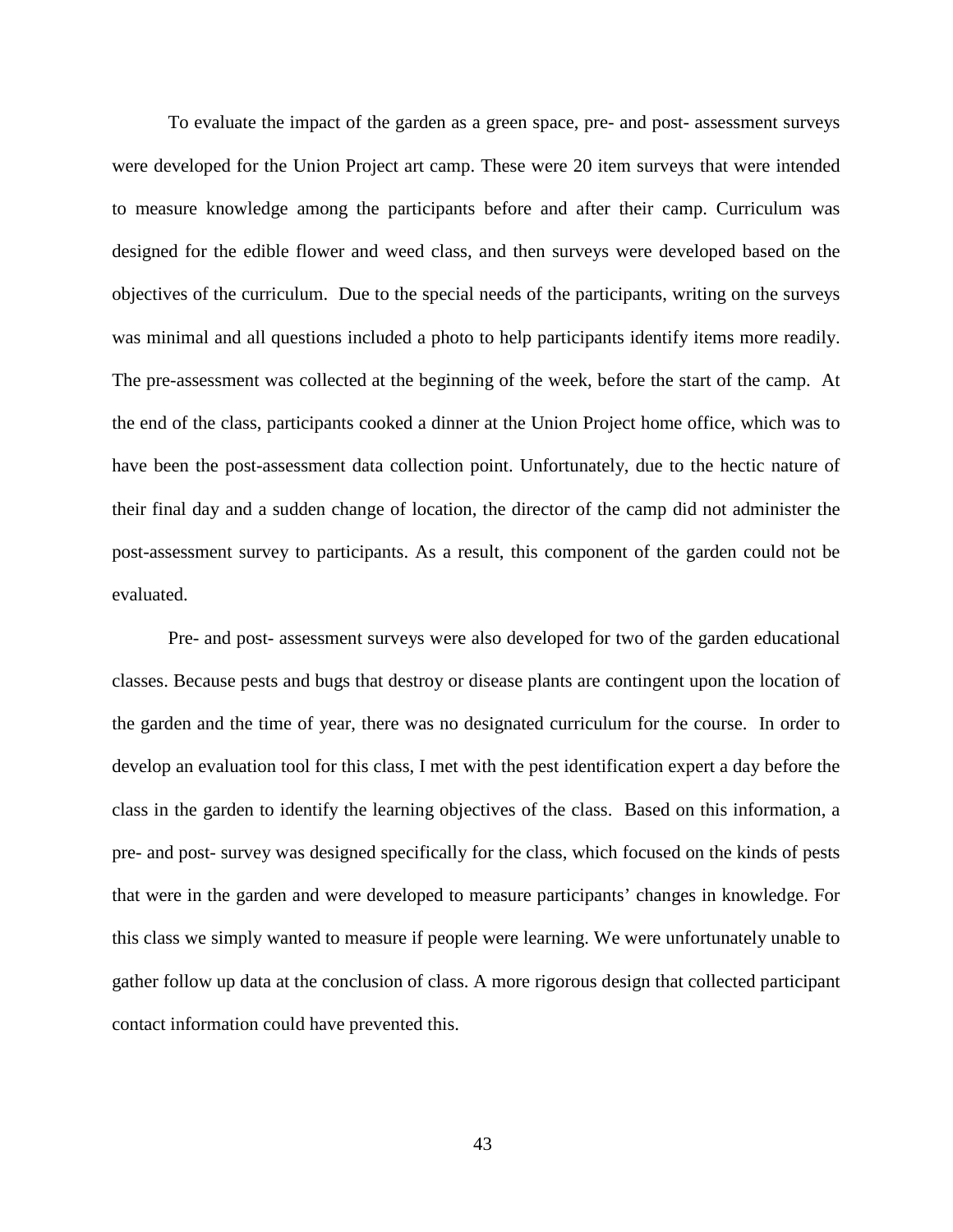To evaluate the impact of the garden as a green space, pre- and post- assessment surveys were developed for the Union Project art camp. These were 20 item surveys that were intended to measure knowledge among the participants before and after their camp. Curriculum was designed for the edible flower and weed class, and then surveys were developed based on the objectives of the curriculum. Due to the special needs of the participants, writing on the surveys was minimal and all questions included a photo to help participants identify items more readily. The pre-assessment was collected at the beginning of the week, before the start of the camp. At the end of the class, participants cooked a dinner at the Union Project home office, which was to have been the post-assessment data collection point. Unfortunately, due to the hectic nature of their final day and a sudden change of location, the director of the camp did not administer the post-assessment survey to participants. As a result, this component of the garden could not be evaluated.

Pre- and post- assessment surveys were also developed for two of the garden educational classes. Because pests and bugs that destroy or disease plants are contingent upon the location of the garden and the time of year, there was no designated curriculum for the course. In order to develop an evaluation tool for this class, I met with the pest identification expert a day before the class in the garden to identify the learning objectives of the class. Based on this information, a pre- and post- survey was designed specifically for the class, which focused on the kinds of pests that were in the garden and were developed to measure participants' changes in knowledge. For this class we simply wanted to measure if people were learning. We were unfortunately unable to gather follow up data at the conclusion of class. A more rigorous design that collected participant contact information could have prevented this.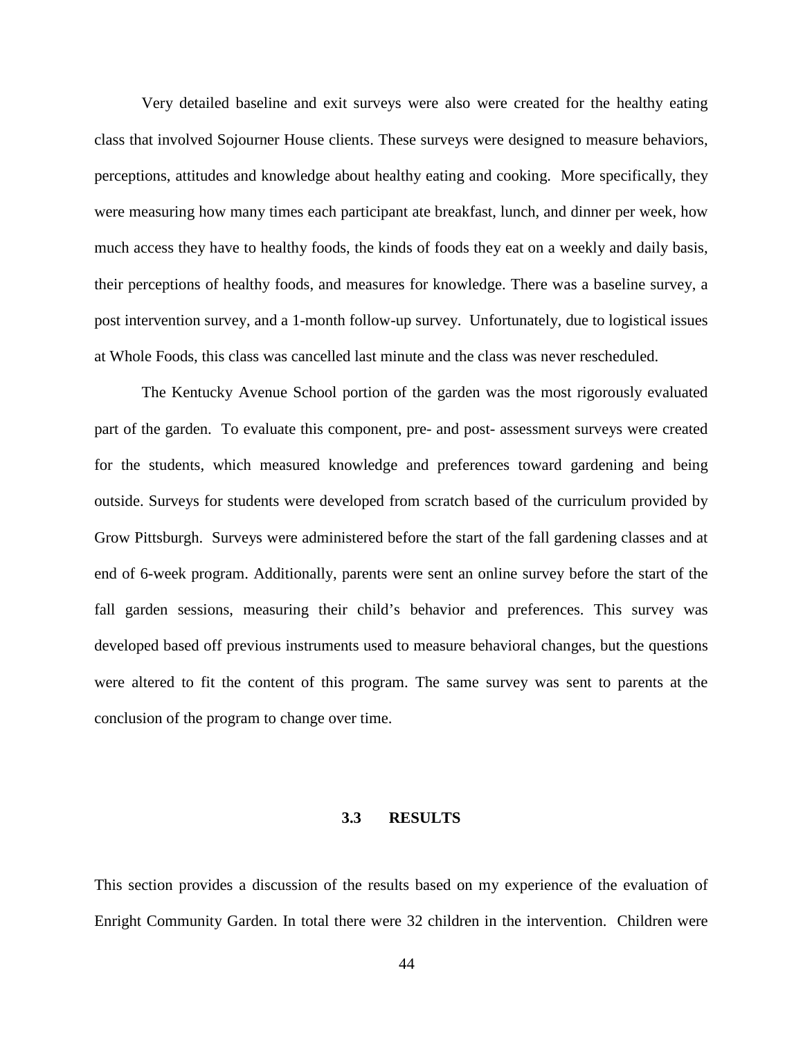Very detailed baseline and exit surveys were also were created for the healthy eating class that involved Sojourner House clients. These surveys were designed to measure behaviors, perceptions, attitudes and knowledge about healthy eating and cooking. More specifically, they were measuring how many times each participant ate breakfast, lunch, and dinner per week, how much access they have to healthy foods, the kinds of foods they eat on a weekly and daily basis, their perceptions of healthy foods, and measures for knowledge. There was a baseline survey, a post intervention survey, and a 1-month follow-up survey. Unfortunately, due to logistical issues at Whole Foods, this class was cancelled last minute and the class was never rescheduled.

The Kentucky Avenue School portion of the garden was the most rigorously evaluated part of the garden. To evaluate this component, pre- and post- assessment surveys were created for the students, which measured knowledge and preferences toward gardening and being outside. Surveys for students were developed from scratch based of the curriculum provided by Grow Pittsburgh. Surveys were administered before the start of the fall gardening classes and at end of 6-week program. Additionally, parents were sent an online survey before the start of the fall garden sessions, measuring their child's behavior and preferences. This survey was developed based off previous instruments used to measure behavioral changes, but the questions were altered to fit the content of this program. The same survey was sent to parents at the conclusion of the program to change over time.

## 3.3 RESULTS

This section provides a discussion of the results based on my experience of the evaluation of Enright Community Garden. In total there were 32 children in the intervention. Children were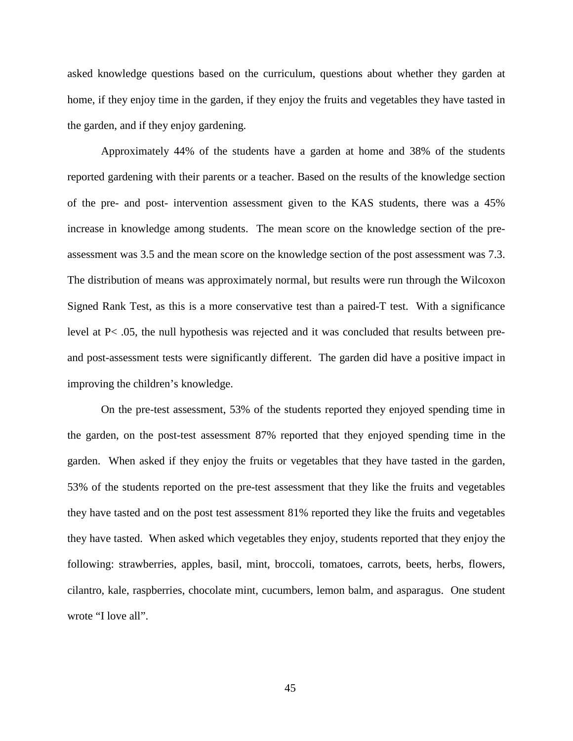asked knowledge questions based on the curriculum, questions about whether they garden at home, if they enjoy time in the garden, if they enjoy the fruits and vegetables they have tasted in the garden, and if they enjoy gardening.

Approximately 44% of the students have a garden at home and 38% of the students reported gardening with their parents or a teacher. Based on the results of the knowledge section of the pre- and post- intervention assessment given to the KAS students, there was a 45% increase in knowledge among students. The mean score on the knowledge section of the pre-assessment was 3.5 and the mean score on the knowledge section of the post assessment was 7.3. The distribution of means was approximately normal, but results were run through the Wilcoxon Signed Rank Test, as this is a more conservative test than a paired-T test. With a significance level at $P < .05$, the null hypothesis was rejected and it was concluded that results between pre- and post-assessment tests were significantly different. The garden did have a positive impact in improving the children's knowledge.

On the pre-test assessment, 53% of the students reported they enjoyed spending time in the garden, on the post-test assessment 87% reported that they enjoyed spending time in the garden. When asked if they enjoy the fruits or vegetables that they have tasted in the garden, 53% of the students reported on the pre-test assessment that they like the fruits and vegetables they have tasted and on the post test assessment 81% reported they like the fruits and vegetables they have tasted. When asked which vegetables they enjoy, students reported that they enjoy the following: strawberries, apples, basil, mint, broccoli, tomatoes, carrots, beets, herbs, flowers, cilantro, kale, raspberries, chocolate mint, cucumbers, lemon balm, and asparagus. One student wrote "I love all".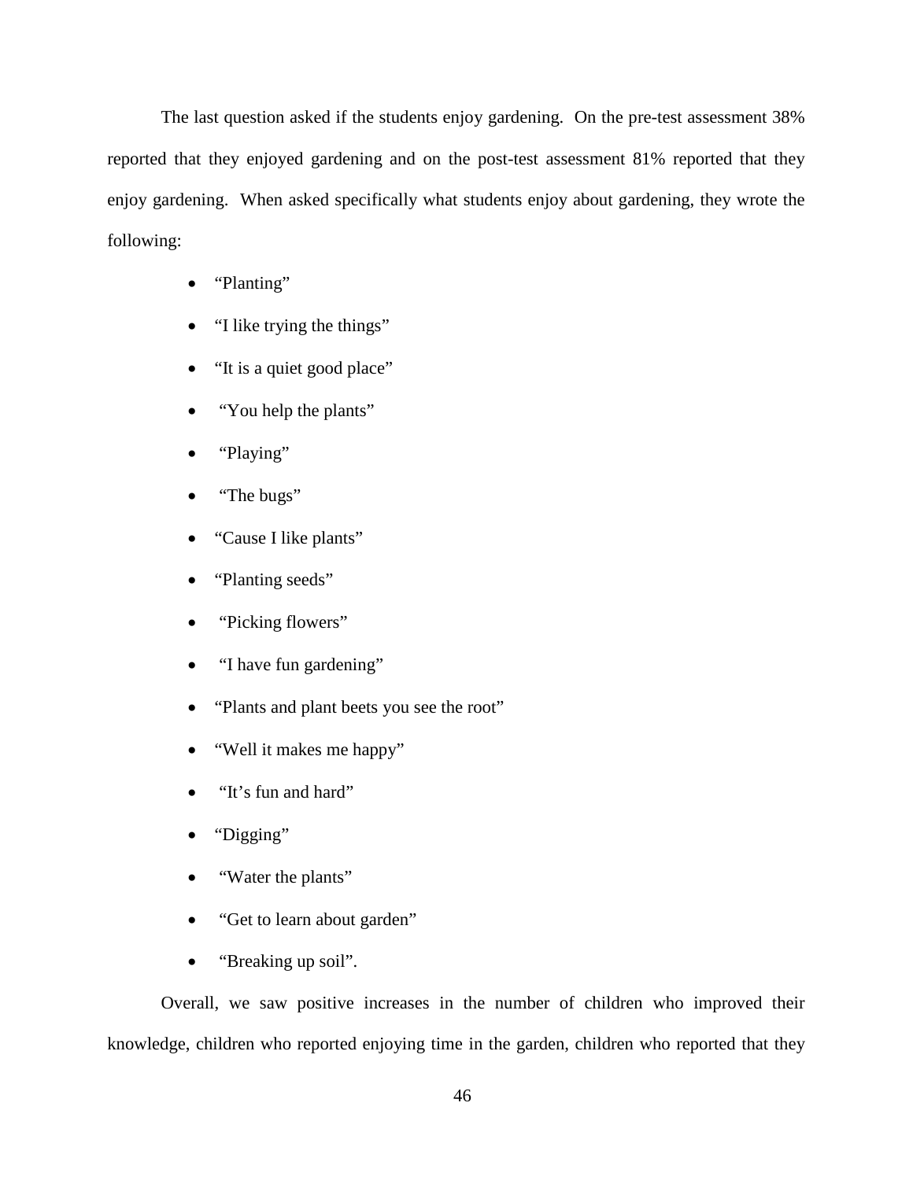The last question asked if the students enjoy gardening. On the pre-test assessment 38% reported that they enjoyed gardening and on the post-test assessment 81% reported that they enjoy gardening. When asked specifically what students enjoy about gardening, they wrote the following:

- "Planting"
- "I like trying the things"
- "It is a quiet good place"
- "You help the plants"
- "Playing"
- "The bugs"
- "Cause I like plants"
- "Planting seeds"
- "Picking flowers"
- "I have fun gardening"
- "Plants and plant beets you see the root"
- "Well it makes me happy"
- "It's fun and hard"
- "Digging"
- "Water the plants"
- "Get to learn about garden"
- "Breaking up soil".

Overall, we saw positive increases in the number of children who improved their knowledge, children who reported enjoying time in the garden, children who reported that they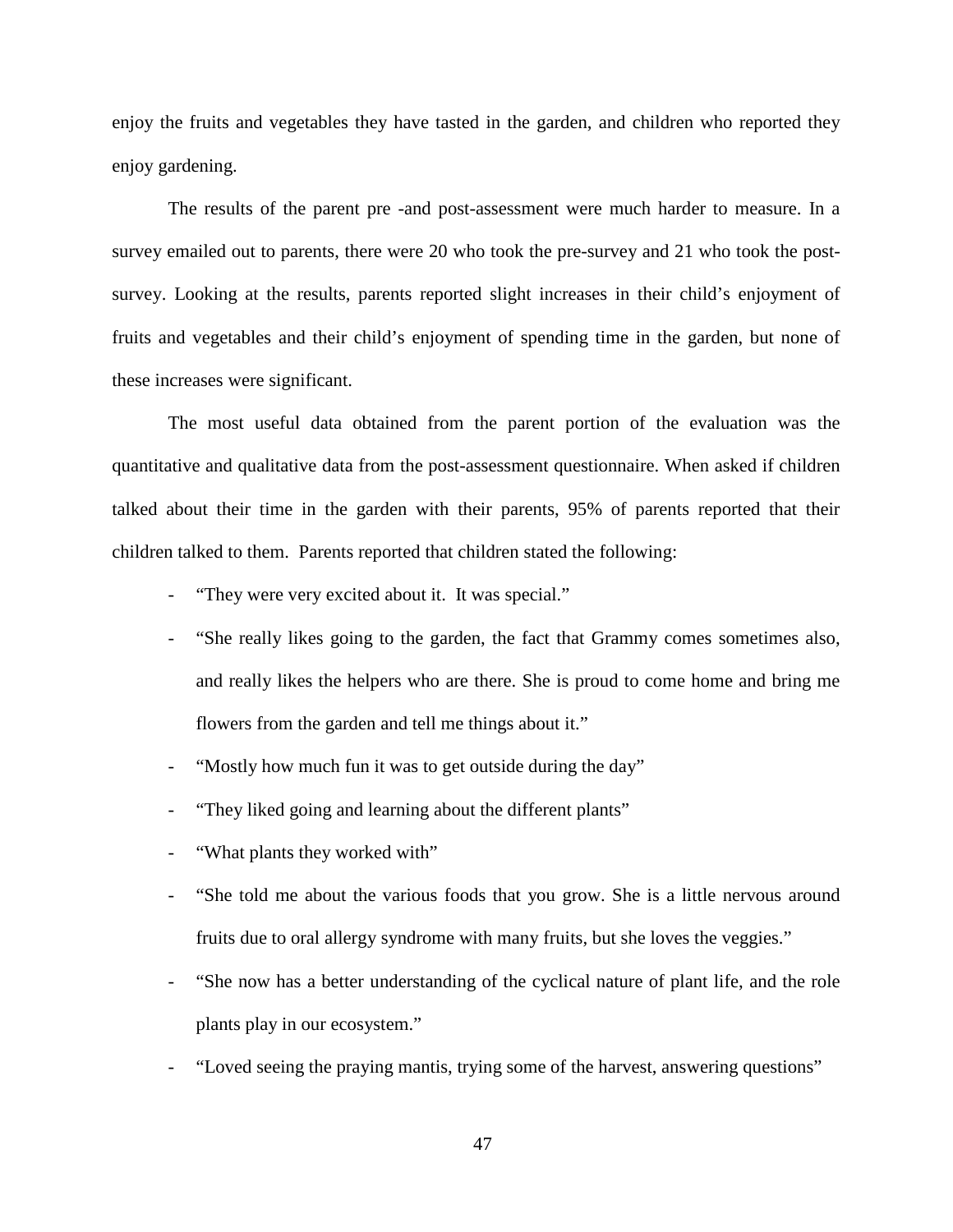enjoy the fruits and vegetables they have tasted in the garden, and children who reported they enjoy gardening.

The results of the parent pre -and post-assessment were much harder to measure. In a survey emailed out to parents, there were 20 who took the pre-survey and 21 who took the post-survey. Looking at the results, parents reported slight increases in their child's enjoyment of fruits and vegetables and their child's enjoyment of spending time in the garden, but none of these increases were significant.

The most useful data obtained from the parent portion of the evaluation was the quantitative and qualitative data from the post-assessment questionnaire. When asked if children talked about their time in the garden with their parents, 95% of parents reported that their children talked to them. Parents reported that children stated the following:

- "They were very excited about it. It was special."
- "She really likes going to the garden, the fact that Grammy comes sometimes also, and really likes the helpers who are there. She is proud to come home and bring me flowers from the garden and tell me things about it."
- "Mostly how much fun it was to get outside during the day"
- "They liked going and learning about the different plants"
- "What plants they worked with"
- "She told me about the various foods that you grow. She is a little nervous around fruits due to oral allergy syndrome with many fruits, but she loves the veggies."
- "She now has a better understanding of the cyclical nature of plant life, and the role plants play in our ecosystem."
- "Loved seeing the praying mantis, trying some of the harvest, answering questions"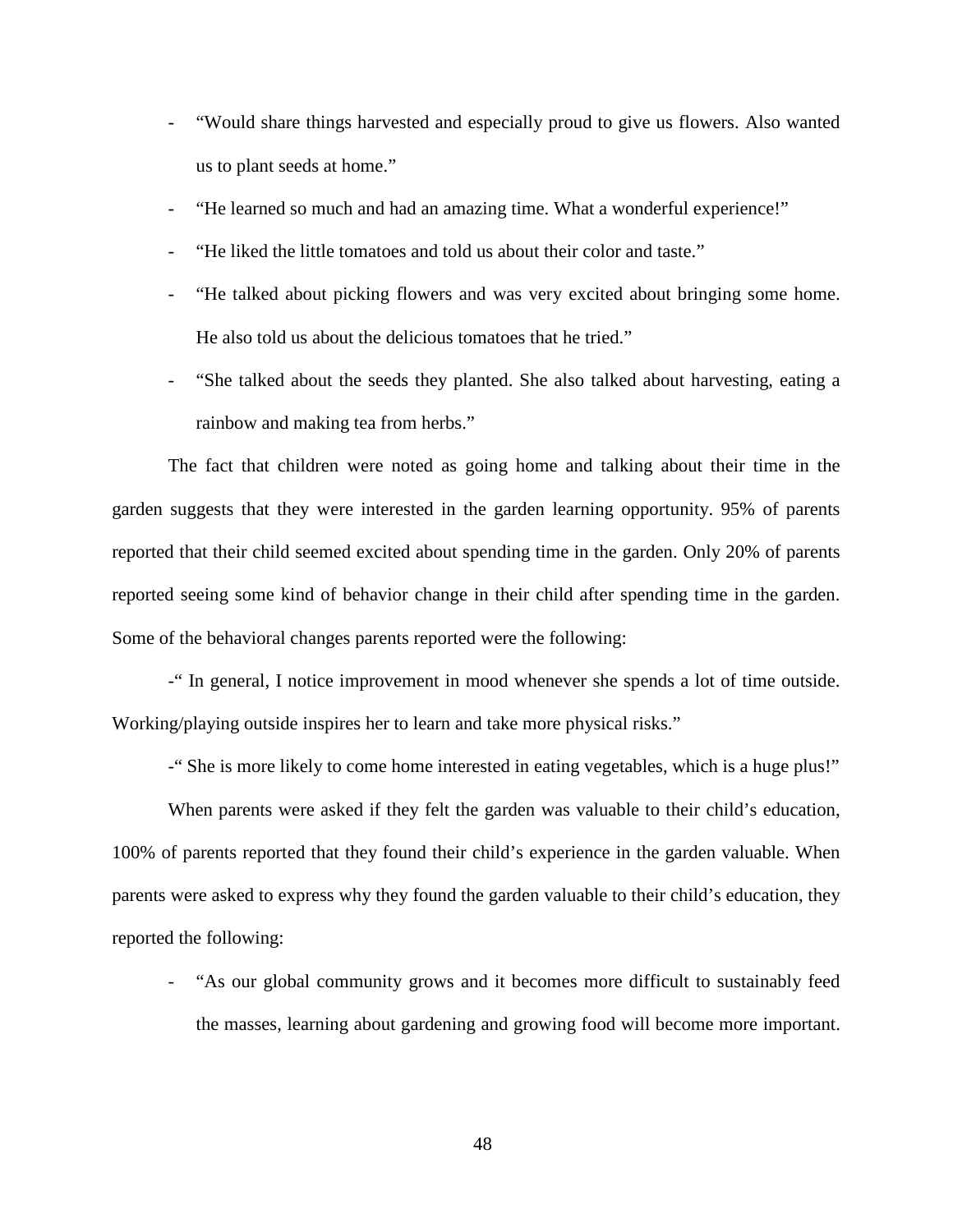- “Would share things harvested and especially proud to give us flowers. Also wanted us to plant seeds at home.”
- “He learned so much and had an amazing time. What a wonderful experience!”
- “He liked the little tomatoes and told us about their color and taste.”
- “He talked about picking flowers and was very excited about bringing some home. He also told us about the delicious tomatoes that he tried.”
- “She talked about the seeds they planted. She also talked about harvesting, eating a rainbow and making tea from herbs.”

The fact that children were noted as going home and talking about their time in the garden suggests that they were interested in the garden learning opportunity. 95% of parents reported that their child seemed excited about spending time in the garden. Only 20% of parents reported seeing some kind of behavior change in their child after spending time in the garden. Some of the behavioral changes parents reported were the following:

-“ In general, I notice improvement in mood whenever she spends a lot of time outside. Working/playing outside inspires her to learn and take more physical risks.”

-“ She is more likely to come home interested in eating vegetables, which is a huge plus!”

When parents were asked if they felt the garden was valuable to their child’s education, 100% of parents reported that they found their child’s experience in the garden valuable. When parents were asked to express why they found the garden valuable to their child’s education, they reported the following:

- “As our global community grows and it becomes more difficult to sustainably feed the masses, learning about gardening and growing food will become more important.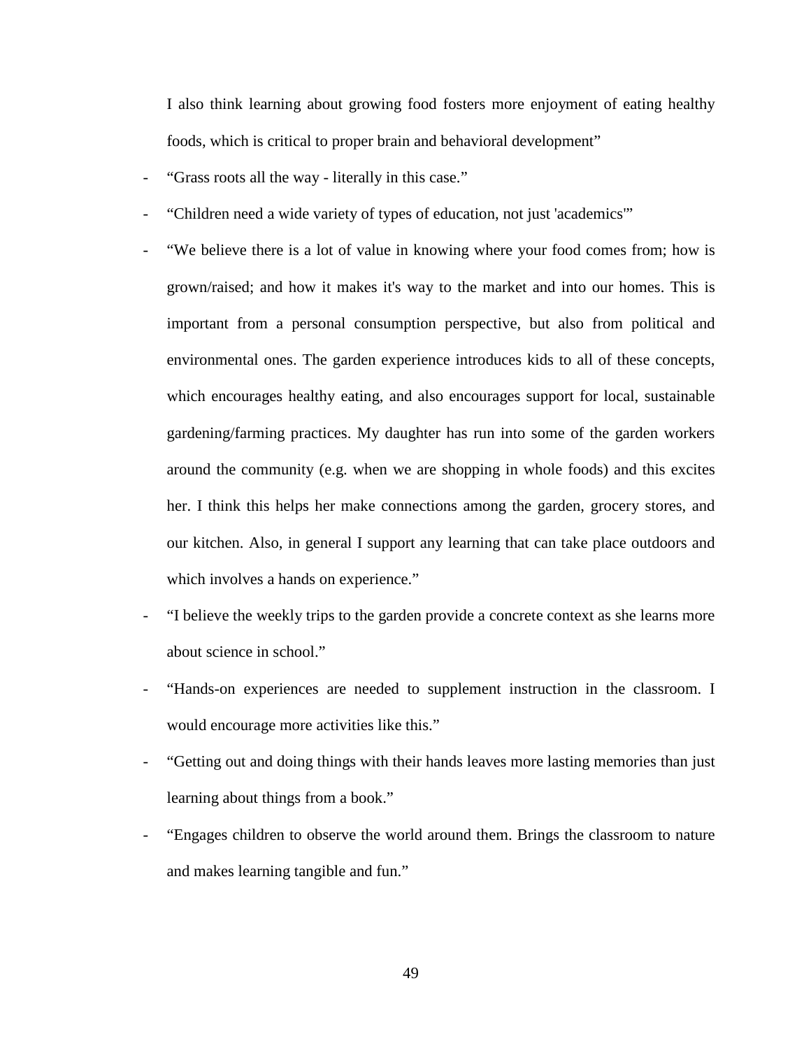I also think learning about growing food fosters more enjoyment of eating healthy foods, which is critical to proper brain and behavioral development"

- "Grass roots all the way - literally in this case."
- "Children need a wide variety of types of education, not just 'academics'"
- "We believe there is a lot of value in knowing where your food comes from; how is grown/raised; and how it makes it's way to the market and into our homes. This is important from a personal consumption perspective, but also from political and environmental ones. The garden experience introduces kids to all of these concepts, which encourages healthy eating, and also encourages support for local, sustainable gardening/farming practices. My daughter has run into some of the garden workers around the community (e.g. when we are shopping in whole foods) and this excites her. I think this helps her make connections among the garden, grocery stores, and our kitchen. Also, in general I support any learning that can take place outdoors and which involves a hands on experience."
- "I believe the weekly trips to the garden provide a concrete context as she learns more about science in school."
- "Hands-on experiences are needed to supplement instruction in the classroom. I would encourage more activities like this."
- "Getting out and doing things with their hands leaves more lasting memories than just learning about things from a book."
- "Engages children to observe the world around them. Brings the classroom to nature and makes learning tangible and fun."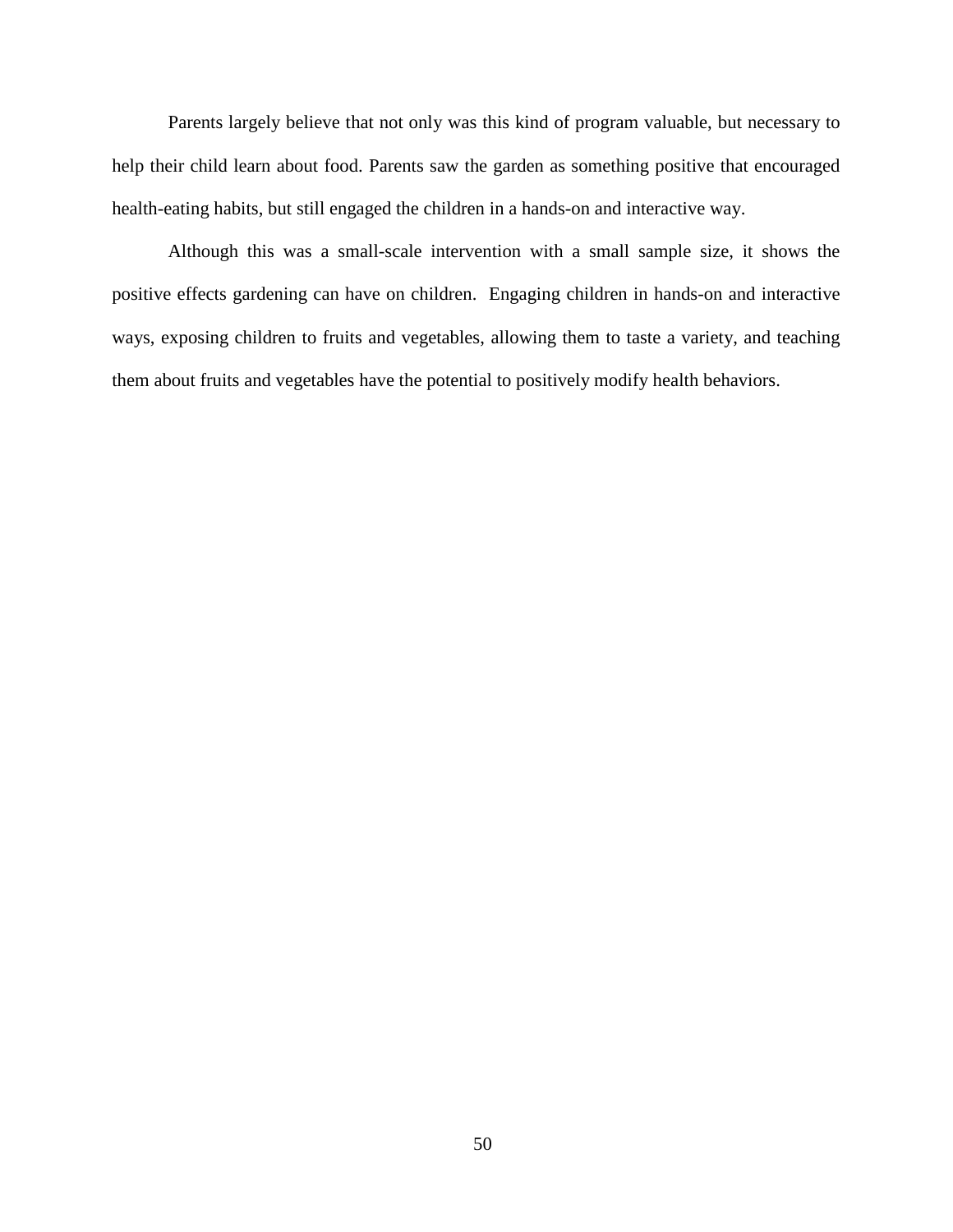Parents largely believe that not only was this kind of program valuable, but necessary to help their child learn about food. Parents saw the garden as something positive that encouraged health-eating habits, but still engaged the children in a hands-on and interactive way.

Although this was a small-scale intervention with a small sample size, it shows the positive effects gardening can have on children. Engaging children in hands-on and interactive ways, exposing children to fruits and vegetables, allowing them to taste a variety, and teaching them about fruits and vegetables have the potential to positively modify health behaviors.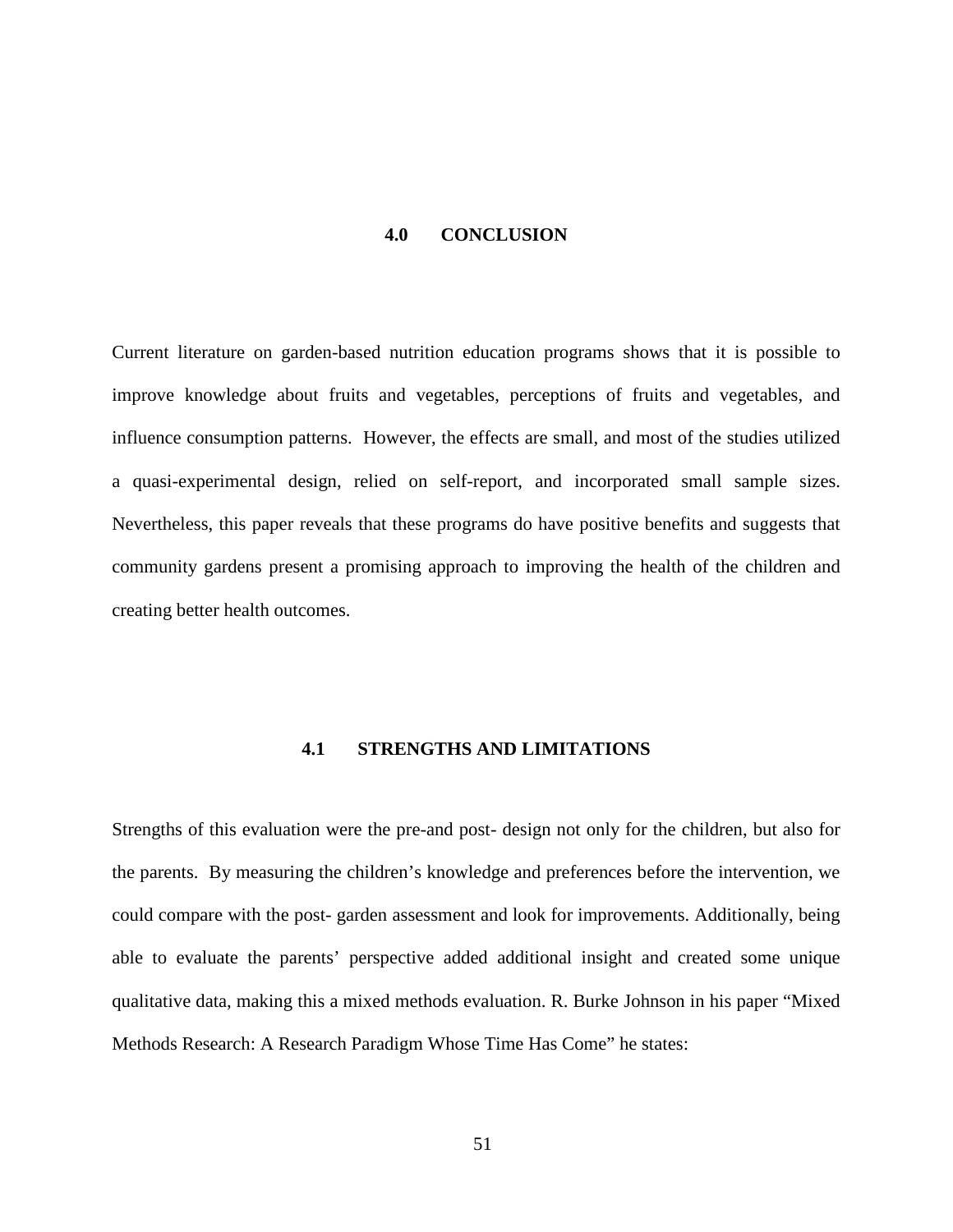# 4.0 CONCLUSION

Current literature on garden-based nutrition education programs shows that it is possible to improve knowledge about fruits and vegetables, perceptions of fruits and vegetables, and influence consumption patterns. However, the effects are small, and most of the studies utilized a quasi-experimental design, relied on self-report, and incorporated small sample sizes. Nevertheless, this paper reveals that these programs do have positive benefits and suggests that community gardens present a promising approach to improving the health of the children and creating better health outcomes.

## 4.1 STRENGTHS AND LIMITATIONS

Strengths of this evaluation were the pre-and post- design not only for the children, but also for the parents. By measuring the children's knowledge and preferences before the intervention, we could compare with the post- garden assessment and look for improvements. Additionally, being able to evaluate the parents' perspective added additional insight and created some unique qualitative data, making this a mixed methods evaluation. R. Burke Johnson in his paper "Mixed Methods Research: A Research Paradigm Whose Time Has Come" he states: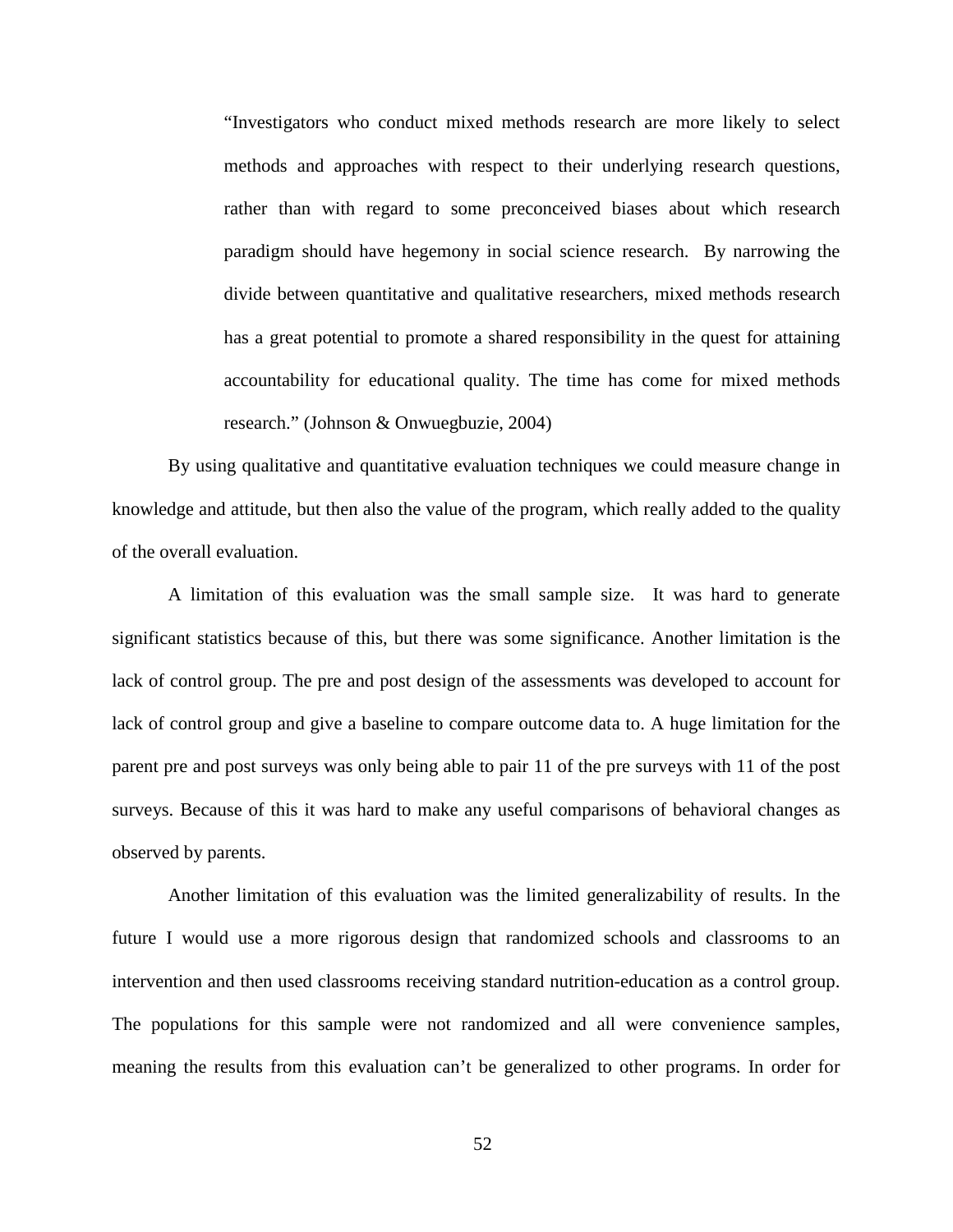> "Investigators who conduct mixed methods research are more likely to select methods and approaches with respect to their underlying research questions, rather than with regard to some preconceived biases about which research paradigm should have hegemony in social science research. By narrowing the divide between quantitative and qualitative researchers, mixed methods research has a great potential to promote a shared responsibility in the quest for attaining accountability for educational quality. The time has come for mixed methods research." (Johnson & Onwuegbuzie, 2004)

By using qualitative and quantitative evaluation techniques we could measure change in knowledge and attitude, but then also the value of the program, which really added to the quality of the overall evaluation.

A limitation of this evaluation was the small sample size. It was hard to generate significant statistics because of this, but there was some significance. Another limitation is the lack of control group. The pre and post design of the assessments was developed to account for lack of control group and give a baseline to compare outcome data to. A huge limitation for the parent pre and post surveys was only being able to pair 11 of the pre surveys with 11 of the post surveys. Because of this it was hard to make any useful comparisons of behavioral changes as observed by parents.

Another limitation of this evaluation was the limited generalizability of results. In the future I would use a more rigorous design that randomized schools and classrooms to an intervention and then used classrooms receiving standard nutrition-education as a control group. The populations for this sample were not randomized and all were convenience samples, meaning the results from this evaluation can't be generalized to other programs. In order for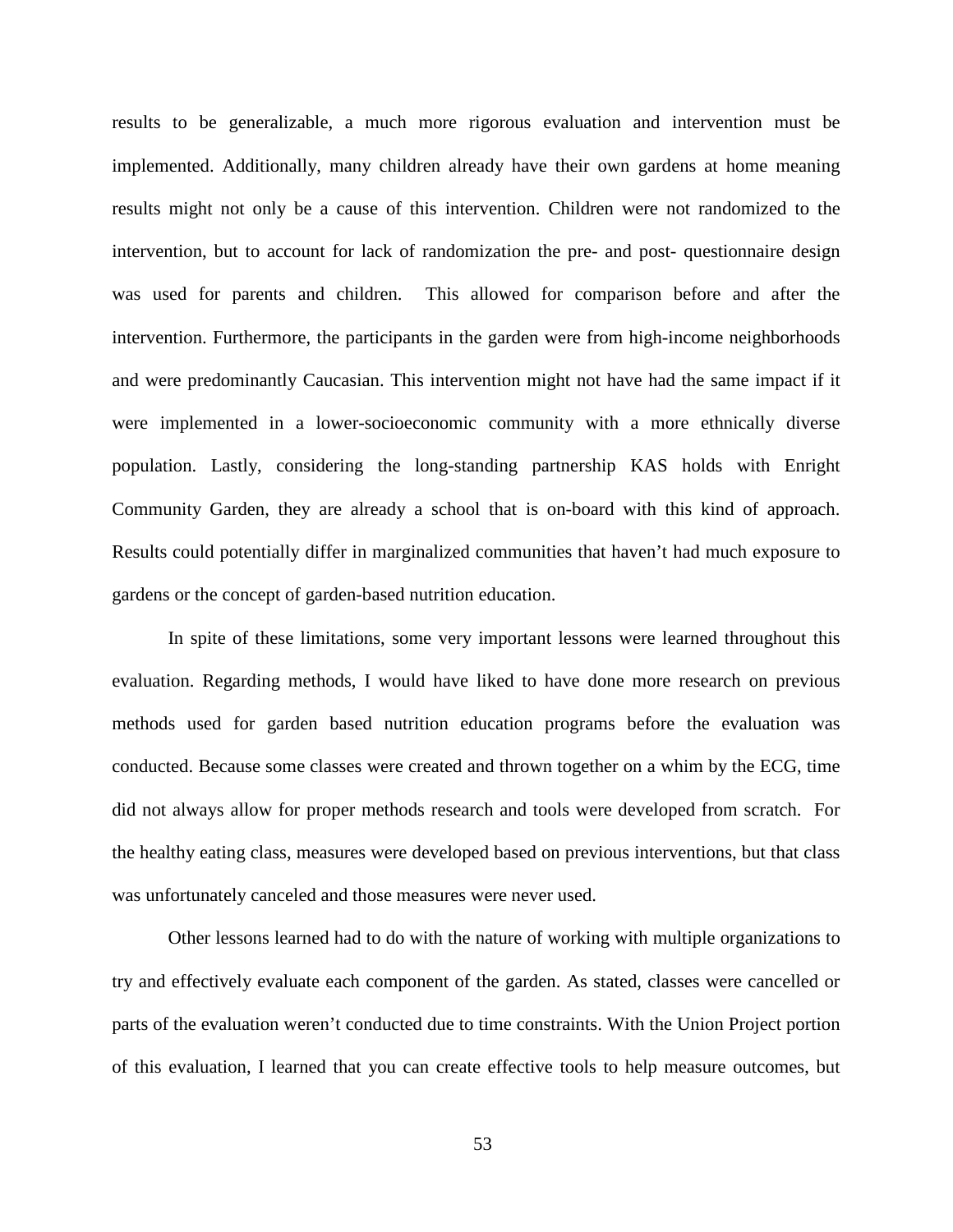results to be generalizable, a much more rigorous evaluation and intervention must be implemented. Additionally, many children already have their own gardens at home meaning results might not only be a cause of this intervention. Children were not randomized to the intervention, but to account for lack of randomization the pre- and post- questionnaire design was used for parents and children.  This allowed for comparison before and after the intervention. Furthermore, the participants in the garden were from high-income neighborhoods and were predominantly Caucasian. This intervention might not have had the same impact if it were implemented in a lower-socioeconomic community with a more ethnically diverse population. Lastly, considering the long-standing partnership KAS holds with Enright Community Garden, they are already a school that is on-board with this kind of approach. Results could potentially differ in marginalized communities that haven't had much exposure to gardens or the concept of garden-based nutrition education.

In spite of these limitations, some very important lessons were learned throughout this evaluation. Regarding methods, I would have liked to have done more research on previous methods used for garden based nutrition education programs before the evaluation was conducted. Because some classes were created and thrown together on a whim by the ECG, time did not always allow for proper methods research and tools were developed from scratch.  For the healthy eating class, measures were developed based on previous interventions, but that class was unfortunately canceled and those measures were never used.

Other lessons learned had to do with the nature of working with multiple organizations to try and effectively evaluate each component of the garden. As stated, classes were cancelled or parts of the evaluation weren't conducted due to time constraints. With the Union Project portion of this evaluation, I learned that you can create effective tools to help measure outcomes, but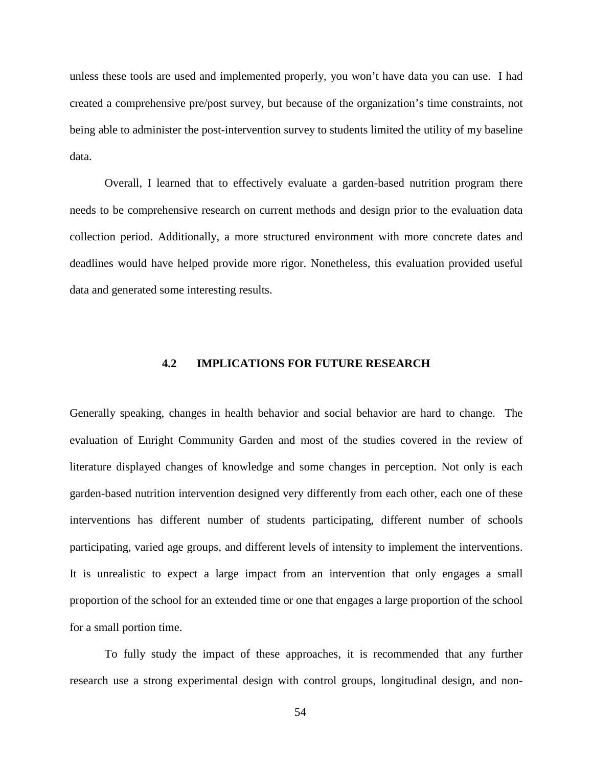unless these tools are used and implemented properly, you won't have data you can use. I had created a comprehensive pre/post survey, but because of the organization's time constraints, not being able to administer the post-intervention survey to students limited the utility of my baseline data.

Overall, I learned that to effectively evaluate a garden-based nutrition program there needs to be comprehensive research on current methods and design prior to the evaluation data collection period. Additionally, a more structured environment with more concrete dates and deadlines would have helped provide more rigor. Nonetheless, this evaluation provided useful data and generated some interesting results.

## 4.2 IMPLICATIONS FOR FUTURE RESEARCH

Generally speaking, changes in health behavior and social behavior are hard to change. The evaluation of Enright Community Garden and most of the studies covered in the review of literature displayed changes of knowledge and some changes in perception. Not only is each garden-based nutrition intervention designed very differently from each other, each one of these interventions has different number of students participating, different number of schools participating, varied age groups, and different levels of intensity to implement the interventions. It is unrealistic to expect a large impact from an intervention that only engages a small proportion of the school for an extended time or one that engages a large proportion of the school for a small portion time.

To fully study the impact of these approaches, it is recommended that any further research use a strong experimental design with control groups, longitudinal design, and non-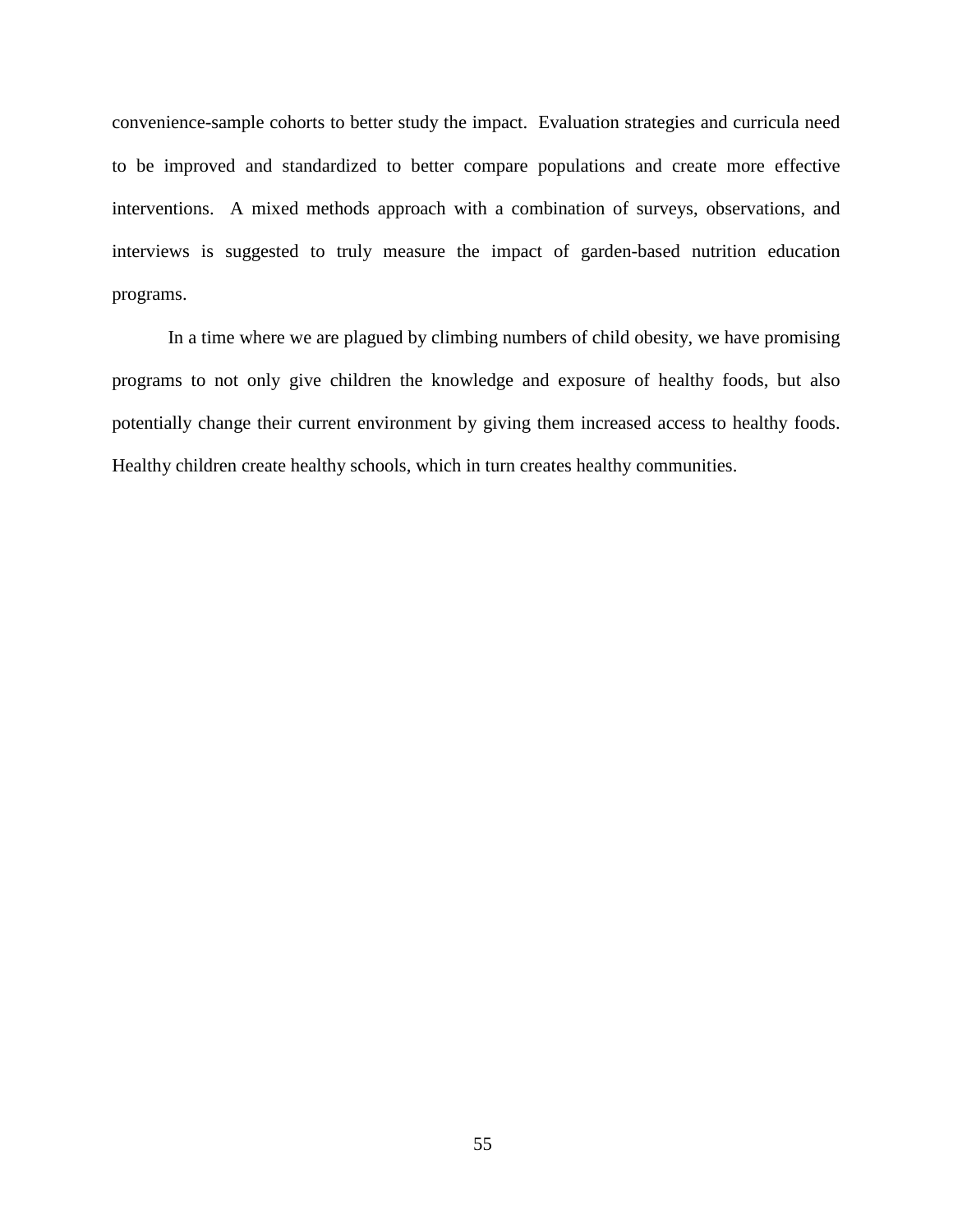convenience-sample cohorts to better study the impact. Evaluation strategies and curricula need to be improved and standardized to better compare populations and create more effective interventions. A mixed methods approach with a combination of surveys, observations, and interviews is suggested to truly measure the impact of garden-based nutrition education programs.

In a time where we are plagued by climbing numbers of child obesity, we have promising programs to not only give children the knowledge and exposure of healthy foods, but also potentially change their current environment by giving them increased access to healthy foods. Healthy children create healthy schools, which in turn creates healthy communities.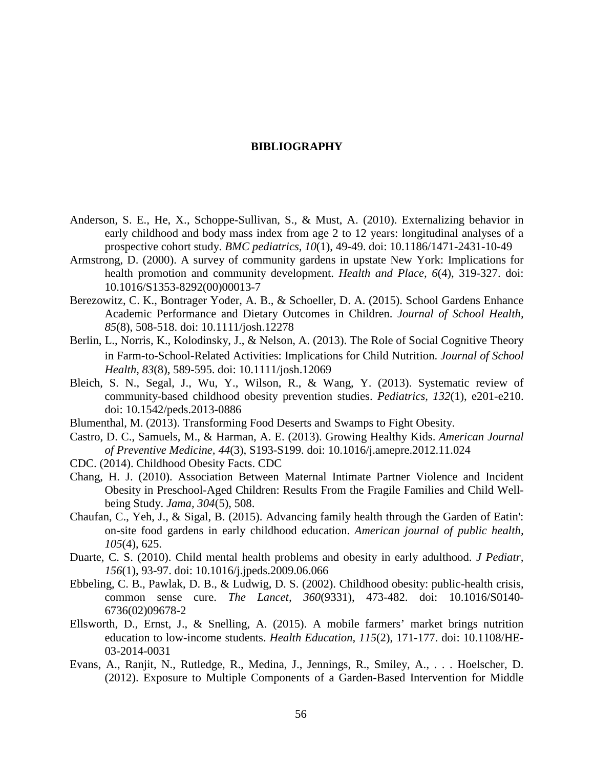# BIBLIOGRAPHY

Anderson, S. E., He, X., Schoppe-Sullivan, S., & Must, A. (2010). Externalizing behavior in early childhood and body mass index from age 2 to 12 years: longitudinal analyses of a prospective cohort study. *BMC pediatrics, 10*(1), 49-49. doi: 10.1186/1471-2431-10-49

Armstrong, D. (2000). A survey of community gardens in upstate New York: Implications for health promotion and community development. *Health and Place, 6*(4), 319-327. doi: 10.1016/S1353-8292(00)00013-7

Berezowitz, C. K., Bontrager Yoder, A. B., & Schoeller, D. A. (2015). School Gardens Enhance Academic Performance and Dietary Outcomes in Children. *Journal of School Health, 85*(8), 508-518. doi: 10.1111/josh.12278

Berlin, L., Norris, K., Kolodinsky, J., & Nelson, A. (2013). The Role of Social Cognitive Theory in Farm-to-School-Related Activities: Implications for Child Nutrition. *Journal of School Health, 83*(8), 589-595. doi: 10.1111/josh.12069

Bleich, S. N., Segal, J., Wu, Y., Wilson, R., & Wang, Y. (2013). Systematic review of community-based childhood obesity prevention studies. *Pediatrics, 132*(1), e201-e210. doi: 10.1542/peds.2013-0886

Blumenthal, M. (2013). Transforming Food Deserts and Swamps to Fight Obesity.

Castro, D. C., Samuels, M., & Harman, A. E. (2013). Growing Healthy Kids. *American Journal of Preventive Medicine, 44*(3), S193-S199. doi: 10.1016/j.amepre.2012.11.024

CDC. (2014). Childhood Obesity Facts. CDC

Chang, H. J. (2010). Association Between Maternal Intimate Partner Violence and Incident Obesity in Preschool-Aged Children: Results From the Fragile Families and Child Well-being Study. *Jama, 304*(5), 508.

Chaufan, C., Yeh, J., & Sigal, B. (2015). Advancing family health through the Garden of Eatin': on-site food gardens in early childhood education. *American journal of public health, 105*(4), 625.

Duarte, C. S. (2010). Child mental health problems and obesity in early adulthood. *J Pediatr, 156*(1), 93-97. doi: 10.1016/j.jpeds.2009.06.066

Ebbeling, C. B., Pawlak, D. B., & Ludwig, D. S. (2002). Childhood obesity: public-health crisis, common sense cure. *The Lancet, 360*(9331), 473-482. doi: 10.1016/S0140-6736(02)09678-2

Ellsworth, D., Ernst, J., & Snelling, A. (2015). A mobile farmers' market brings nutrition education to low-income students. *Health Education, 115*(2), 171-177. doi: 10.1108/HE-03-2014-0031

Evans, A., Ranjit, N., Rutledge, R., Medina, J., Jennings, R., Smiley, A., . . . Hoelscher, D. (2012). Exposure to Multiple Components of a Garden-Based Intervention for Middle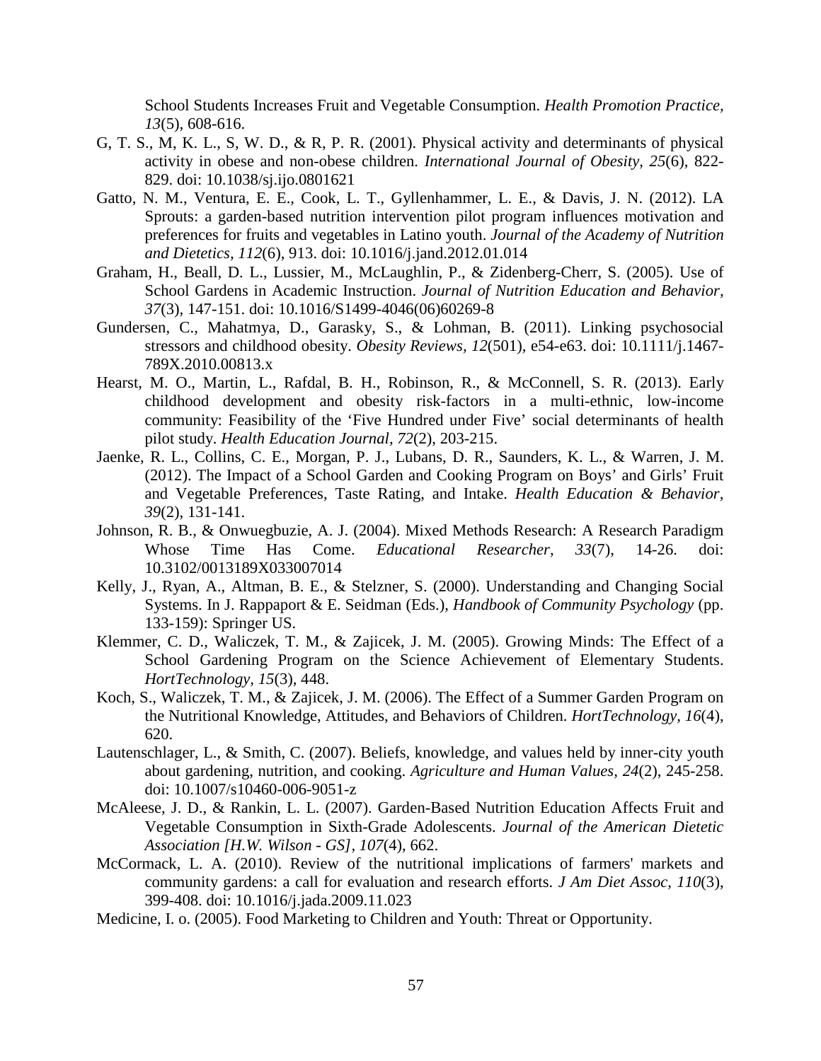School Students Increases Fruit and Vegetable Consumption. *Health Promotion Practice, 13*(5), 608-616.

G, T. S., M, K. L., S, W. D., & R, P. R. (2001). Physical activity and determinants of physical activity in obese and non-obese children. *International Journal of Obesity, 25*(6), 822-829. doi: 10.1038/sj.ijo.0801621

Gatto, N. M., Ventura, E. E., Cook, L. T., Gyllenhammer, L. E., & Davis, J. N. (2012). LA Sprouts: a garden-based nutrition intervention pilot program influences motivation and preferences for fruits and vegetables in Latino youth. *Journal of the Academy of Nutrition and Dietetics, 112*(6), 913. doi: 10.1016/j.jand.2012.01.014

Graham, H., Beall, D. L., Lussier, M., McLaughlin, P., & Zidenberg-Cherr, S. (2005). Use of School Gardens in Academic Instruction. *Journal of Nutrition Education and Behavior, 37*(3), 147-151. doi: 10.1016/S1499-4046(06)60269-8

Gundersen, C., Mahatmya, D., Garasky, S., & Lohman, B. (2011). Linking psychosocial stressors and childhood obesity. *Obesity Reviews, 12*(501), e54-e63. doi: 10.1111/j.1467-789X.2010.00813.x

Hearst, M. O., Martin, L., Rafdal, B. H., Robinson, R., & McConnell, S. R. (2013). Early childhood development and obesity risk-factors in a multi-ethnic, low-income community: Feasibility of the 'Five Hundred under Five' social determinants of health pilot study. *Health Education Journal, 72*(2), 203-215.

Jaenke, R. L., Collins, C. E., Morgan, P. J., Lubans, D. R., Saunders, K. L., & Warren, J. M. (2012). The Impact of a School Garden and Cooking Program on Boys' and Girls' Fruit and Vegetable Preferences, Taste Rating, and Intake. *Health Education & Behavior, 39*(2), 131-141.

Johnson, R. B., & Onwuegbuzie, A. J. (2004). Mixed Methods Research: A Research Paradigm Whose Time Has Come. *Educational Researcher, 33*(7), 14-26. doi: 10.3102/0013189X033007014

Kelly, J., Ryan, A., Altman, B. E., & Stelzner, S. (2000). Understanding and Changing Social Systems. In J. Rappaport & E. Seidman (Eds.), *Handbook of Community Psychology* (pp. 133-159): Springer US.

Klemmer, C. D., Waliczek, T. M., & Zajicek, J. M. (2005). Growing Minds: The Effect of a School Gardening Program on the Science Achievement of Elementary Students. *HortTechnology, 15*(3), 448.

Koch, S., Waliczek, T. M., & Zajicek, J. M. (2006). The Effect of a Summer Garden Program on the Nutritional Knowledge, Attitudes, and Behaviors of Children. *HortTechnology, 16*(4), 620.

Lautenschlager, L., & Smith, C. (2007). Beliefs, knowledge, and values held by inner-city youth about gardening, nutrition, and cooking. *Agriculture and Human Values, 24*(2), 245-258. doi: 10.1007/s10460-006-9051-z

McAleese, J. D., & Rankin, L. L. (2007). Garden-Based Nutrition Education Affects Fruit and Vegetable Consumption in Sixth-Grade Adolescents. *Journal of the American Dietetic Association [H.W. Wilson - GS], 107*(4), 662.

McCormack, L. A. (2010). Review of the nutritional implications of farmers' markets and community gardens: a call for evaluation and research efforts. *J Am Diet Assoc, 110*(3), 399-408. doi: 10.1016/j.jada.2009.11.023

Medicine, I. o. (2005). Food Marketing to Children and Youth: Threat or Opportunity.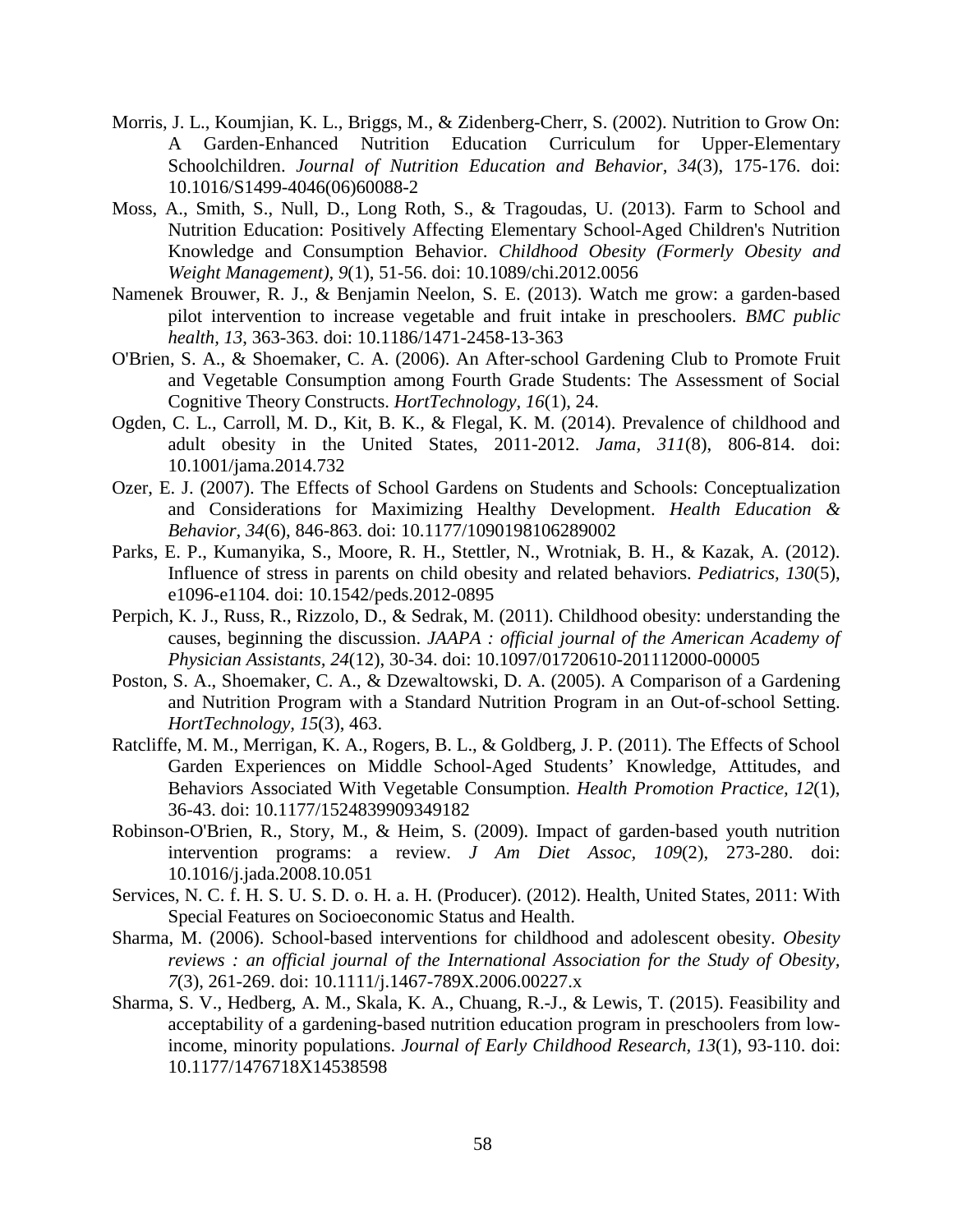Morris, J. L., Koumjian, K. L., Briggs, M., & Zidenberg-Cherr, S. (2002). Nutrition to Grow On: A Garden-Enhanced Nutrition Education Curriculum for Upper-Elementary Schoolchildren. *Journal of Nutrition Education and Behavior, 34*(3), 175-176. doi: 10.1016/S1499-4046(06)60088-2

Moss, A., Smith, S., Null, D., Long Roth, S., & Tragoudas, U. (2013). Farm to School and Nutrition Education: Positively Affecting Elementary School-Aged Children's Nutrition Knowledge and Consumption Behavior. *Childhood Obesity (Formerly Obesity and Weight Management), 9*(1), 51-56. doi: 10.1089/chi.2012.0056

Namenek Brouwer, R. J., & Benjamin Neelon, S. E. (2013). Watch me grow: a garden-based pilot intervention to increase vegetable and fruit intake in preschoolers. *BMC public health, 13*, 363-363. doi: 10.1186/1471-2458-13-363

O'Brien, S. A., & Shoemaker, C. A. (2006). An After-school Gardening Club to Promote Fruit and Vegetable Consumption among Fourth Grade Students: The Assessment of Social Cognitive Theory Constructs. *HortTechnology, 16*(1), 24.

Ogden, C. L., Carroll, M. D., Kit, B. K., & Flegal, K. M. (2014). Prevalence of childhood and adult obesity in the United States, 2011-2012. *Jama, 311*(8), 806-814. doi: 10.1001/jama.2014.732

Ozer, E. J. (2007). The Effects of School Gardens on Students and Schools: Conceptualization and Considerations for Maximizing Healthy Development. *Health Education & Behavior, 34*(6), 846-863. doi: 10.1177/1090198106289002

Parks, E. P., Kumanyika, S., Moore, R. H., Stettler, N., Wrotniak, B. H., & Kazak, A. (2012). Influence of stress in parents on child obesity and related behaviors. *Pediatrics, 130*(5), e1096-e1104. doi: 10.1542/peds.2012-0895

Perpich, K. J., Russ, R., Rizzolo, D., & Sedrak, M. (2011). Childhood obesity: understanding the causes, beginning the discussion. *JAAPA : official journal of the American Academy of Physician Assistants, 24*(12), 30-34. doi: 10.1097/01720610-201112000-00005

Poston, S. A., Shoemaker, C. A., & Dzewaltowski, D. A. (2005). A Comparison of a Gardening and Nutrition Program with a Standard Nutrition Program in an Out-of-school Setting. *HortTechnology, 15*(3), 463.

Ratcliffe, M. M., Merrigan, K. A., Rogers, B. L., & Goldberg, J. P. (2011). The Effects of School Garden Experiences on Middle School-Aged Students' Knowledge, Attitudes, and Behaviors Associated With Vegetable Consumption. *Health Promotion Practice, 12*(1), 36-43. doi: 10.1177/1524839909349182

Robinson-O'Brien, R., Story, M., & Heim, S. (2009). Impact of garden-based youth nutrition intervention programs: a review. *J Am Diet Assoc, 109*(2), 273-280. doi: 10.1016/j.jada.2008.10.051

Services, N. C. f. H. S. U. S. D. o. H. a. H. (Producer). (2012). Health, United States, 2011: With Special Features on Socioeconomic Status and Health.

Sharma, M. (2006). School-based interventions for childhood and adolescent obesity. *Obesity reviews : an official journal of the International Association for the Study of Obesity, 7*(3), 261-269. doi: 10.1111/j.1467-789X.2006.00227.x

Sharma, S. V., Hedberg, A. M., Skala, K. A., Chuang, R.-J., & Lewis, T. (2015). Feasibility and acceptability of a gardening-based nutrition education program in preschoolers from low-income, minority populations. *Journal of Early Childhood Research, 13*(1), 93-110. doi: 10.1177/1476718X14538598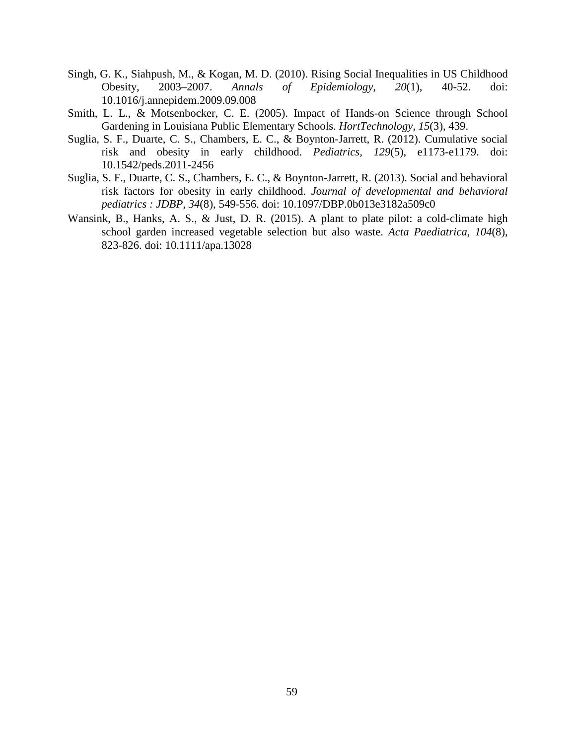Singh, G. K., Siahpush, M., & Kogan, M. D. (2010). Rising Social Inequalities in US Childhood Obesity, 2003–2007. *Annals of Epidemiology, 20*(1), 40-52. doi: 10.1016/j.annepidem.2009.09.008

Smith, L. L., & Motsenbocker, C. E. (2005). Impact of Hands-on Science through School Gardening in Louisiana Public Elementary Schools. *HortTechnology, 15*(3), 439.

Suglia, S. F., Duarte, C. S., Chambers, E. C., & Boynton-Jarrett, R. (2012). Cumulative social risk and obesity in early childhood. *Pediatrics, 129*(5), e1173-e1179. doi: 10.1542/peds.2011-2456

Suglia, S. F., Duarte, C. S., Chambers, E. C., & Boynton-Jarrett, R. (2013). Social and behavioral risk factors for obesity in early childhood. *Journal of developmental and behavioral pediatrics : JDBP, 34*(8), 549-556. doi: 10.1097/DBP.0b013e3182a509c0

Wansink, B., Hanks, A. S., & Just, D. R. (2015). A plant to plate pilot: a cold-climate high school garden increased vegetable selection but also waste. *Acta Paediatrica, 104*(8), 823-826. doi: 10.1111/apa.13028